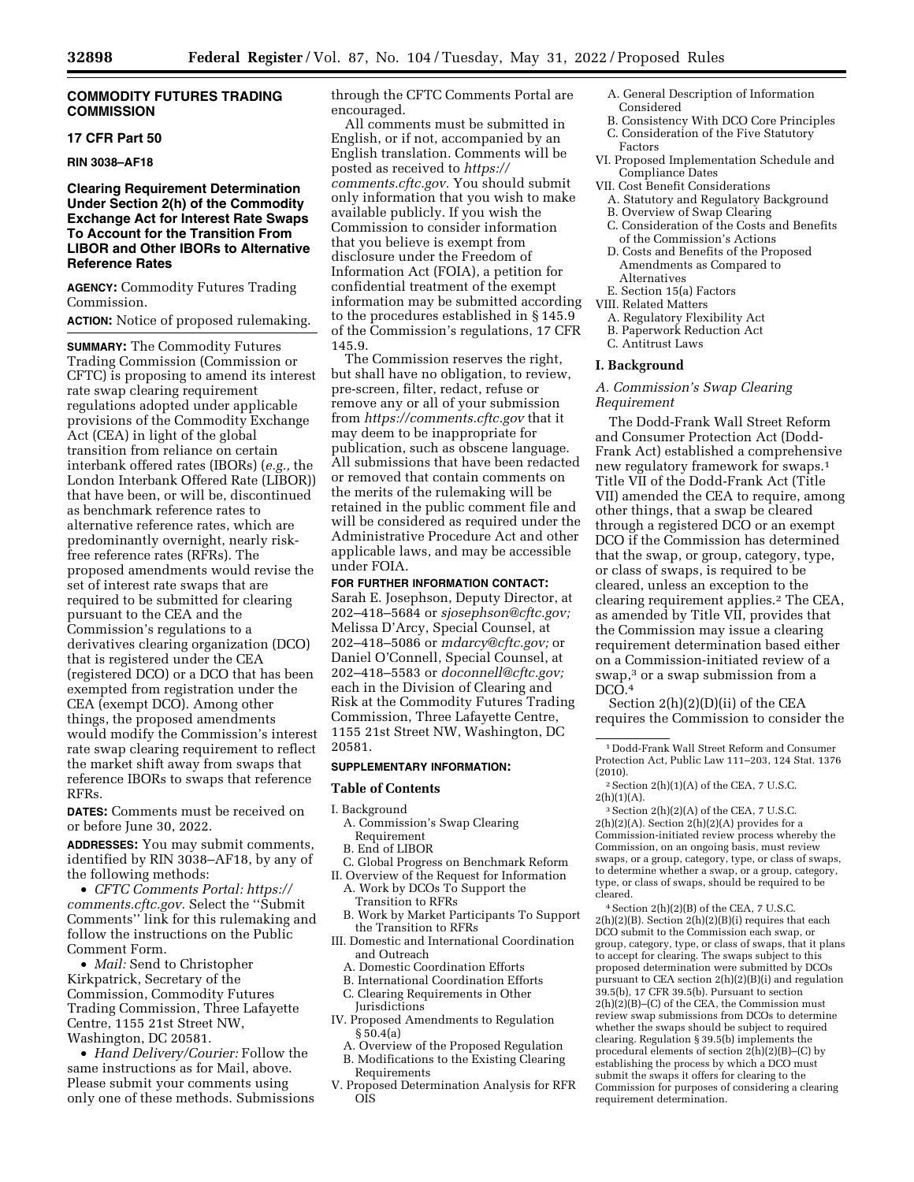**COMMODITY FUTURES TRADING COMMISSION**

**17 CFR Part 50**

**RIN 3038–AF18**

## Clearing Requirement Determination Under Section 2(h) of the Commodity Exchange Act for Interest Rate Swaps To Account for the Transition From LIBOR and Other IBORs to Alternative Reference Rates

**AGENCY:** Commodity Futures Trading Commission.

**ACTION:** Notice of proposed rulemaking.

**SUMMARY:** The Commodity Futures Trading Commission (Commission or CFTC) is proposing to amend its interest rate swap clearing requirement regulations adopted under applicable provisions of the Commodity Exchange Act (CEA) in light of the global transition from reliance on certain interbank offered rates (IBORs) (*e.g.,* the London Interbank Offered Rate (LIBOR)) that have been, or will be, discontinued as benchmark reference rates to alternative reference rates, which are predominantly overnight, nearly risk-free reference rates (RFRs). The proposed amendments would revise the set of interest rate swaps that are required to be submitted for clearing pursuant to the CEA and the Commission's regulations to a derivatives clearing organization (DCO) that is registered under the CEA (registered DCO) or a DCO that has been exempted from registration under the CEA (exempt DCO). Among other things, the proposed amendments would modify the Commission's interest rate swap clearing requirement to reflect the market shift away from swaps that reference IBORs to swaps that reference RFRs.

**DATES:** Comments must be received on or before June 30, 2022.

**ADDRESSES:** You may submit comments, identified by RIN 3038–AF18, by any of the following methods:

- *CFTC Comments Portal: https://comments.cftc.gov.* Select the "Submit Comments" link for this rulemaking and follow the instructions on the Public Comment Form.
- *Mail:* Send to Christopher Kirkpatrick, Secretary of the Commission, Commodity Futures Trading Commission, Three Lafayette Centre, 1155 21st Street NW, Washington, DC 20581.
- *Hand Delivery/Courier:* Follow the same instructions as for Mail, above.

Please submit your comments using only one of these methods. Submissions through the CFTC Comments Portal are encouraged.

All comments must be submitted in English, or if not, accompanied by an English translation. Comments will be posted as received to *https://comments.cftc.gov.* You should submit only information that you wish to make available publicly. If you wish the Commission to consider information that you believe is exempt from disclosure under the Freedom of Information Act (FOIA), a petition for confidential treatment of the exempt information may be submitted according to the procedures established in § 145.9 of the Commission's regulations, 17 CFR 145.9.

The Commission reserves the right, but shall have no obligation, to review, pre-screen, filter, redact, refuse or remove any or all of your submission from *https://comments.cftc.gov* that it may deem to be inappropriate for publication, such as obscene language. All submissions that have been redacted or removed that contain comments on the merits of the rulemaking will be retained in the public comment file and will be considered as required under the Administrative Procedure Act and other applicable laws, and may be accessible under FOIA.

**FOR FURTHER INFORMATION CONTACT:** Sarah E. Josephson, Deputy Director, at 202–418–5684 or *sjosephson@cftc.gov;* Melissa D'Arcy, Special Counsel, at 202–418–5086 or *mdarcy@cftc.gov;* or Daniel O'Connell, Special Counsel, at 202–418–5583 or *doconnell@cftc.gov;* each in the Division of Clearing and Risk at the Commodity Futures Trading Commission, Three Lafayette Centre, 1155 21st Street NW, Washington, DC 20581.

**SUPPLEMENTARY INFORMATION:**

**Table of Contents**

- I. Background
  - A. Commission's Swap Clearing Requirement
  - B. End of LIBOR
  - C. Global Progress on Benchmark Reform
- II. Overview of the Request for Information
  - A. Work by DCOs To Support the Transition to RFRs
  - B. Work by Market Participants To Support the Transition to RFRs
- III. Domestic and International Coordination and Outreach
  - A. Domestic Coordination Efforts
  - B. International Coordination Efforts
  - C. Clearing Requirements in Other Jurisdictions
- IV. Proposed Amendments to Regulation § 50.4(a)
  - A. Overview of the Proposed Regulation
  - B. Modifications to the Existing Clearing Requirements
- V. Proposed Determination Analysis for RFR OIS
  - A. General Description of Information Considered
  - B. Consistency With DCO Core Principles
  - C. Consideration of the Five Statutory Factors
- VI. Proposed Implementation Schedule and Compliance Dates
- VII. Cost Benefit Considerations
  - A. Statutory and Regulatory Background
  - B. Overview of Swap Clearing
  - C. Consideration of the Costs and Benefits of the Commission's Actions
  - D. Costs and Benefits of the Proposed Amendments as Compared to Alternatives
  - E. Section 15(a) Factors
- VIII. Related Matters
  - A. Regulatory Flexibility Act
  - B. Paperwork Reduction Act
  - C. Antitrust Laws

## I. Background

### A. Commission's Swap Clearing Requirement

The Dodd-Frank Wall Street Reform and Consumer Protection Act (Dodd-Frank Act) established a comprehensive new regulatory framework for swaps.[1] Title VII of the Dodd-Frank Act (Title VII) amended the CEA to require, among other things, that a swap be cleared through a registered DCO or an exempt DCO if the Commission has determined that the swap, or group, category, type, or class of swaps, is required to be cleared, unless an exception to the clearing requirement applies.[2] The CEA, as amended by Title VII, provides that the Commission may issue a clearing requirement determination based either on a Commission-initiated review of a swap,[3] or a swap submission from a DCO.[4]

Section 2(h)(2)(D)(ii) of the CEA requires the Commission to consider the

---

[1] Dodd-Frank Wall Street Reform and Consumer Protection Act, Public Law 111–203, 124 Stat. 1376 (2010).

[2] Section 2(h)(1)(A) of the CEA, 7 U.S.C. 2(h)(1)(A).

[3] Section 2(h)(2)(A) of the CEA, 7 U.S.C. 2(h)(2)(A). Section 2(h)(2)(A) provides for a Commission-initiated review process whereby the Commission, on an ongoing basis, must review swaps, or a group, category, type, or class of swaps, to determine whether a swap, or a group, category, type, or class of swaps, should be required to be cleared.

[4] Section 2(h)(2)(B) of the CEA, 7 U.S.C. 2(h)(2)(B). Section 2(h)(2)(B)(i) requires that each DCO submit to the Commission each swap, or group, category, type, or class of swaps, that it plans to accept for clearing. The swaps subject to this proposed determination were submitted by DCOs pursuant to CEA section 2(h)(2)(B)(i) and regulation 39.5(b), 17 CFR 39.5(b). Pursuant to section 2(h)(2)(B)–(C) of the CEA, the Commission must review swap submissions from DCOs to determine whether the swaps should be subject to required clearing. Regulation § 39.5(b) implements the procedural elements of section 2(h)(2)(B)–(C) by establishing the process by which a DCO must submit the swaps it offers for clearing to the Commission for purposes of considering a clearing requirement determination.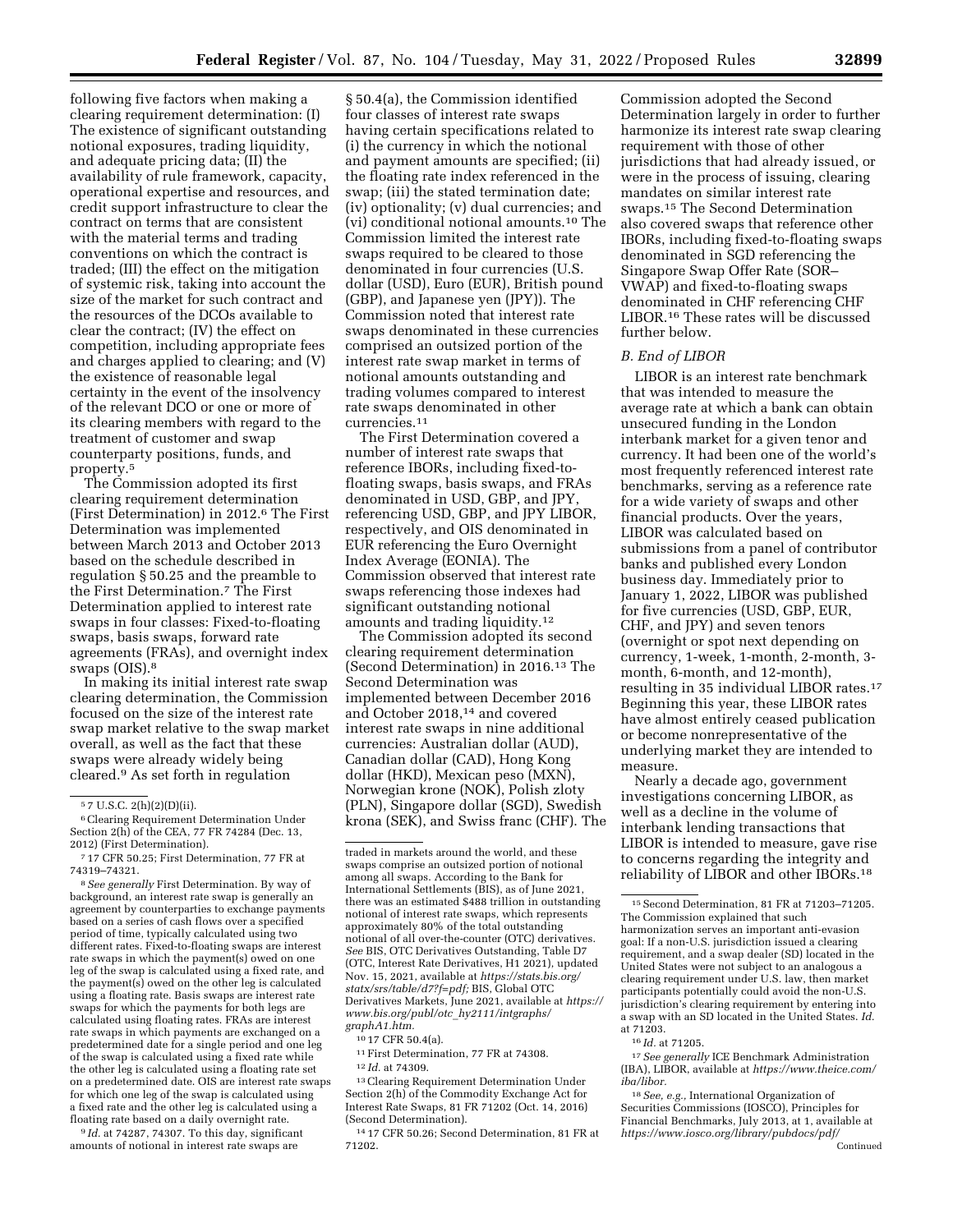following five factors when making a clearing requirement determination: (I) The existence of significant outstanding notional exposures, trading liquidity, and adequate pricing data; (II) the availability of rule framework, capacity, operational expertise and resources, and credit support infrastructure to clear the contract on terms that are consistent with the material terms and trading conventions on which the contract is traded; (III) the effect on the mitigation of systemic risk, taking into account the size of the market for such contract and the resources of the DCOs available to clear the contract; (IV) the effect on competition, including appropriate fees and charges applied to clearing; and (V) the existence of reasonable legal certainty in the event of the insolvency of the relevant DCO or one or more of its clearing members with regard to the treatment of customer and swap counterparty positions, funds, and property.[5]

The Commission adopted its first clearing requirement determination (First Determination) in 2012.[6] The First Determination was implemented between March 2013 and October 2013 based on the schedule described in regulation § 50.25 and the preamble to the First Determination.[7] The First Determination applied to interest rate swaps in four classes: Fixed-to-floating swaps, basis swaps, forward rate agreements (FRAs), and overnight index swaps (OIS).[8]

In making its initial interest rate swap clearing determination, the Commission focused on the size of the interest rate swap market relative to the swap market overall, as well as the fact that these swaps were already widely being cleared.[9] As set forth in regulation § 50.4(a), the Commission identified four classes of interest rate swaps having certain specifications related to (i) the currency in which the notional and payment amounts are specified; (ii) the floating rate index referenced in the swap; (iii) the stated termination date; (iv) optionality; (v) dual currencies; and (vi) conditional notional amounts.[10] The Commission limited the interest rate swaps required to be cleared to those denominated in four currencies (U.S. dollar (USD), Euro (EUR), British pound (GBP), and Japanese yen (JPY)). The Commission noted that interest rate swaps denominated in these currencies comprised an outsized portion of the interest rate swap market in terms of notional amounts outstanding and trading volumes compared to interest rate swaps denominated in other currencies.[11]

The First Determination covered a number of interest rate swaps that reference IBORs, including fixed-to-floating swaps, basis swaps, and FRAs denominated in USD, GBP, and JPY, referencing USD, GBP, and JPY LIBOR, respectively, and OIS denominated in EUR referencing the Euro Overnight Index Average (EONIA). The Commission observed that interest rate swaps referencing those indexes had significant outstanding notional amounts and trading liquidity.[12]

The Commission adopted its second clearing requirement determination (Second Determination) in 2016.[13] The Second Determination was implemented between December 2016 and October 2018,[14] and covered interest rate swaps in nine additional currencies: Australian dollar (AUD), Canadian dollar (CAD), Hong Kong dollar (HKD), Mexican peso (MXN), Norwegian krone (NOK), Polish zloty (PLN), Singapore dollar (SGD), Swedish krona (SEK), and Swiss franc (CHF). The Commission adopted the Second Determination largely in order to further harmonize its interest rate swap clearing requirement with those of other jurisdictions that had already issued, or were in the process of issuing, clearing mandates on similar interest rate swaps.[15] The Second Determination also covered swaps that reference other IBORs, including fixed-to-floating swaps denominated in SGD referencing the Singapore Swap Offer Rate (SOR–VWAP) and fixed-to-floating swaps denominated in CHF referencing CHF LIBOR.[16] These rates will be discussed further below.

### B. End of LIBOR

LIBOR is an interest rate benchmark that was intended to measure the average rate at which a bank can obtain unsecured funding in the London interbank market for a given tenor and currency. It had been one of the world's most frequently referenced interest rate benchmarks, serving as a reference rate for a wide variety of swaps and other financial products. Over the years, LIBOR was calculated based on submissions from a panel of contributor banks and published every London business day. Immediately prior to January 1, 2022, LIBOR was published for five currencies (USD, GBP, EUR, CHF, and JPY) and seven tenors (overnight or spot next depending on currency, 1-week, 1-month, 2-month, 3-month, 6-month, and 12-month), resulting in 35 individual LIBOR rates.[17] Beginning this year, these LIBOR rates have almost entirely ceased publication or become nonrepresentative of the underlying market they are intended to measure.

Nearly a decade ago, government investigations concerning LIBOR, as well as a decline in the volume of interbank lending transactions that LIBOR is intended to measure, gave rise to concerns regarding the integrity and reliability of LIBOR and other IBORs.[18]

---

[5] 7 U.S.C. 2(h)(2)(D)(ii).

[6] Clearing Requirement Determination Under Section 2(h) of the CEA, 77 FR 74284 (Dec. 13, 2012) (First Determination).

[7] 17 CFR 50.25; First Determination, 77 FR at 74319–74321.

[8] *See generally* First Determination. By way of background, an interest rate swap is generally an agreement by counterparties to exchange payments based on a series of cash flows over a specified period of time, typically calculated using two different rates. Fixed-to-floating swaps are interest rate swaps in which the payment(s) owed on one leg of the swap is calculated using a fixed rate, and the payment(s) owed on the other leg is calculated using a floating rate. Basis swaps are interest rate swaps for which the payments for both legs are calculated using floating rates. FRAs are interest rate swaps in which payments are exchanged on a predetermined date for a single period and one leg of the swap is calculated using a fixed rate while the other leg is calculated using a floating rate set on a predetermined date. OIS are interest rate swaps for which one leg of the swap is calculated using a fixed rate and the other leg is calculated using a floating rate based on a daily overnight rate.

[9] *Id.* at 74287, 74307. To this day, significant amounts of notional in interest rate swaps are traded in markets around the world, and these swaps comprise an outsized portion of notional among all swaps. According to the Bank for International Settlements (BIS), as of June 2021, there was an estimated $488 trillion in outstanding notional of interest rate swaps, which represents approximately 80% of the total outstanding notional of all over-the-counter (OTC) derivatives. *See* BIS, OTC Derivatives Outstanding, Table D7 (OTC, Interest Rate Derivatives, H1 2021), updated Nov. 15, 2021, available at *https://stats.bis.org/statx/srs/table/d7?f=pdf;* BIS, Global OTC Derivatives Markets, June 2021, available at *https://www.bis.org/publ/otc_hy2111/intgraphs/graphA1.htm.*

[10] 17 CFR 50.4(a).

[11] First Determination, 77 FR at 74308.

[12] *Id.* at 74309.

[13] Clearing Requirement Determination Under Section 2(h) of the Commodity Exchange Act for Interest Rate Swaps, 81 FR 71202 (Oct. 14, 2016) (Second Determination).

[14] 17 CFR 50.26; Second Determination, 81 FR at 71202.

[15] Second Determination, 81 FR at 71203–71205. The Commission explained that such harmonization serves an important anti-evasion goal: If a non-U.S. jurisdiction issued a clearing requirement, and a swap dealer (SD) located in the United States were not subject to an analogous a clearing requirement under U.S. law, then market participants potentially could avoid the non-U.S. jurisdiction's clearing requirement by entering into a swap with an SD located in the United States. *Id.* at 71203.

[16] *Id.* at 71205.

[17] *See generally* ICE Benchmark Administration (IBA), LIBOR, available at *https://www.theice.com/iba/libor.*

[18] *See, e.g.,* International Organization of Securities Commissions (IOSCO), Principles for Financial Benchmarks, July 2013, at 1, available at *https://www.iosco.org/library/pubdocs/pdf/* Continued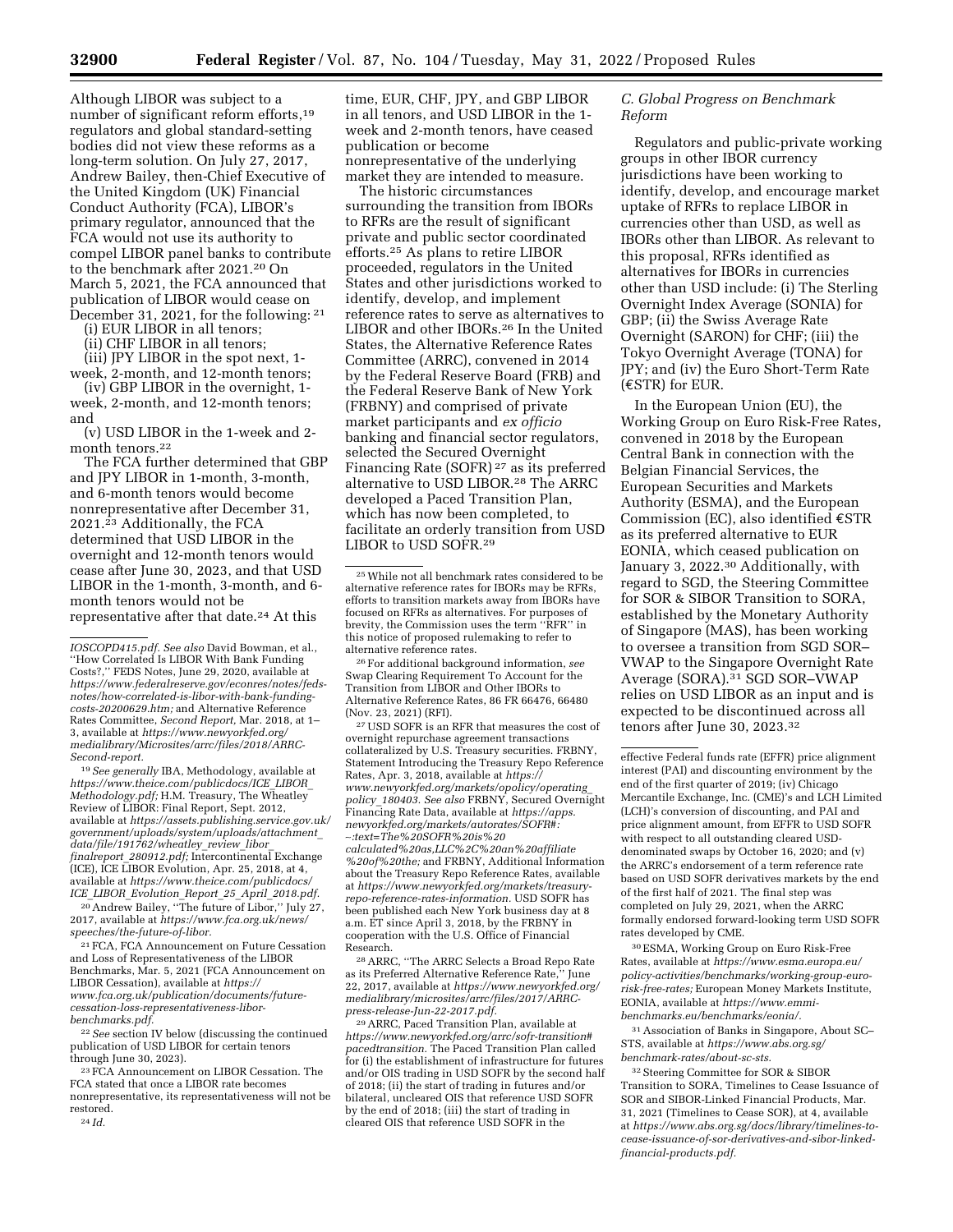Although LIBOR was subject to a number of significant reform efforts,[19] regulators and global standard-setting bodies did not view these reforms as a long-term solution. On July 27, 2017, Andrew Bailey, then-Chief Executive of the United Kingdom (UK) Financial Conduct Authority (FCA), LIBOR's primary regulator, announced that the FCA would not use its authority to compel LIBOR panel banks to contribute to the benchmark after 2021.[20] On March 5, 2021, the FCA announced that publication of LIBOR would cease on December 31, 2021, for the following: [21]

(i) EUR LIBOR in all tenors;

(ii) CHF LIBOR in all tenors;

(iii) JPY LIBOR in the spot next, 1-week, 2-month, and 12-month tenors;

(iv) GBP LIBOR in the overnight, 1-week, 2-month, and 12-month tenors; and

(v) USD LIBOR in the 1-week and 2-month tenors.[22]

The FCA further determined that GBP and JPY LIBOR in 1-month, 3-month, and 6-month tenors would become nonrepresentative after December 31, 2021.[23] Additionally, the FCA determined that USD LIBOR in the overnight and 12-month tenors would cease after June 30, 2023, and that USD LIBOR in the 1-month, 3-month, and 6-month tenors would not be representative after that date.[24] At this time, EUR, CHF, JPY, and GBP LIBOR in all tenors, and USD LIBOR in the 1-week and 2-month tenors, have ceased publication or become nonrepresentative of the underlying market they are intended to measure.

The historic circumstances surrounding the transition from IBORs to RFRs are the result of significant private and public sector coordinated efforts.[25] As plans to retire LIBOR proceeded, regulators in the United States and other jurisdictions worked to identify, develop, and implement reference rates to serve as alternatives to LIBOR and other IBORs.[26] In the United States, the Alternative Reference Rates Committee (ARRC), convened in 2014 by the Federal Reserve Board (FRB) and the Federal Reserve Bank of New York (FRBNY) and comprised of private market participants and *ex officio* banking and financial sector regulators, selected the Secured Overnight Financing Rate (SOFR) [27] as its preferred alternative to USD LIBOR.[28] The ARRC developed a Paced Transition Plan, which has now been completed, to facilitate an orderly transition from USD LIBOR to USD SOFR.[29]

### C. Global Progress on Benchmark Reform

Regulators and public-private working groups in other IBOR currency jurisdictions have been working to identify, develop, and encourage market uptake of RFRs to replace LIBOR in currencies other than USD, as well as IBORs other than LIBOR. As relevant to this proposal, RFRs identified as alternatives for IBORs in currencies other than USD include: (i) The Sterling Overnight Index Average (SONIA) for GBP; (ii) the Swiss Average Rate Overnight (SARON) for CHF; (iii) the Tokyo Overnight Average (TONA) for JPY; and (iv) the Euro Short-Term Rate (€STR) for EUR.

In the European Union (EU), the Working Group on Euro Risk-Free Rates, convened in 2018 by the European Central Bank in connection with the Belgian Financial Services, the European Securities and Markets Authority (ESMA), and the European Commission (EC), also identified €STR as its preferred alternative to EUR EONIA, which ceased publication on January 3, 2022.[30] Additionally, with regard to SGD, the Steering Committee for SOR & SIBOR Transition to SORA, established by the Monetary Authority of Singapore (MAS), has been working to oversee a transition from SGD SOR–VWAP to the Singapore Overnight Rate Average (SORA).[31] SGD SOR–VWAP relies on USD LIBOR as an input and is expected to be discontinued across all tenors after June 30, 2023.[32]

---

*IOSCOPD415.pdf. See also* David Bowman, et al., "How Correlated Is LIBOR With Bank Funding Costs?," FEDS Notes, June 29, 2020, available at *https://www.federalreserve.gov/econres/notes/feds-notes/how-correlated-is-libor-with-bank-funding-costs-20200629.htm;* and Alternative Reference Rates Committee, *Second Report,* Mar. 2018, at 1–3, available at *https://www.newyorkfed.org/medialibrary/Microsites/arrc/files/2018/ARRC-Second-report.*

[19] *See generally* IBA, Methodology, available at *https://www.theice.com/publicdocs/ICE_LIBOR_Methodology.pdf;* H.M. Treasury, The Wheatley Review of LIBOR: Final Report, Sept. 2012, available at *https://assets.publishing.service.gov.uk/government/uploads/system/uploads/attachment_data/file/191762/wheatley_review_libor_finalreport_280912.pdf;* Intercontinental Exchange (ICE), ICE LIBOR Evolution, Apr. 25, 2018, at 4, available at *https://www.theice.com/publicdocs/ICE_LIBOR_Evolution_Report_25_April_2018.pdf.*

[20] Andrew Bailey, "The future of Libor," July 27, 2017, available at *https://www.fca.org.uk/news/speeches/the-future-of-libor.*

[21] FCA, FCA Announcement on Future Cessation and Loss of Representativeness of the LIBOR Benchmarks, Mar. 5, 2021 (FCA Announcement on LIBOR Cessation), available at *https://www.fca.org.uk/publication/documents/future-cessation-loss-representativeness-libor-benchmarks.pdf.*

[22] *See* section IV below (discussing the continued publication of USD LIBOR for certain tenors through June 30, 2023).

[23] FCA Announcement on LIBOR Cessation. The FCA stated that once a LIBOR rate becomes nonrepresentative, its representativeness will not be restored.

[24] *Id.*

[25] While not all benchmark rates considered to be alternative reference rates for IBORs may be RFRs, efforts to transition markets away from IBORs have focused on RFRs as alternatives. For purposes of brevity, the Commission uses the term "RFR" in this notice of proposed rulemaking to refer to alternative reference rates.

[26] For additional background information, *see* Swap Clearing Requirement To Account for the Transition from LIBOR and Other IBORs to Alternative Reference Rates, 86 FR 66476, 66480 (Nov. 23, 2021) (RFI).

[27] USD SOFR is an RFR that measures the cost of overnight repurchase agreement transactions collateralized by U.S. Treasury securities. FRBNY, Statement Introducing the Treasury Repo Reference Rates, Apr. 3, 2018, available at *https://www.newyorkfed.org/markets/opolicy/operating_policy_180403. See also* FRBNY, Secured Overnight Financing Rate Data, available at *https://apps.newyorkfed.org/markets/autorates/SOFR#:~:text=The%20SOFR%20is%20calculated%20as,LLC%2C%20an%20affiliate%20of%20the;* and FRBNY, Additional Information about the Treasury Repo Reference Rates, available at *https://www.newyorkfed.org/markets/treasury-repo-reference-rates-information.* USD SOFR has been published each New York business day at 8 a.m. ET since April 3, 2018, by the FRBNY in cooperation with the U.S. Office of Financial Research.

[28] ARRC, "The ARRC Selects a Broad Repo Rate as its Preferred Alternative Reference Rate," June 22, 2017, available at *https://www.newyorkfed.org/medialibrary/microsites/arrc/files/2017/ARRC-press-release-Jun-22-2017.pdf.*

[29] ARRC, Paced Transition Plan, available at *https://www.newyorkfed.org/arrc/sofr-transition#pacedtransition.* The Paced Transition Plan called for (i) the establishment of infrastructure for futures and/or OIS trading in USD SOFR by the second half of 2018; (ii) the start of trading in futures and/or bilateral, uncleared OIS that reference USD SOFR by the end of 2018; (iii) the start of trading in cleared OIS that reference USD SOFR in the effective Federal funds rate (EFFR) price alignment interest (PAI) and discounting environment by the end of the first quarter of 2019; (iv) Chicago Mercantile Exchange, Inc. (CME)'s and LCH Limited (LCH)'s conversion of discounting, and PAI and price alignment amount, from EFFR to USD SOFR with respect to all outstanding cleared USD-denominated swaps by October 16, 2020; and (v) the ARRC's endorsement of a term reference rate based on USD SOFR derivatives markets by the end of the first half of 2021. The final step was completed on July 29, 2021, when the ARRC formally endorsed forward-looking term USD SOFR rates developed by CME.

[30] ESMA, Working Group on Euro Risk-Free Rates, available at *https://www.esma.europa.eu/policy-activities/benchmarks/working-group-euro-risk-free-rates;* European Money Markets Institute, EONIA, available at *https://www.emmi-benchmarks.eu/benchmarks/eonia/.*

[31] Association of Banks in Singapore, About SC–STS, available at *https://www.abs.org.sg/benchmark-rates/about-sc-sts.*

[32] Steering Committee for SOR & SIBOR Transition to SORA, Timelines to Cease Issuance of SOR and SIBOR-Linked Financial Products, Mar. 31, 2021 (Timelines to Cease SOR), at 4, available at *https://www.abs.org.sg/docs/library/timelines-to-cease-issuance-of-sor-derivatives-and-sibor-linked-financial-products.pdf.*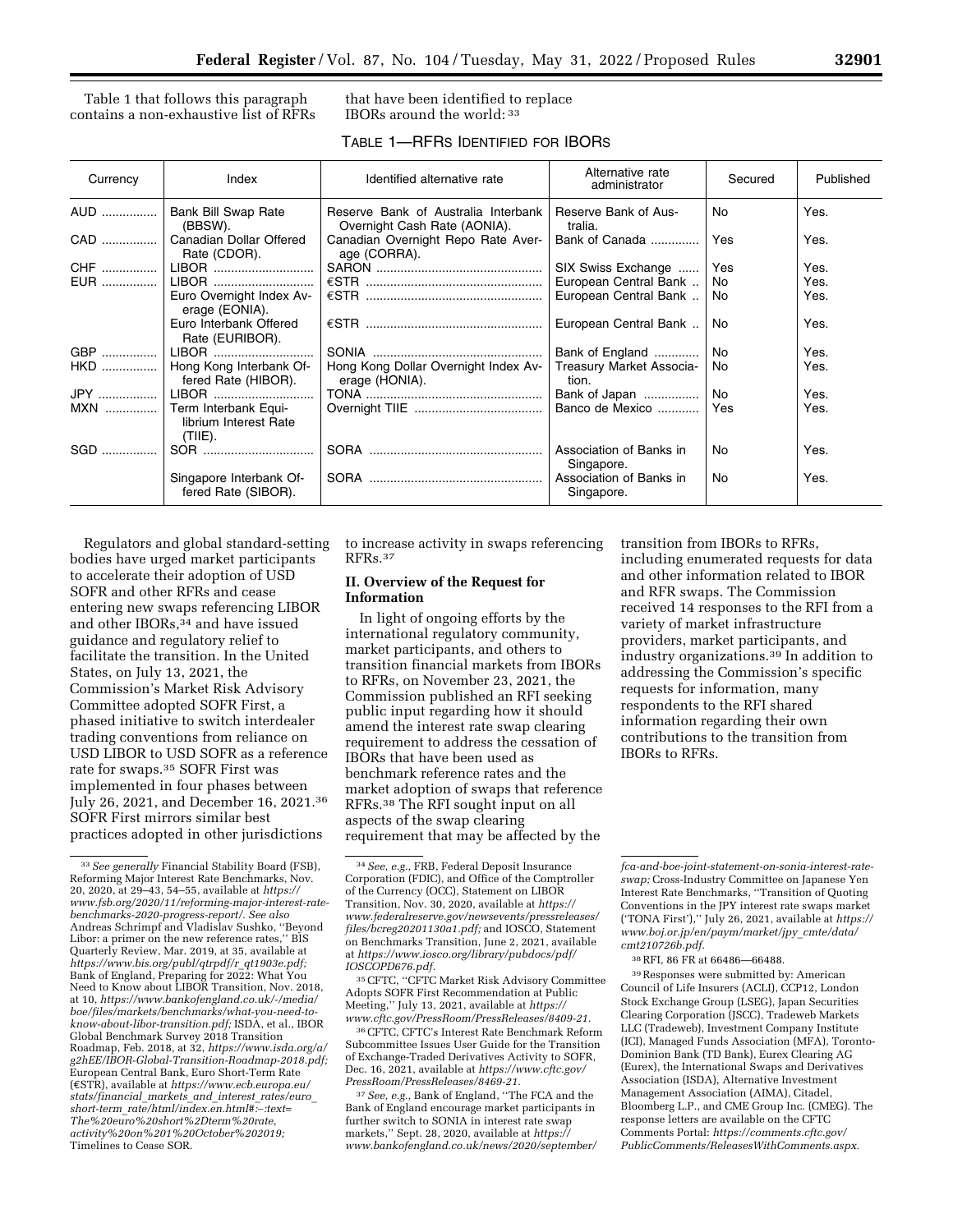Table 1 that follows this paragraph contains a non-exhaustive list of RFRs that have been identified to replace IBORs around the world: [33]

TABLE 1—RFRS IDENTIFIED FOR IBORS

| Currency | Index | Identified alternative rate | Alternative rate administrator | Secured | Published |
|---|---|---|---|---|---|
| AUD | Bank Bill Swap Rate (BBSW). | Reserve Bank of Australia Interbank Overnight Cash Rate (AONIA). | Reserve Bank of Australia. | No | Yes. |
| CAD | Canadian Dollar Offered Rate (CDOR). | Canadian Overnight Repo Rate Average (CORRA). | Bank of Canada | Yes | Yes. |
| CHF | LIBOR | SARON | SIX Swiss Exchange | Yes | Yes. |
| EUR | LIBOR | €STR | European Central Bank | No | Yes. |
| | Euro Overnight Index Average (EONIA). | €STR | European Central Bank | No | Yes. |
| | Euro Interbank Offered Rate (EURIBOR). | €STR | European Central Bank | No | Yes. |
| GBP | LIBOR | SONIA | Bank of England | No | Yes. |
| HKD | Hong Kong Interbank Offered Rate (HIBOR). | Hong Kong Dollar Overnight Index Average (HONIA). | Treasury Market Association. | No | Yes. |
| JPY | LIBOR | TONA | Bank of Japan | No | Yes. |
| MXN | Term Interbank Equilibrium Interest Rate (TIIE). | Overnight TIIE | Banco de Mexico | Yes | Yes. |
| SGD | SOR | SORA | Association of Banks in Singapore. | No | Yes. |
| | Singapore Interbank Offered Rate (SIBOR). | SORA | Association of Banks in Singapore. | No | Yes. |

Regulators and global standard-setting bodies have urged market participants to accelerate their adoption of USD SOFR and other RFRs and cease entering new swaps referencing LIBOR and other IBORs,[34] and have issued guidance and regulatory relief to facilitate the transition. In the United States, on July 13, 2021, the Commission's Market Risk Advisory Committee adopted SOFR First, a phased initiative to switch interdealer trading conventions from reliance on USD LIBOR to USD SOFR as a reference rate for swaps.[35] SOFR First was implemented in four phases between July 26, 2021, and December 16, 2021.[36] SOFR First mirrors similar best practices adopted in other jurisdictions to increase activity in swaps referencing RFRs.[37]

## II. Overview of the Request for Information

In light of ongoing efforts by the international regulatory community, market participants, and others to transition financial markets from IBORs to RFRs, on November 23, 2021, the Commission published an RFI seeking public input regarding how it should amend the interest rate swap clearing requirement to address the cessation of IBORs that have been used as benchmark reference rates and the market adoption of swaps that reference RFRs.[38] The RFI sought input on all aspects of the swap clearing requirement that may be affected by the transition from IBORs to RFRs, including enumerated requests for data and other information related to IBOR and RFR swaps. The Commission received 14 responses to the RFI from a variety of market infrastructure providers, market participants, and industry organizations.[39] In addition to addressing the Commission's specific requests for information, many respondents to the RFI shared information regarding their own contributions to the transition from IBORs to RFRs.

---

[33] *See generally* Financial Stability Board (FSB), Reforming Major Interest Rate Benchmarks, Nov. 20, 2020, at 29–43, 54–55, available at *https://www.fsb.org/2020/11/reforming-major-interest-rate-benchmarks-2020-progress-report/. See also* Andreas Schrimpf and Vladislav Sushko, ''Beyond Libor: a primer on the new reference rates,'' BIS Quarterly Review, Mar. 2019, at 35, available at *https://www.bis.org/publ/qtrpdf/r_qt1903e.pdf;* Bank of England, Preparing for 2022: What You Need to Know about LIBOR Transition, Nov. 2018, at 10, *https://www.bankofengland.co.uk/-/media/boe/files/markets/benchmarks/what-you-need-to-know-about-libor-transition.pdf;* ISDA, et al., IBOR Global Benchmark Survey 2018 Transition Roadmap, Feb. 2018, at 32, *https://www.isda.org/a/g2hEE/IBOR-Global-Transition-Roadmap-2018.pdf;* European Central Bank, Euro Short-Term Rate (€STR), available at *https://www.ecb.europa.eu/stats/financial_markets_and_interest_rates/euro_short-term_rate/html/index.en.html#:~:text=The%20euro%20short%2Dterm%20rate,activity%20on%201%20October%202019;* Timelines to Cease SOR.

[34] *See, e.g.,* FRB, Federal Deposit Insurance Corporation (FDIC), and Office of the Comptroller of the Currency (OCC), Statement on LIBOR Transition, Nov. 30, 2020, available at *https://www.federalreserve.gov/newsevents/pressreleases/files/bcreg20201130a1.pdf;* and IOSCO, Statement on Benchmarks Transition, June 2, 2021, available at *https://www.iosco.org/library/pubdocs/pdf/IOSCOPD676.pdf.*

[35] CFTC, ''CFTC Market Risk Advisory Committee Adopts SOFR First Recommendation at Public Meeting,'' July 13, 2021, available at *https://www.cftc.gov/PressRoom/PressReleases/8409-21.*

[36] CFTC, CFTC's Interest Rate Benchmark Reform Subcommittee Issues User Guide for the Transition of Exchange-Traded Derivatives Activity to SOFR, Dec. 16, 2021, available at *https://www.cftc.gov/PressRoom/PressReleases/8469-21.*

[37] *See, e.g.,* Bank of England, ''The FCA and the Bank of England encourage market participants in further switch to SONIA in interest rate swap markets,'' Sept. 28, 2020, available at *https://www.bankofengland.co.uk/news/2020/september/fca-and-boe-joint-statement-on-sonia-interest-rate-swap;* Cross-Industry Committee on Japanese Yen Interest Rate Benchmarks, ''Transition of Quoting Conventions in the JPY interest rate swaps market ('TONA First'),'' July 26, 2021, available at *https://www.boj.or.jp/en/paym/market/jpy_cmte/data/cmt210726b.pdf.*

[38] RFI, 86 FR at 66486—66488.

[39] Responses were submitted by: American Council of Life Insurers (ACLI), CCP12, London Stock Exchange Group (LSEG), Japan Securities Clearing Corporation (JSCC), Tradeweb Markets LLC (Tradeweb), Investment Company Institute (ICI), Managed Funds Association (MFA), Toronto-Dominion Bank (TD Bank), Eurex Clearing AG (Eurex), the International Swaps and Derivatives Association (ISDA), Alternative Investment Management Association (AIMA), Citadel, Bloomberg L.P., and CME Group Inc. (CMEG). The response letters are available on the CFTC Comments Portal: *https://comments.cftc.gov/PublicComments/ReleasesWithComments.aspx.*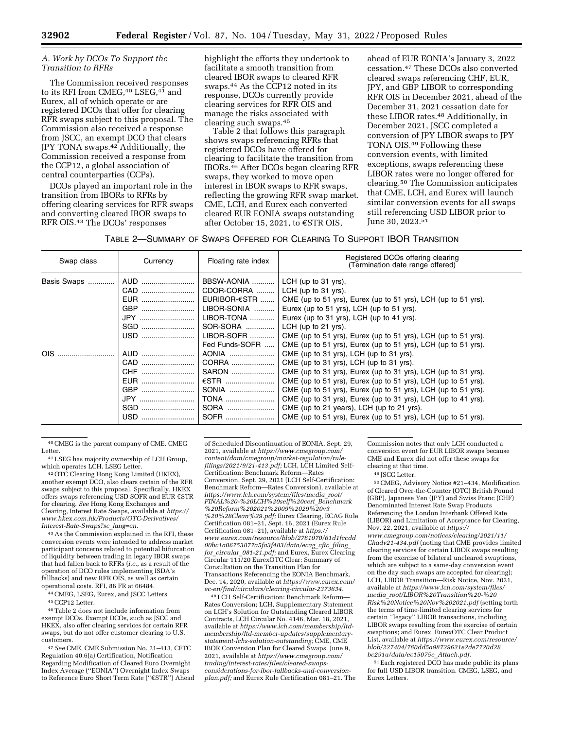### A. Work by DCOs To Support the Transition to RFRs

The Commission received responses to its RFI from CMEG,[40] LSEG,[41] and Eurex, all of which operate or are registered DCOs that offer for clearing RFR swaps subject to this proposal. The Commission also received a response from JSCC, an exempt DCO that clears JPY TONA swaps.[42] Additionally, the Commission received a response from the CCP12, a global association of central counterparties (CCPs).

DCOs played an important role in the transition from IBORs to RFRs by offering clearing services for RFR swaps and converting cleared IBOR swaps to RFR OIS.[43] The DCOs' responses highlight the efforts they undertook to facilitate a smooth transition from cleared IBOR swaps to cleared RFR swaps.[44] As the CCP12 noted in its response, DCOs currently provide clearing services for RFR OIS and manage the risks associated with clearing such swaps.[45]

Table 2 that follows this paragraph shows swaps referencing RFRs that registered DCOs have offered for clearing to facilitate the transition from IBORs.[46] After DCOs began clearing RFR swaps, they worked to move open interest in IBOR swaps to RFR swaps, reflecting the growing RFR swap market. CME, LCH, and Eurex each converted cleared EUR EONIA swaps outstanding after October 15, 2021, to €STR OIS, ahead of EUR EONIA's January 3, 2022 cessation.[47] These DCOs also converted cleared swaps referencing CHF, EUR, JPY, and GBP LIBOR to corresponding RFR OIS in December 2021, ahead of the December 31, 2021 cessation date for these LIBOR rates.[48] Additionally, in December 2021, JSCC completed a conversion of JPY LIBOR swaps to JPY TONA OIS.[49] Following these conversion events, with limited exceptions, swaps referencing these LIBOR rates were no longer offered for clearing.[50] The Commission anticipates that CME, LCH, and Eurex will launch similar conversion events for all swaps still referencing USD LIBOR prior to June 30, 2023.[51]

TABLE 2—SUMMARY OF SWAPS OFFERED FOR CLEARING TO SUPPORT IBOR TRANSITION

| Swap class | Currency | Floating rate index | Registered DCOs offering clearing (Termination date range offered) |
|---|---|---|---|
| Basis Swaps | AUD | BBSW-AONIA | LCH (up to 31 yrs). |
| | CAD | CDOR-CORRA | LCH (up to 31 yrs). |
| | EUR | EURIBOR-€STR | CME (up to 51 yrs), Eurex (up to 51 yrs), LCH (up to 51 yrs). |
| | GBP | LIBOR-SONIA | Eurex (up to 51 yrs), LCH (up to 51 yrs). |
| | JPY | LIBOR-TONA | Eurex (up to 31 yrs), LCH (up to 41 yrs). |
| | SGD | SOR-SORA | LCH (up to 21 yrs). |
| | USD | LIBOR-SOFR | CME (up to 51 yrs), Eurex (up to 51 yrs), LCH (up to 51 yrs). |
| | | Fed Funds-SOFR | CME (up to 51 yrs), Eurex (up to 51 yrs), LCH (up to 51 yrs). |
| OIS | AUD | AONIA | CME (up to 31 yrs), LCH (up to 31 yrs). |
| | CAD | CORRA | CME (up to 31 yrs), LCH (up to 31 yrs). |
| | CHF | SARON | CME (up to 31 yrs), Eurex (up to 31 yrs), LCH (up to 31 yrs). |
| | EUR | €STR | CME (up to 51 yrs), Eurex (up to 51 yrs), LCH (up to 51 yrs). |
| | GBP | SONIA | CME (up to 51 yrs), Eurex (up to 51 yrs), LCH (up to 51 yrs). |
| | JPY | TONA | CME (up to 31 yrs), Eurex (up to 31 yrs), LCH (up to 41 yrs). |
| | SGD | SORA | CME (up to 21 years), LCH (up to 21 yrs). |
| | USD | SOFR | CME (up to 51 yrs), Eurex (up to 51 yrs), LCH (up to 51 yrs). |

[40] CMEG is the parent company of CME. CMEG Letter.

[41] LSEG has majority ownership of LCH Group, which operates LCH. LSEG Letter.

[42] OTC Clearing Hong Kong Limited (HKEX), another exempt DCO, also clears certain of the RFR swaps subject to this proposal. Specifically, HKEX offers swaps referencing USD SOFR and EUR €STR for clearing. *See* Hong Kong Exchanges and Clearing, Interest Rate Swaps, available at *https://www.hkex.com.hk/Products/OTC-Derivatives/Interest-Rate-Swaps?sc_lang=en.*

[43] As the Commission explained in the RFI, these conversion events were intended to address market participant concerns related to potential bifurcation of liquidity between trading in legacy IBOR swaps that had fallen back to RFRs (*i.e.*, as a result of the operation of DCO rules implementing ISDA's fallbacks) and new RFR OIS, as well as certain operational costs. RFI, 86 FR at 66484.

[44] CMEG, LSEG, Eurex, and JSCC Letters.

[45] CCP12 Letter.

[46] Table 2 does not include information from exempt DCOs. Exempt DCOs, such as JSCC and HKEX, also offer clearing services for certain RFR swaps, but do not offer customer clearing to U.S. customers.

[47] *See* CME, CME Submission No. 21–413, CFTC Regulation 40.6(a) Certification, Notification Regarding Modification of Cleared Euro Overnight Index Average (''EONIA'') Overnight Index Swaps to Reference Euro Short Term Rate (''€STR'') Ahead of Scheduled Discontinuation of EONIA, Sept. 29, 2021, available at *https://www.cmegroup.com/content/dam/cmegroup/market-regulation/rule-filings/2021/9/21-413.pdf;* LCH, LCH Limited Self-Certification: Benchmark Reform—Rates Conversion, Sept. 29, 2021 (LCH Self-Certification: Benchmark Reform—Rates Conversion), available at *https://www.lch.com/system/files/media_root/FINAL%20-%20LCH%20self%20cert_Benchmark%20Reform%202021%2009%2029%20v3%20%28Clean%29.pdf;* Eurex Clearing, ECAG Rule Certification 081–21, Sept. 16, 2021 (Eurex Rule Certification 081–21), available at *https://www.eurex.com/resource/blob/2781070/61d1fccdd00bc1a06753877a5fa3f483/data/ecag_cftc_filing_for_circular_081-21.pdf;* and Eurex, Eurex Clearing Circular 111/20 EurexOTC Clear: Summary of Consultation on the Transition Plan for Transactions Referencing the EONIA Benchmark, Dec. 14, 2020, available at *https://www.eurex.com/ec-en/find/circulars/clearing-circular-2373634.*

[48] LCH Self-Certification: Benchmark Reform—Rates Conversion; LCH, Supplementary Statement on LCH's Solution for Outstanding Cleared LIBOR Contracts, LCH Circular No. 4146, Mar. 18, 2021, available at *https://www.lch.com/membership/ltd-membership/ltd-member-updates/supplementary-statement-lchs-solution-outstanding;* CME, CME IBOR Conversion Plan for Cleared Swaps, June 9, 2021, available at *https://www.cmegroup.com/trading/interest-rates/files/cleared-swaps-considerations-for-ibor-fallbacks-and-conversion-plan.pdf;* and Eurex Rule Certification 081–21. The Commission notes that only LCH conducted a conversion event for EUR LIBOR swaps because CME and Eurex did not offer these swaps for clearing at that time.

[49] JSCC Letter.

[50] CMEG, Advisory Notice #21–434, Modification of Cleared Over-the-Counter (OTC) British Pound (GBP), Japanese Yen (JPY) and Swiss Franc (CHF) Denominated Interest Rate Swap Products Referencing the London Interbank Offered Rate (LIBOR) and Limitation of Acceptance for Clearing, Nov. 22, 2021, available at *https://www.cmegroup.com/notices/clearing/2021/11/Chadv21-434.pdf* (noting that CME provides limited clearing services for certain LIBOR swaps resulting from the exercise of bilateral uncleared swaptions, which are subject to a same-day conversion event on the day such swaps are accepted for clearing); LCH, LIBOR Transition—Risk Notice, Nov. 2021, available at *https://www.lch.com/system/files/media_root/LIBOR%20Transition%20-%20Risk%20Notice%20Nov%202021.pdf* (setting forth the terms of time-limited clearing services for certain ''legacy'' LIBOR transactions, including LIBOR swaps resulting from the exercise of certain swaptions; and Eurex, EurexOTC Clear Product List, available at *https://www.eurex.com/resource/blob/227404/760dd5a98729621e2de7720d28bc291a/data/ec15075e_Attach.pdf.*

[51] Each registered DCO has made public its plans for full USD LIBOR transition. CMEG, LSEG, and Eurex Letters.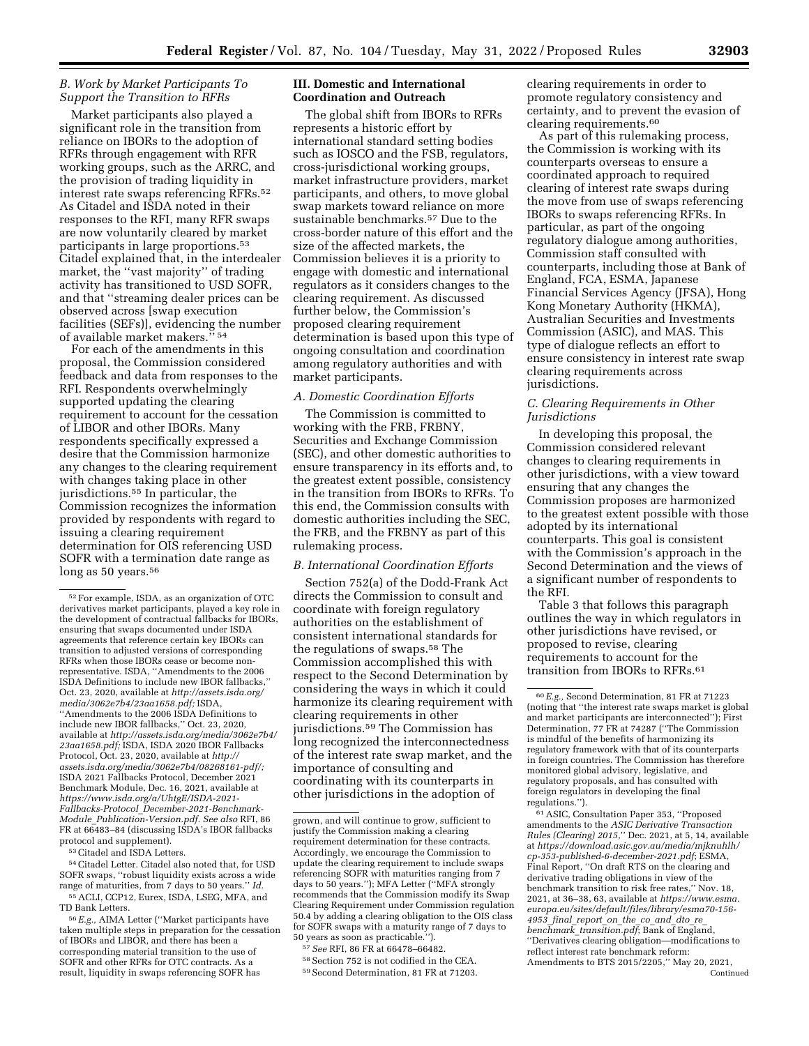### B. Work by Market Participants To Support the Transition to RFRs

Market participants also played a significant role in the transition from reliance on IBORs to the adoption of RFRs through engagement with RFR working groups, such as the ARRC, and the provision of trading liquidity in interest rate swaps referencing RFRs.[52] As Citadel and ISDA noted in their responses to the RFI, many RFR swaps are now voluntarily cleared by market participants in large proportions.[53] Citadel explained that, in the interdealer market, the ''vast majority'' of trading activity has transitioned to USD SOFR, and that ''streaming dealer prices can be observed across [swap execution facilities (SEFs)], evidencing the number of available market makers.''[54]

For each of the amendments in this proposal, the Commission considered feedback and data from responses to the RFI. Respondents overwhelmingly supported updating the clearing requirement to account for the cessation of LIBOR and other IBORs. Many respondents specifically expressed a desire that the Commission harmonize any changes to the clearing requirement with changes taking place in other jurisdictions.[55] In particular, the Commission recognizes the information provided by respondents with regard to issuing a clearing requirement determination for OIS referencing USD SOFR with a termination date range as long as 50 years.[56]

## III. Domestic and International Coordination and Outreach

The global shift from IBORs to RFRs represents a historic effort by international standard setting bodies such as IOSCO and the FSB, regulators, cross-jurisdictional working groups, market infrastructure providers, market participants, and others, to move global swap markets toward reliance on more sustainable benchmarks.[57] Due to the cross-border nature of this effort and the size of the affected markets, the Commission believes it is a priority to engage with domestic and international regulators as it considers changes to the clearing requirement. As discussed further below, the Commission's proposed clearing requirement determination is based upon this type of ongoing consultation and coordination among regulatory authorities and with market participants.

### A. Domestic Coordination Efforts

The Commission is committed to working with the FRB, FRBNY, Securities and Exchange Commission (SEC), and other domestic authorities to ensure transparency in its efforts and, to the greatest extent possible, consistency in the transition from IBORs to RFRs. To this end, the Commission consults with domestic authorities including the SEC, the FRB, and the FRBNY as part of this rulemaking process.

### B. International Coordination Efforts

Section 752(a) of the Dodd-Frank Act directs the Commission to consult and coordinate with foreign regulatory authorities on the establishment of consistent international standards for the regulations of swaps.[58] The Commission accomplished this with respect to the Second Determination by considering the ways in which it could harmonize its clearing requirement with clearing requirements in other jurisdictions.[59] The Commission has long recognized the interconnectedness of the interest rate swap market, and the importance of consulting and coordinating with its counterparts in other jurisdictions in the adoption of clearing requirements in order to promote regulatory consistency and certainty, and to prevent the evasion of clearing requirements.[60]

As part of this rulemaking process, the Commission is working with its counterparts overseas to ensure a coordinated approach to required clearing of interest rate swaps during the move from use of swaps referencing IBORs to swaps referencing RFRs. In particular, as part of the ongoing regulatory dialogue among authorities, Commission staff consulted with counterparts, including those at Bank of England, FCA, ESMA, Japanese Financial Services Agency (JFSA), Hong Kong Monetary Authority (HKMA), Australian Securities and Investments Commission (ASIC), and MAS. This type of dialogue reflects an effort to ensure consistency in interest rate swap clearing requirements across jurisdictions.

### C. Clearing Requirements in Other Jurisdictions

In developing this proposal, the Commission considered relevant changes to clearing requirements in other jurisdictions, with a view toward ensuring that any changes the Commission proposes are harmonized to the greatest extent possible with those adopted by its international counterparts. This goal is consistent with the Commission's approach in the Second Determination and the views of a significant number of respondents to the RFI.

Table 3 that follows this paragraph outlines the way in which regulators in other jurisdictions have revised, or proposed to revise, clearing requirements to account for the transition from IBORs to RFRs.[61]

---

[52] For example, ISDA, as an organization of OTC derivatives market participants, played a key role in the development of contractual fallbacks for IBORs, ensuring that swaps documented under ISDA agreements that reference certain key IBORs can transition to adjusted versions of corresponding RFRs when those IBORs cease or become non-representative. ISDA, ''Amendments to the 2006 ISDA Definitions to include new IBOR fallbacks,'' Oct. 23, 2020, available at *http://assets.isda.org/media/3062e7b4/23aa1658.pdf;* ISDA, ''Amendments to the 2006 ISDA Definitions to include new IBOR fallbacks,'' Oct. 23, 2020, available at *http://assets.isda.org/media/3062e7b4/23aa1658.pdf;* ISDA, ISDA 2020 IBOR Fallbacks Protocol, Oct. 23, 2020, available at *http://assets.isda.org/media/3062e7b4/08268161-pdf/;* ISDA 2021 Fallbacks Protocol, December 2021 Benchmark Module, Dec. 16, 2021, available at *https://www.isda.org/a/UhtgE/ISDA-2021-Fallbacks-Protocol_December-2021-Benchmark-Module_Publication-Version.pdf. See also* RFI, 86 FR at 66483–84 (discussing ISDA's IBOR fallbacks protocol and supplement).

[53] Citadel and ISDA Letters.

[54] Citadel Letter. Citadel also noted that, for USD SOFR swaps, ''robust liquidity exists across a wide range of maturities, from 7 days to 50 years.'' *Id.*

[55] ACLI, CCP12, Eurex, ISDA, LSEG, MFA, and TD Bank Letters.

[56] *E.g.,* AIMA Letter (''Market participants have taken multiple steps in preparation for the cessation of IBORs and LIBOR, and there has been a corresponding material transition to the use of SOFR and other RFRs for OTC contracts. As a result, liquidity in swaps referencing SOFR has grown, and will continue to grow, sufficient to justify the Commission making a clearing requirement determination for these contracts. Accordingly, we encourage the Commission to update the clearing requirement to include swaps referencing SOFR with maturities ranging from 7 days to 50 years.''); MFA Letter (''MFA strongly recommends that the Commission modify its Swap Clearing Requirement under Commission regulation 50.4 by adding a clearing obligation to the OIS class for SOFR swaps with a maturity range of 7 days to 50 years as soon as practicable.'').

[57] *See* RFI, 86 FR at 66478–66482.

[58] Section 752 is not codified in the CEA.

[59] Second Determination, 81 FR at 71203.

[60] *E.g.,* Second Determination, 81 FR at 71223 (noting that ''the interest rate swaps market is global and market participants are interconnected''); First Determination, 77 FR at 74287 (''The Commission is mindful of the benefits of harmonizing its regulatory framework with that of its counterparts in foreign countries. The Commission has therefore monitored global advisory, legislative, and regulatory proposals, and has consulted with foreign regulators in developing the final regulations.'').

[61] ASIC, Consultation Paper 353, ''Proposed amendments to the *ASIC Derivative Transaction Rules (Clearing) 2015*,'' Dec. 2021, at 5, 14, available at *https://download.asic.gov.au/media/mjknuhlh/cp-353-published-6-december-2021.pdf*; ESMA, Final Report, ''On draft RTS on the clearing and derivative trading obligations in view of the benchmark transition to risk free rates,'' Nov. 18, 2021, at 36–38, 63, available at *https://www.esma.europa.eu/sites/default/files/library/esma70-156-4953_final_report_on_the_co_and_dto_re_benchmark_transition.pdf*; Bank of England, ''Derivatives clearing obligation—modifications to reflect interest rate benchmark reform: Amendments to BTS 2015/2205,'' May 20, 2021, Continued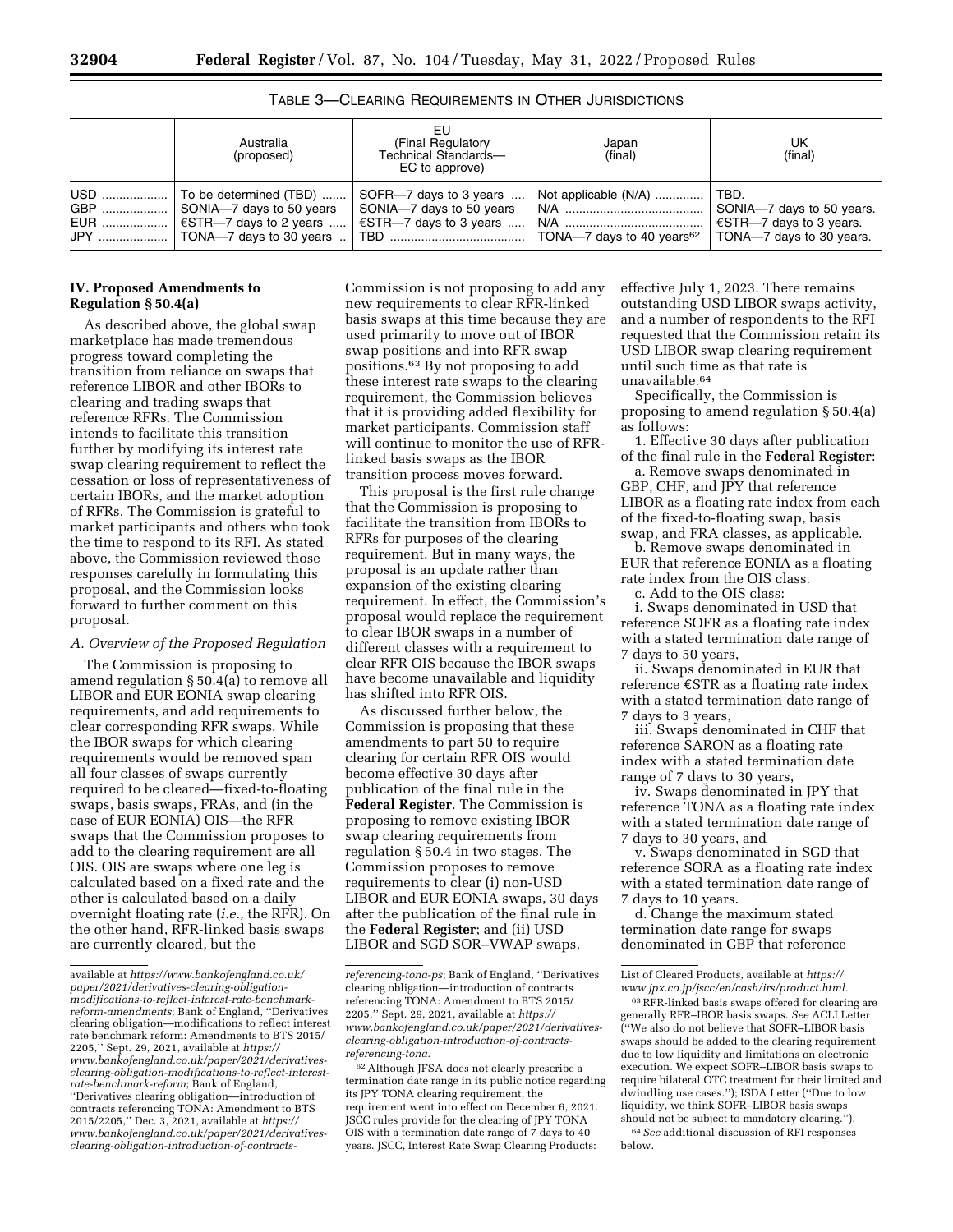TABLE 3—CLEARING REQUIREMENTS IN OTHER JURISDICTIONS

| | Australia (proposed) | EU (Final Regulatory Technical Standards—EC to approve) | Japan (final) | UK (final) |
|---|---|---|---|---|
| USD | To be determined (TBD) | SOFR—7 days to 3 years | Not applicable (N/A) | TBD. |
| GBP | SONIA—7 days to 50 years | SONIA—7 days to 50 years | N/A | SONIA—7 days to 50 years. |
| EUR | €STR—7 days to 2 years | €STR—7 days to 3 years | N/A | €STR—7 days to 3 years. |
| JPY | TONA—7 days to 30 years | TBD | TONA—7 days to 40 years[62] | TONA—7 days to 30 years. |

## IV. Proposed Amendments to Regulation § 50.4(a)

As described above, the global swap marketplace has made tremendous progress toward completing the transition from reliance on swaps that reference LIBOR and other IBORs to clearing and trading swaps that reference RFRs. The Commission intends to facilitate this transition further by modifying its interest rate swap clearing requirement to reflect the cessation or loss of representativeness of certain IBORs, and the market adoption of RFRs. The Commission is grateful to market participants and others who took the time to respond to its RFI. As stated above, the Commission reviewed those responses carefully in formulating this proposal, and the Commission looks forward to further comment on this proposal.

### A. Overview of the Proposed Regulation

The Commission is proposing to amend regulation § 50.4(a) to remove all LIBOR and EUR EONIA swap clearing requirements, and add requirements to clear corresponding RFR swaps. While the IBOR swaps for which clearing requirements would be removed span all four classes of swaps currently required to be cleared—fixed-to-floating swaps, basis swaps, FRAs, and (in the case of EUR EONIA) OIS—the RFR swaps that the Commission proposes to add to the clearing requirement are all OIS. OIS are swaps where one leg is calculated based on a fixed rate and the other is calculated based on a daily overnight floating rate (*i.e.,* the RFR). On the other hand, RFR-linked basis swaps are currently cleared, but the Commission is not proposing to add any new requirements to clear RFR-linked basis swaps at this time because they are used primarily to move out of IBOR swap positions and into RFR swap positions.[63] By not proposing to add these interest rate swaps to the clearing requirement, the Commission believes that it is providing added flexibility for market participants. Commission staff will continue to monitor the use of RFR-linked basis swaps as the IBOR transition process moves forward.

This proposal is the first rule change that the Commission is proposing to facilitate the transition from IBORs to RFRs for purposes of the clearing requirement. But in many ways, the proposal is an update rather than expansion of the existing clearing requirement. In effect, the Commission's proposal would replace the requirement to clear IBOR swaps in a number of different classes with a requirement to clear RFR OIS because the IBOR swaps have become unavailable and liquidity has shifted into RFR OIS.

As discussed further below, the Commission is proposing that these amendments to part 50 to require clearing for certain RFR OIS would become effective 30 days after publication of the final rule in the **Federal Register**. The Commission is proposing to remove existing IBOR swap clearing requirements from regulation § 50.4 in two stages. The Commission proposes to remove requirements to clear (i) non-USD LIBOR and EUR EONIA swaps, 30 days after the publication of the final rule in the **Federal Register**; and (ii) USD LIBOR and SGD SOR–VWAP swaps, effective July 1, 2023. There remains outstanding USD LIBOR swaps activity, and a number of respondents to the RFI requested that the Commission retain its USD LIBOR swap clearing requirement until such time as that rate is unavailable.[64]

Specifically, the Commission is proposing to amend regulation § 50.4(a) as follows:

1. Effective 30 days after publication of the final rule in the **Federal Register**:

a. Remove swaps denominated in GBP, CHF, and JPY that reference LIBOR as a floating rate index from each of the fixed-to-floating swap, basis swap, and FRA classes, as applicable.

b. Remove swaps denominated in EUR that reference EONIA as a floating rate index from the OIS class.

c. Add to the OIS class:

i. Swaps denominated in USD that reference SOFR as a floating rate index with a stated termination date range of 7 days to 50 years,

ii. Swaps denominated in EUR that reference €STR as a floating rate index with a stated termination date range of 7 days to 3 years,

iii. Swaps denominated in CHF that reference SARON as a floating rate index with a stated termination date range of 7 days to 30 years,

iv. Swaps denominated in JPY that reference TONA as a floating rate index with a stated termination date range of 7 days to 30 years, and

v. Swaps denominated in SGD that reference SORA as a floating rate index with a stated termination date range of 7 days to 10 years.

d. Change the maximum stated termination date range for swaps denominated in GBP that reference

---

available at *https://www.bankofengland.co.uk/paper/2021/derivatives-clearing-obligation-modifications-to-reflect-interest-rate-benchmark-reform-amendments*; Bank of England, "Derivatives clearing obligation—modifications to reflect interest rate benchmark reform: Amendments to BTS 2015/2205," Sept. 29, 2021, available at *https://www.bankofengland.co.uk/paper/2021/derivatives-clearing-obligation-modifications-to-reflect-interest-rate-benchmark-reform*; Bank of England, "Derivatives clearing obligation—introduction of contracts referencing TONA: Amendment to BTS 2015/2205," Dec. 3, 2021, available at *https://www.bankofengland.co.uk/paper/2021/derivatives-clearing-obligation-introduction-of-contracts-referencing-tona-ps*; Bank of England, "Derivatives clearing obligation—introduction of contracts referencing TONA: Amendment to BTS 2015/2205," Sept. 29, 2021, available at *https://www.bankofengland.co.uk/paper/2021/derivatives-clearing-obligation-introduction-of-contracts-referencing-tona*.

[62] Although JFSA does not clearly prescribe a termination date range in its public notice regarding its JPY TONA clearing requirement, the requirement went into effect on December 6, 2021. JSCC rules provide for the clearing of JPY TONA OIS with a termination date range of 7 days to 40 years. JSCC, Interest Rate Swap Clearing Products: List of Cleared Products, available at *https://www.jpx.co.jp/jscc/en/cash/irs/product.html*.

[63] RFR-linked basis swaps offered for clearing are generally RFR–IBOR basis swaps. *See* ACLI Letter ("We also do not believe that SOFR–LIBOR basis swaps should be added to the clearing requirement due to low liquidity and limitations on electronic execution. We expect SOFR–LIBOR basis swaps to require bilateral OTC treatment for their limited and dwindling use cases."); ISDA Letter ("Due to low liquidity, we think SOFR–LIBOR basis swaps should not be subject to mandatory clearing.").

[64] *See* additional discussion of RFI responses below.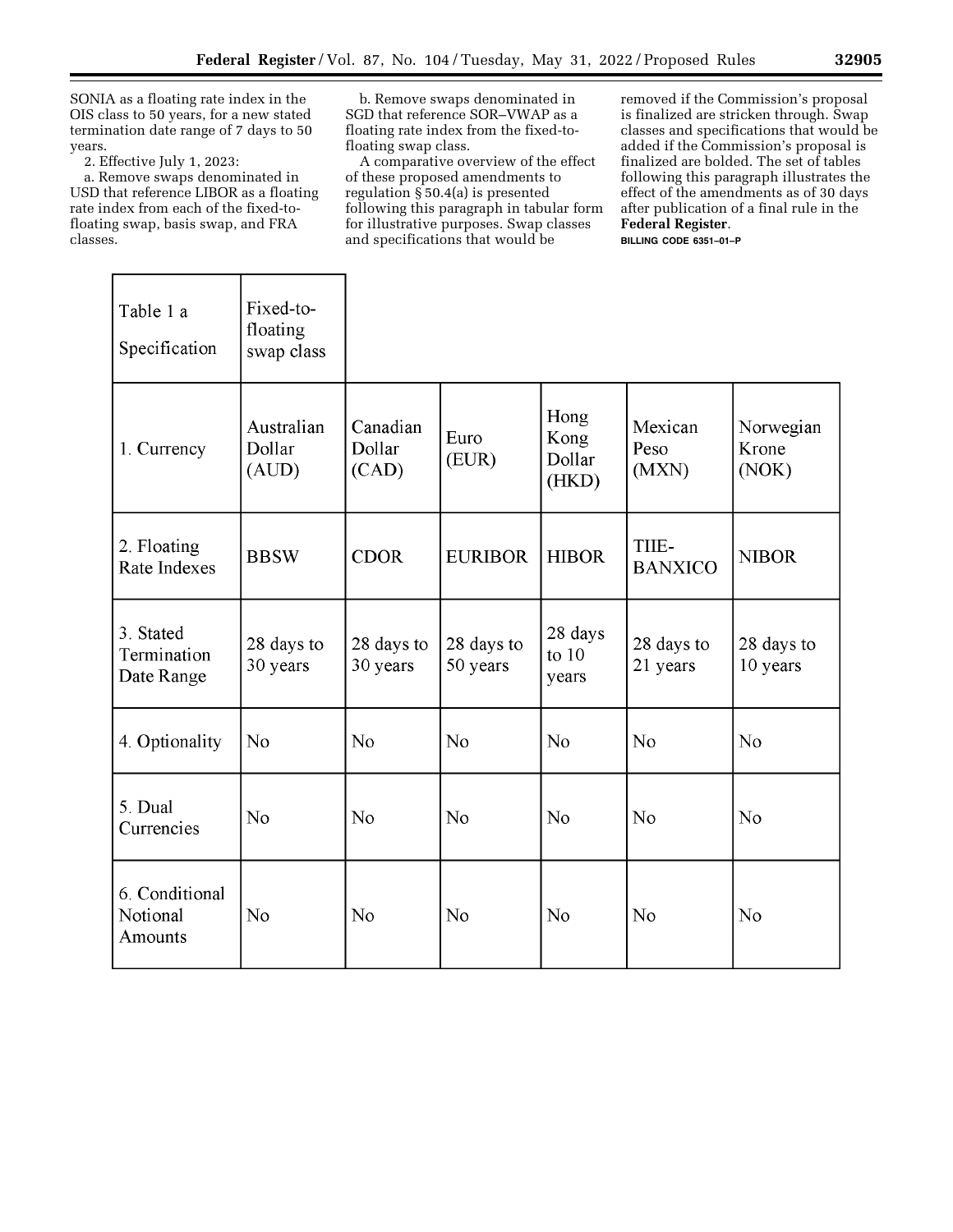SONIA as a floating rate index in the OIS class to 50 years, for a new stated termination date range of 7 days to 50 years.

2. Effective July 1, 2023:

a. Remove swaps denominated in USD that reference LIBOR as a floating rate index from each of the fixed-to-floating swap, basis swap, and FRA classes.

b. Remove swaps denominated in SGD that reference SOR–VWAP as a floating rate index from the fixed-to-floating swap class.

A comparative overview of the effect of these proposed amendments to regulation § 50.4(a) is presented following this paragraph in tabular form for illustrative purposes. Swap classes and specifications that would be removed if the Commission's proposal is finalized are stricken through. Swap classes and specifications that would be added if the Commission's proposal is finalized are bolded. The set of tables following this paragraph illustrates the effect of the amendments as of 30 days after publication of a final rule in the **Federal Register**.

BILLING CODE 6351–01–P

| Table 1 a Specification | Fixed-to-floating swap class | | | | | |
|---|---|---|---|---|---|---|
| 1. Currency | Australian Dollar (AUD) | Canadian Dollar (CAD) | Euro (EUR) | Hong Kong Dollar (HKD) | Mexican Peso (MXN) | Norwegian Krone (NOK) |
| 2. Floating Rate Indexes | BBSW | CDOR | EURIBOR | HIBOR | TIIE-BANXICO | NIBOR |
| 3. Stated Termination Date Range | 28 days to 30 years | 28 days to 30 years | 28 days to 50 years | 28 days to 10 years | 28 days to 21 years | 28 days to 10 years |
| 4. Optionality | No | No | No | No | No | No |
| 5. Dual Currencies | No | No | No | No | No | No |
| 6. Conditional Notional Amounts | No | No | No | No | No | No |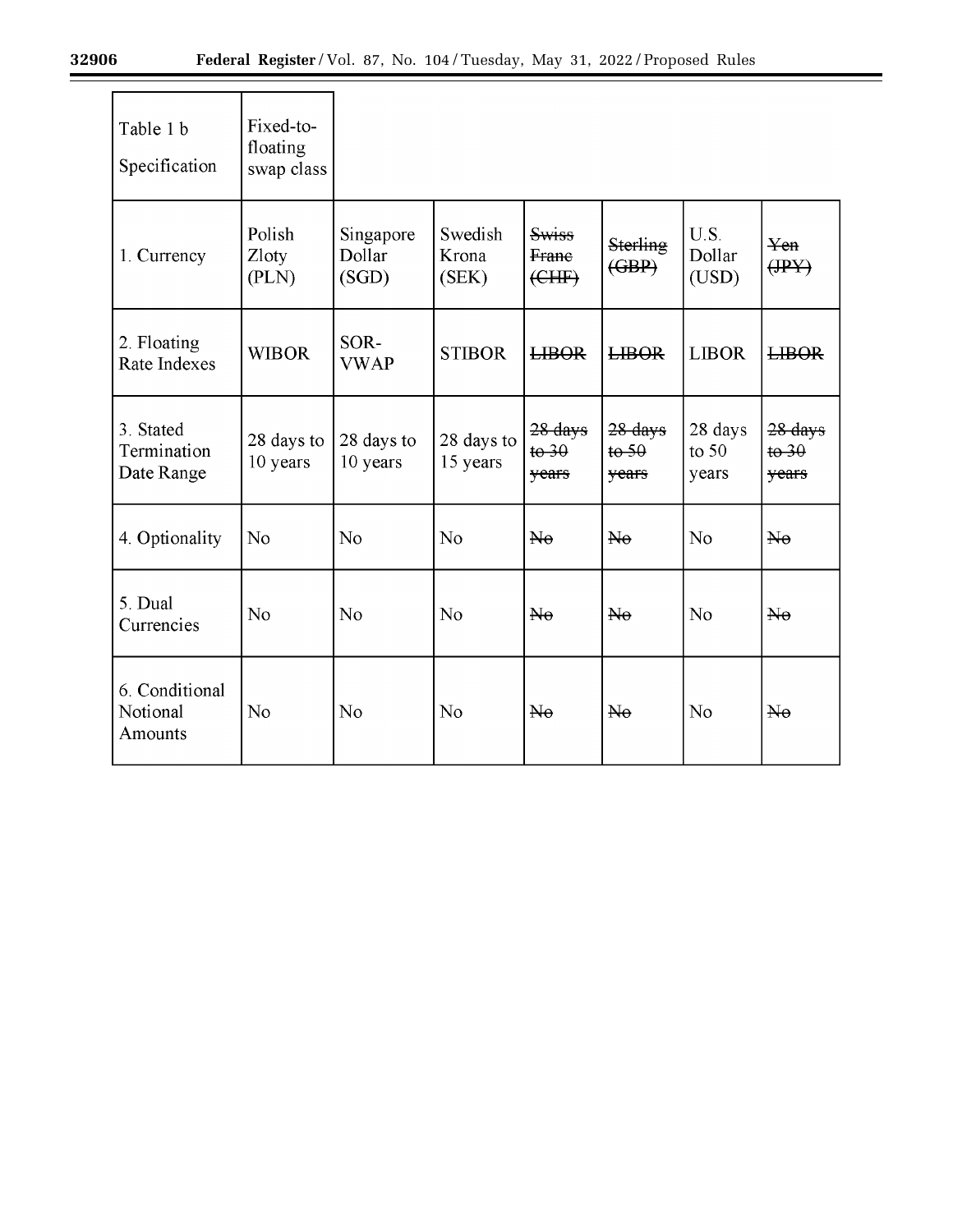| Table 1 b Specification | Fixed-to-floating swap class | | | | | |
|---|---|---|---|---|---|---|
| 1. Currency | Polish Zloty (PLN) | Singapore Dollar (SGD) | Swedish Krona (SEK) | ~~Swiss Franc (CHF)~~ | ~~Sterling (GBP)~~ | U.S. Dollar (USD) | ~~Yen (JPY)~~ |
| 2. Floating Rate Indexes | WIBOR | SOR-VWAP | STIBOR | ~~LIBOR~~ | ~~LIBOR~~ | LIBOR | ~~LIBOR~~ |
| 3. Stated Termination Date Range | 28 days to 10 years | 28 days to 10 years | 28 days to 15 years | ~~28 days to 30 years~~ | ~~28 days to 50 years~~ | 28 days to 50 years | ~~28 days to 30 years~~ |
| 4. Optionality | No | No | No | ~~No~~ | ~~No~~ | No | ~~No~~ |
| 5. Dual Currencies | No | No | No | ~~No~~ | ~~No~~ | No | ~~No~~ |
| 6. Conditional Notional Amounts | No | No | No | ~~No~~ | ~~No~~ | No | ~~No~~ |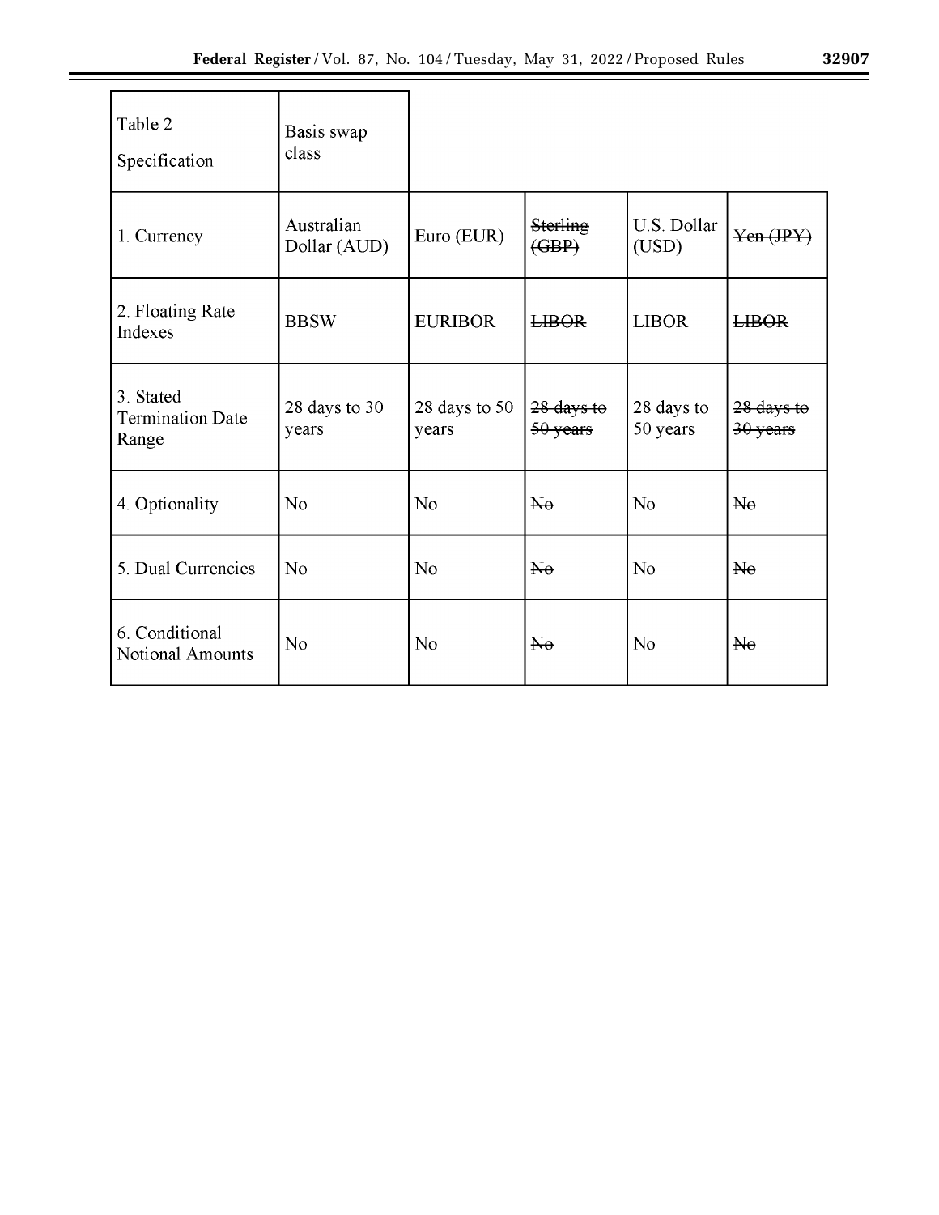| Table 2 Specification | Basis swap class | | | | |
|---|---|---|---|---|---|
| 1. Currency | Australian Dollar (AUD) | Euro (EUR) | ~~Sterling (GBP)~~ | U.S. Dollar (USD) | ~~Yen (JPY)~~ |
| 2. Floating Rate Indexes | BBSW | EURIBOR | ~~LIBOR~~ | LIBOR | ~~LIBOR~~ |
| 3. Stated Termination Date Range | 28 days to 30 years | 28 days to 50 years | ~~28 days to 50 years~~ | 28 days to 50 years | ~~28 days to 30 years~~ |
| 4. Optionality | No | No | ~~No~~ | No | ~~No~~ |
| 5. Dual Currencies | No | No | ~~No~~ | No | ~~No~~ |
| 6. Conditional Notional Amounts | No | No | ~~No~~ | No | ~~No~~ |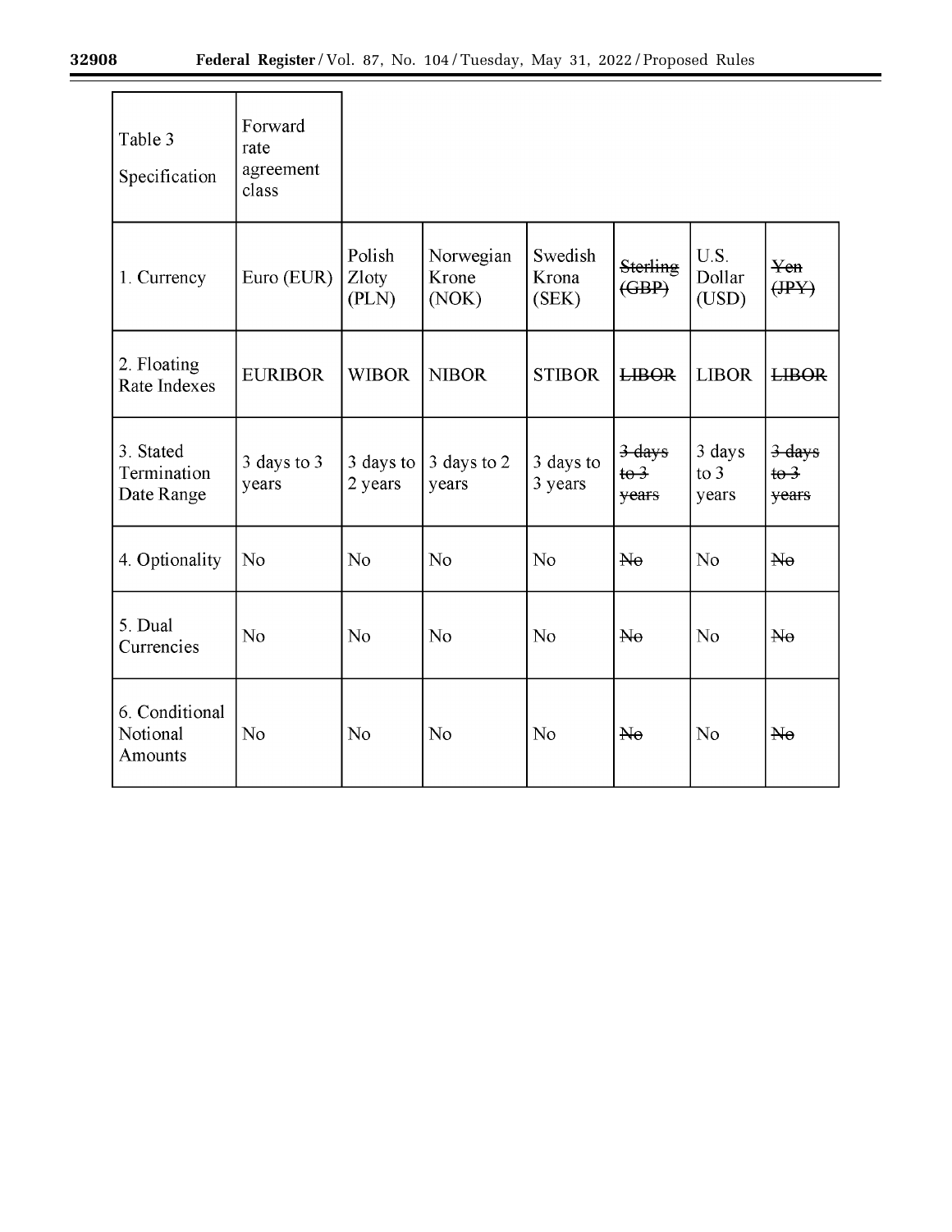| Table 3 Specification | Forward rate agreement class | | | | | | |
|---|---|---|---|---|---|---|---|
| 1. Currency | Euro (EUR) | Polish Zloty (PLN) | Norwegian Krone (NOK) | Swedish Krona (SEK) | ~~Sterling (GBP)~~ | U.S. Dollar (USD) | ~~Yen (JPY)~~ |
| 2. Floating Rate Indexes | EURIBOR | WIBOR | NIBOR | STIBOR | ~~LIBOR~~ | LIBOR | ~~LIBOR~~ |
| 3. Stated Termination Date Range | 3 days to 3 years | 3 days to 2 years | 3 days to 2 years | 3 days to 3 years | ~~3 days to 3 years~~ | 3 days to 3 years | ~~3 days to 3 years~~ |
| 4. Optionality | No | No | No | No | ~~No~~ | No | ~~No~~ |
| 5. Dual Currencies | No | No | No | No | ~~No~~ | No | ~~No~~ |
| 6. Conditional Notional Amounts | No | No | No | No | ~~No~~ | No | ~~No~~ |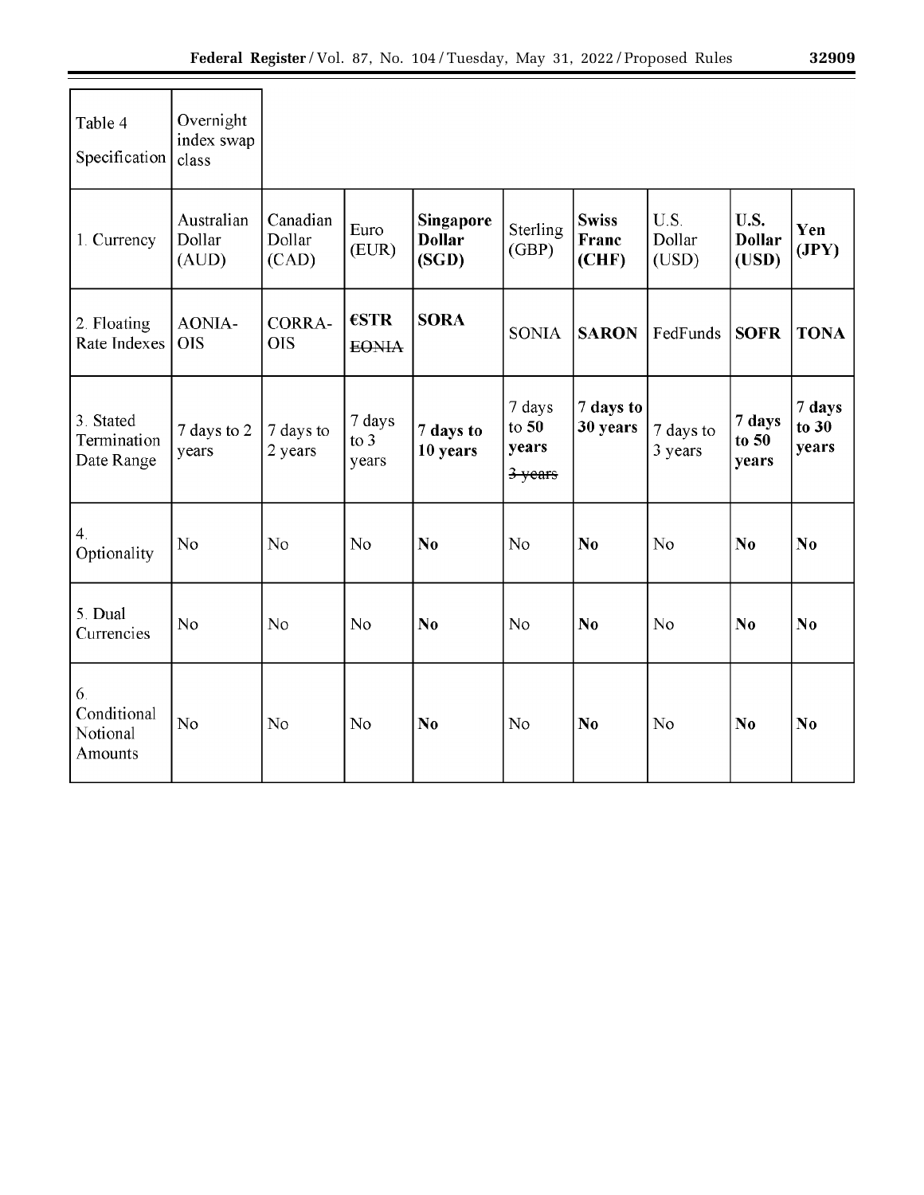| Table 4 Specification | Overnight index swap class | | | | | | | | |
|---|---|---|---|---|---|---|---|---|---|
| 1. Currency | Australian Dollar (AUD) | Canadian Dollar (CAD) | Euro (EUR) | **Singapore Dollar (SGD)** | Sterling (GBP) | **Swiss Franc (CHF)** | U.S. Dollar (USD) | **U.S. Dollar (USD)** | **Yen (JPY)** |
| 2. Floating Rate Indexes | AONIA-OIS | CORRA-OIS | **€STR** ~~EONIA~~ | **SORA** | SONIA | **SARON** | FedFunds | **SOFR** | **TONA** |
| 3. Stated Termination Date Range | 7 days to 2 years | 7 days to 2 years | 7 days to 3 years | **7 days to 10 years** | 7 days to **50 years** ~~3 years~~ | **7 days to 30 years** | 7 days to 3 years | **7 days to 50 years** | **7 days to 30 years** |
| 4. Optionality | No | No | No | **No** | No | **No** | No | **No** | **No** |
| 5. Dual Currencies | No | No | No | **No** | No | **No** | No | **No** | **No** |
| 6. Conditional Notional Amounts | No | No | No | **No** | No | **No** | No | **No** | **No** |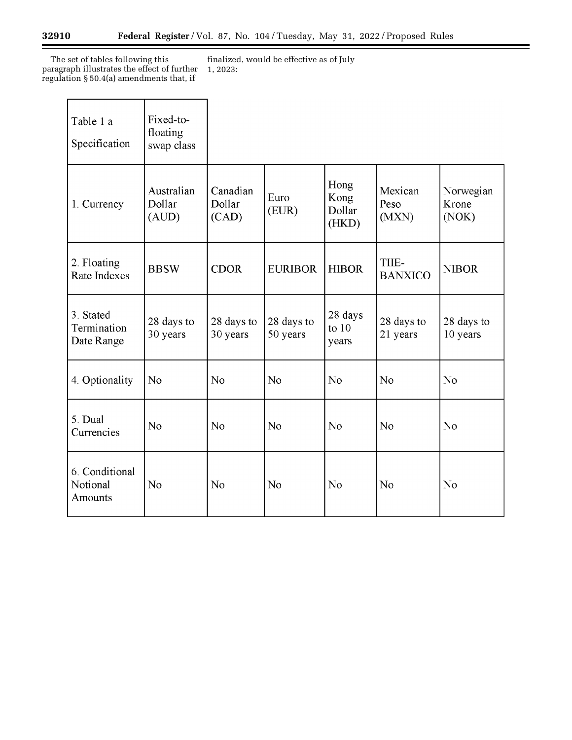The set of tables following this paragraph illustrates the effect of further regulation § 50.4(a) amendments that, if finalized, would be effective as of July 1, 2023:

| Table 1 a<br>Specification | Fixed-to-floating swap class | | | | | |
|---|---|---|---|---|---|---|
| 1. Currency | Australian Dollar (AUD) | Canadian Dollar (CAD) | Euro (EUR) | Hong Kong Dollar (HKD) | Mexican Peso (MXN) | Norwegian Krone (NOK) |
| 2. Floating Rate Indexes | BBSW | CDOR | EURIBOR | HIBOR | TIIE-BANXICO | NIBOR |
| 3. Stated Termination Date Range | 28 days to 30 years | 28 days to 30 years | 28 days to 50 years | 28 days to 10 years | 28 days to 21 years | 28 days to 10 years |
| 4. Optionality | No | No | No | No | No | No |
| 5. Dual Currencies | No | No | No | No | No | No |
| 6. Conditional Notional Amounts | No | No | No | No | No | No |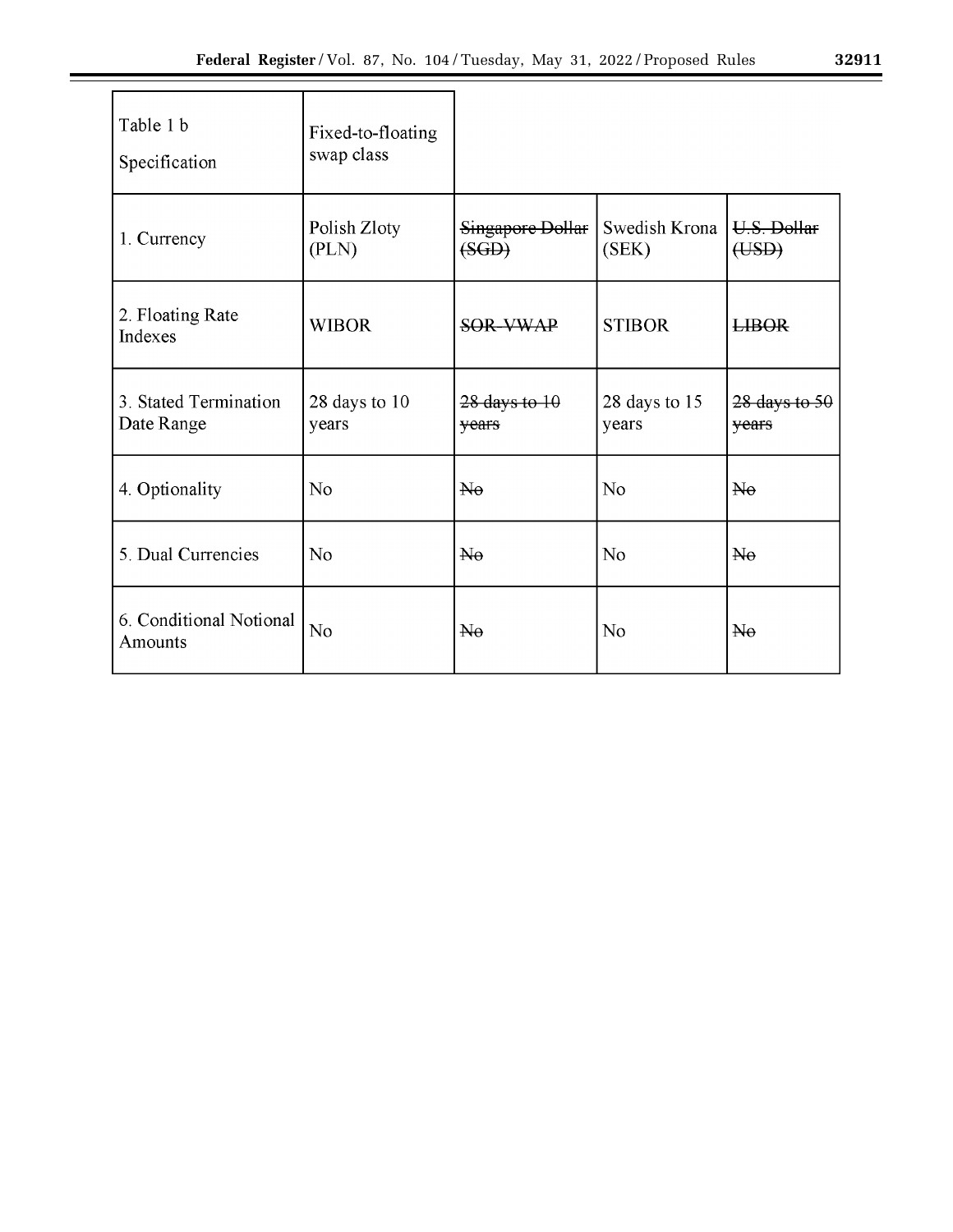| Table 1 b<br>Specification | Fixed-to-floating swap class | | | |
|---|---|---|---|---|
| 1. Currency | Polish Zloty (PLN) | ~~Singapore Dollar (SGD)~~ | Swedish Krona (SEK) | ~~U.S. Dollar (USD)~~ |
| 2. Floating Rate Indexes | WIBOR | ~~SOR-VWAP~~ | STIBOR | ~~LIBOR~~ |
| 3. Stated Termination Date Range | 28 days to 10 years | ~~28 days to 10 years~~ | 28 days to 15 years | ~~28 days to 50 years~~ |
| 4. Optionality | No | ~~No~~ | No | ~~No~~ |
| 5. Dual Currencies | No | ~~No~~ | No | ~~No~~ |
| 6. Conditional Notional Amounts | No | ~~No~~ | No | ~~No~~ |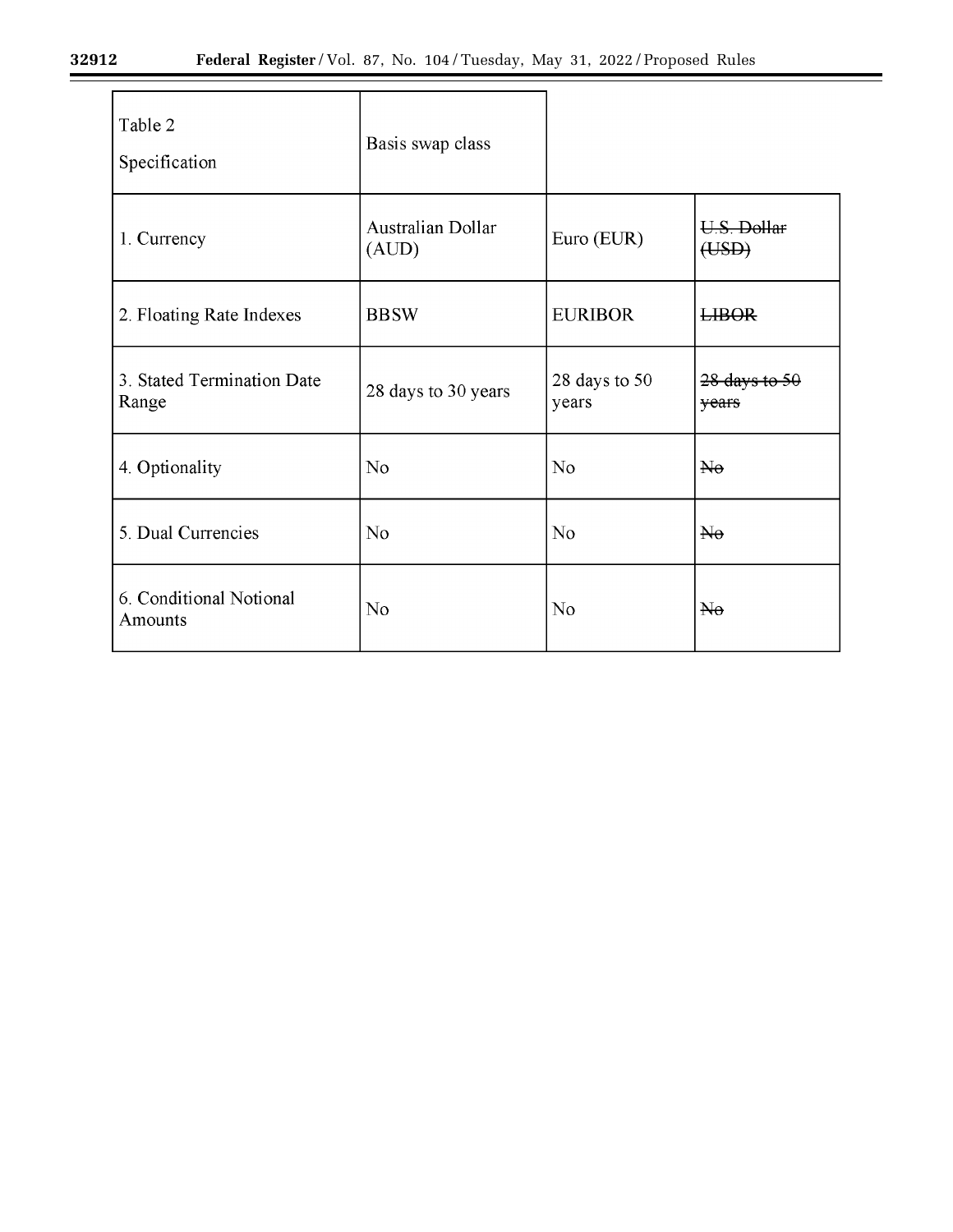| Table 2<br>Specification | Basis swap class | | |
|---|---|---|---|
| 1. Currency | Australian Dollar (AUD) | Euro (EUR) | ~~U.S. Dollar (USD)~~ |
| 2. Floating Rate Indexes | BBSW | EURIBOR | ~~LIBOR~~ |
| 3. Stated Termination Date Range | 28 days to 30 years | 28 days to 50 years | ~~28 days to 50 years~~ |
| 4. Optionality | No | No | ~~No~~ |
| 5. Dual Currencies | No | No | ~~No~~ |
| 6. Conditional Notional Amounts | No | No | ~~No~~ |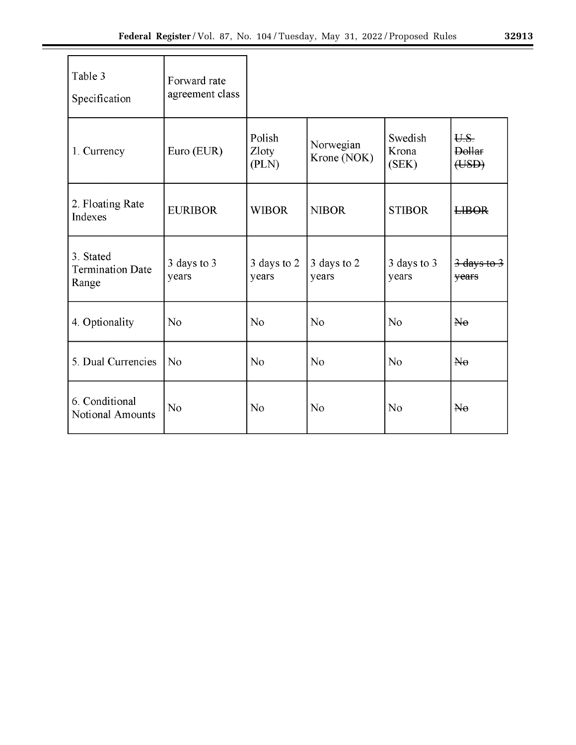| Table 3<br>Specification | Forward rate agreement class | | | | |
|---|---|---|---|---|---|
| 1. Currency | Euro (EUR) | Polish Zloty (PLN) | Norwegian Krone (NOK) | Swedish Krona (SEK) | ~~U.S. Dollar (USD)~~ |
| 2. Floating Rate Indexes | EURIBOR | WIBOR | NIBOR | STIBOR | ~~LIBOR~~ |
| 3. Stated Termination Date Range | 3 days to 3 years | 3 days to 2 years | 3 days to 2 years | 3 days to 3 years | ~~3 days to 3 years~~ |
| 4. Optionality | No | No | No | No | ~~No~~ |
| 5. Dual Currencies | No | No | No | No | ~~No~~ |
| 6. Conditional Notional Amounts | No | No | No | No | ~~No~~ |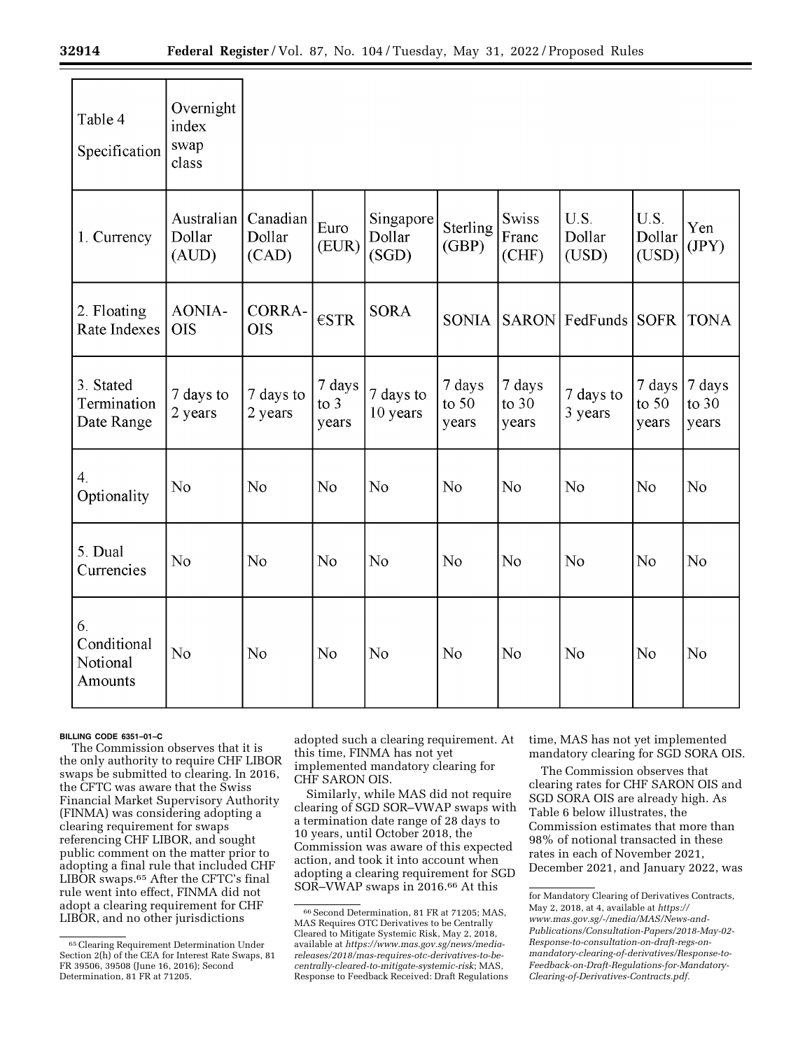| Table 4 Specification | Overnight index swap class | | | | | | | |
|---|---|---|---|---|---|---|---|---|
| 1. Currency | Australian Dollar (AUD) | Canadian Dollar (CAD) | Euro (EUR) | Singapore Dollar (SGD) | Sterling (GBP) | Swiss Franc (CHF) | U.S. Dollar (USD) | U.S. Dollar (USD) | Yen (JPY) |
| 2. Floating Rate Indexes | AONIA-OIS | CORRA-OIS | €STR | SORA | SONIA | SARON | FedFunds | SOFR | TONA |
| 3. Stated Termination Date Range | 7 days to 2 years | 7 days to 2 years | 7 days to 3 years | 7 days to 10 years | 7 days to 50 years | 7 days to 30 years | 7 days to 3 years | 7 days to 50 years | 7 days to 30 years |
| 4. Optionality | No | No | No | No | No | No | No | No | No |
| 5. Dual Currencies | No | No | No | No | No | No | No | No | No |
| 6. Conditional Notional Amounts | No | No | No | No | No | No | No | No | No |

BILLING CODE 6351–01–C

The Commission observes that it is the only authority to require CHF LIBOR swaps be submitted to clearing. In 2016, the CFTC was aware that the Swiss Financial Market Supervisory Authority (FINMA) was considering adopting a clearing requirement for swaps referencing CHF LIBOR, and sought public comment on the matter prior to adopting a final rule that included CHF LIBOR swaps.[65] After the CFTC's final rule went into effect, FINMA did not adopt a clearing requirement for CHF LIBOR, and no other jurisdictions adopted such a clearing requirement. At this time, FINMA has not yet implemented mandatory clearing for CHF SARON OIS.

Similarly, while MAS did not require clearing of SGD SOR–VWAP swaps with a termination date range of 28 days to 10 years, until October 2018, the Commission was aware of this expected action, and took it into account when adopting a clearing requirement for SGD SOR–VWAP swaps in 2016.[66] At this time, MAS has not yet implemented mandatory clearing for SGD SORA OIS.

The Commission observes that clearing rates for CHF SARON OIS and SGD SORA OIS are already high. As Table 6 below illustrates, the Commission estimates that more than 98% of notional transacted in these rates in each of November 2021, December 2021, and January 2022, was

[65] Clearing Requirement Determination Under Section 2(h) of the CEA for Interest Rate Swaps, 81 FR 39506, 39508 (June 16, 2016); Second Determination, 81 FR at 71205.

[66] Second Determination, 81 FR at 71205; MAS, MAS Requires OTC Derivatives to be Centrally Cleared to Mitigate Systemic Risk, May 2, 2018, available at *https://www.mas.gov.sg/news/media-releases/2018/mas-requires-otc-derivatives-to-be-centrally-cleared-to-mitigate-systemic-risk*; MAS, Response to Feedback Received: Draft Regulations for Mandatory Clearing of Derivatives Contracts, May 2, 2018, at 4, available at *https://www.mas.gov.sg/-/media/MAS/News-and-Publications/Consultation-Papers/2018-May-02-Response-to-consultation-on-draft-regs-on-mandatory-clearing-of-derivatives/Response-to-Feedback-on-Draft-Regulations-for-Mandatory-Clearing-of-Derivatives-Contracts.pdf*.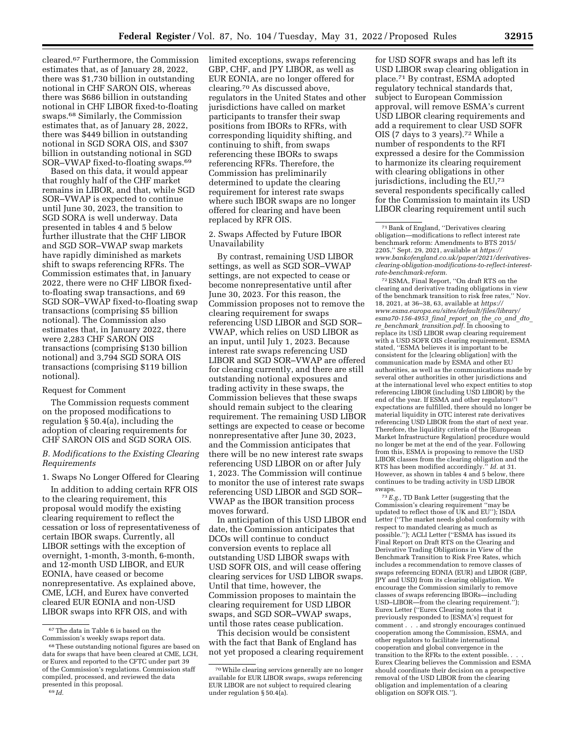cleared.[67] Furthermore, the Commission estimates that, as of January 28, 2022, there was $1,730 billion in outstanding notional in CHF SARON OIS, whereas there was $686 billion in outstanding notional in CHF LIBOR fixed-to-floating swaps.[68] Similarly, the Commission estimates that, as of January 28, 2022, there was $449 billion in outstanding notional in SGD SORA OIS, and $307 billion in outstanding notional in SGD SOR–VWAP fixed-to-floating swaps.[69]

Based on this data, it would appear that roughly half of the CHF market remains in LIBOR, and that, while SGD SOR–VWAP is expected to continue until June 30, 2023, the transition to SGD SORA is well underway. Data presented in tables 4 and 5 below further illustrate that the CHF LIBOR and SGD SOR–VWAP swap markets have rapidly diminished as markets shift to swaps referencing RFRs. The Commission estimates that, in January 2022, there were no CHF LIBOR fixed-to-floating swap transactions, and 69 SGD SOR–VWAP fixed-to-floating swap transactions (comprising $5 billion notional). The Commission also estimates that, in January 2022, there were 2,283 CHF SARON OIS transactions (comprising $130 billion notional) and 3,794 SGD SORA OIS transactions (comprising $119 billion notional).

Request for Comment

The Commission requests comment on the proposed modifications to regulation § 50.4(a), including the adoption of clearing requirements for CHF SARON OIS and SGD SORA OIS.

*B. Modifications to the Existing Clearing Requirements*

1. Swaps No Longer Offered for Clearing

In addition to adding certain RFR OIS to the clearing requirement, this proposal would modify the existing clearing requirement to reflect the cessation or loss of representativeness of certain IBOR swaps. Currently, all LIBOR settings with the exception of overnight, 1-month, 3-month, 6-month, and 12-month USD LIBOR, and EUR EONIA, have ceased or become nonrepresentative. As explained above, CME, LCH, and Eurex have converted cleared EUR EONIA and non-USD LIBOR swaps into RFR OIS, and with limited exceptions, swaps referencing GBP, CHF, and JPY LIBOR, as well as EUR EONIA, are no longer offered for clearing.[70] As discussed above, regulators in the United States and other jurisdictions have called on market participants to transfer their swap positions from IBORs to RFRs, with corresponding liquidity shifting, and continuing to shift, from swaps referencing these IBORs to swaps referencing RFRs. Therefore, the Commission has preliminarily determined to update the clearing requirement for interest rate swaps where such IBOR swaps are no longer offered for clearing and have been replaced by RFR OIS.

2. Swaps Affected by Future IBOR Unavailability

By contrast, remaining USD LIBOR settings, as well as SGD SOR–VWAP settings, are not expected to cease or become nonrepresentative until after June 30, 2023. For this reason, the Commission proposes not to remove the clearing requirement for swaps referencing USD LIBOR and SGD SOR–VWAP, which relies on USD LIBOR as an input, until July 1, 2023. Because interest rate swaps referencing USD LIBOR and SGD SOR–VWAP are offered for clearing currently, and there are still outstanding notional exposures and trading activity in these swaps, the Commission believes that these swaps should remain subject to the clearing requirement. The remaining USD LIBOR settings are expected to cease or become nonrepresentative after June 30, 2023, and the Commission anticipates that there will be no new interest rate swaps referencing USD LIBOR on or after July 1, 2023. The Commission will continue to monitor the use of interest rate swaps referencing USD LIBOR and SGD SOR–VWAP as the IBOR transition process moves forward.

In anticipation of this USD LIBOR end date, the Commission anticipates that DCOs will continue to conduct conversion events to replace all outstanding USD LIBOR swaps with USD SOFR OIS, and will cease offering clearing services for USD LIBOR swaps. Until that time, however, the Commission proposes to maintain the clearing requirement for USD LIBOR swaps, and SGD SOR–VWAP swaps, until those rates cease publication.

This decision would be consistent with the fact that Bank of England has not yet proposed a clearing requirement for USD SOFR swaps and has left its USD LIBOR swap clearing obligation in place.[71] By contrast, ESMA adopted regulatory technical standards that, subject to European Commission approval, will remove ESMA's current USD LIBOR clearing requirements and add a requirement to clear USD SOFR OIS (7 days to 3 years).[72] While a number of respondents to the RFI expressed a desire for the Commission to harmonize its clearing requirement with clearing obligations in other jurisdictions, including the EU,[73] several respondents specifically called for the Commission to maintain its USD LIBOR clearing requirement until such

---

[67] The data in Table 6 is based on the Commission's weekly swaps report data.

[68] These outstanding notional figures are based on data for swaps that have been cleared at CME, LCH, or Eurex and reported to the CFTC under part 39 of the Commission's regulations. Commission staff compiled, processed, and reviewed the data presented in this proposal.

[69] *Id.*

[70] While clearing services generally are no longer available for EUR LIBOR swaps, swaps referencing EUR LIBOR are not subject to required clearing under regulation § 50.4(a).

[71] Bank of England, "Derivatives clearing obligation—modifications to reflect interest rate benchmark reform: Amendments to BTS 2015/2205," Sept. 29, 2021, available at *https://www.bankofengland.co.uk/paper/2021/derivatives-clearing-obligation-modifications-to-reflect-interest-rate-benchmark-reform.*

[72] ESMA, Final Report, "On draft RTS on the clearing and derivative trading obligations in view of the benchmark transition to risk free rates," Nov. 18, 2021, at 36–38, 63, available at *https://www.esma.europa.eu/sites/default/files/library/esma70-156-4953_final_report_on_the_co_and_dto_re_benchmark_transition.pdf*. In choosing to replace its USD LIBOR swap clearing requirement with a USD SOFR OIS clearing requirement, ESMA stated, "ESMA believes it is important to be consistent for the [clearing obligation] with the communication made by ESMA and other EU authorities, as well as the communications made by several other authorities in other jurisdictions and at the international level who expect entities to stop referencing LIBOR (including USD LIBOR) by the end of the year. If ESMA and other regulators['] expectations are fulfilled, there should no longer be material liquidity in OTC interest rate derivatives referencing USD LIBOR from the start of next year. Therefore, the liquidity criteria of the [European Market Infrastructure Regulation] procedure would no longer be met at the end of the year. Following from this, ESMA is proposing to remove the USD LIBOR classes from the clearing obligation and the RTS has been modified accordingly." *Id.* at 31. However, as shown in tables 4 and 5 below, there continues to be trading activity in USD LIBOR swaps.

[73] *E.g.,* TD Bank Letter (suggesting that the Commission's clearing requirement "may be updated to reflect those of UK and EU"); ISDA Letter ("The market needs global conformity with respect to mandated clearing as much as possible."); ACLI Letter ("ESMA has issued its Final Report on Draft RTS on the Clearing and Derivative Trading Obligations in View of the Benchmark Transition to Risk Free Rates, which includes a recommendation to remove classes of swaps referencing EONIA (EUR) and LIBOR (GBP, JPY and USD) from its clearing obligation. We encourage the Commission similarly to remove classes of swaps referencing IBORs—including USD–LIBOR—from the clearing requirement."); Eurex Letter ("Eurex Clearing notes that it previously responded to [ESMA's] request for comment . . . and strongly encourages continued cooperation among the Commission, ESMA, and other regulators to facilitate international cooperation and global convergence in the transition to the RFRs to the extent possible. . . . Eurex Clearing believes the Commission and ESMA should coordinate their decision on a prospective removal of the USD LIBOR from the clearing obligation and implementation of a clearing obligation on SOFR OIS.").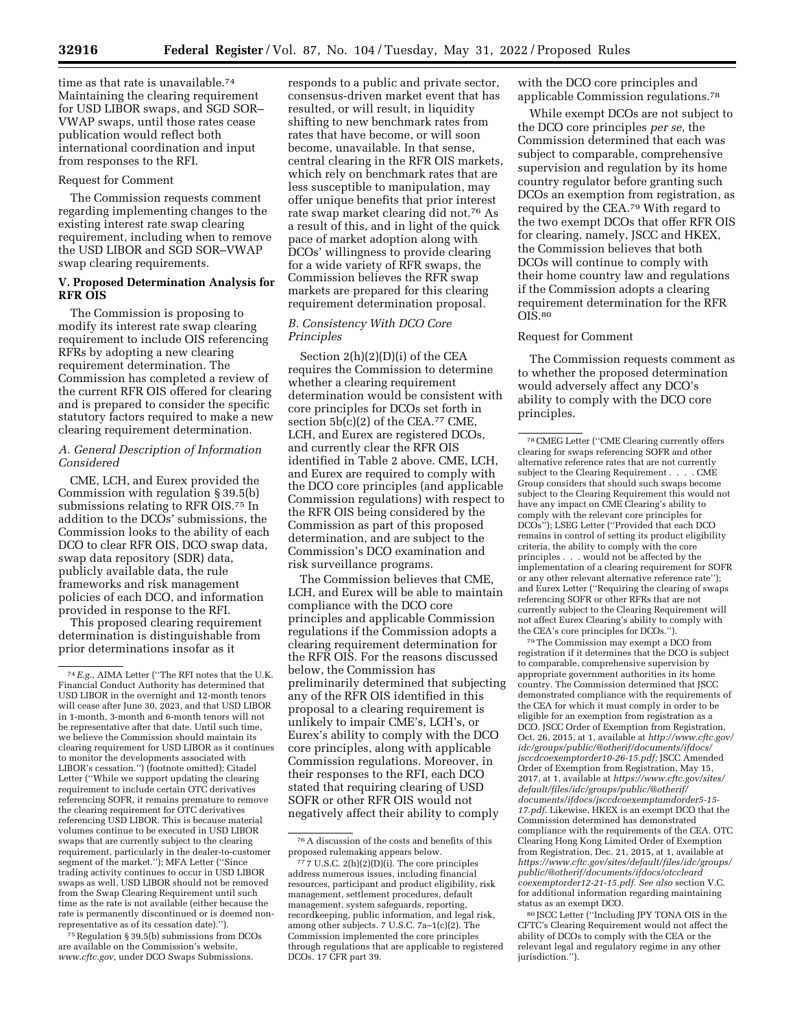time as that rate is unavailable.[74] Maintaining the clearing requirement for USD LIBOR swaps, and SGD SOR–VWAP swaps, until those rates cease publication would reflect both international coordination and input from responses to the RFI.

Request for Comment

The Commission requests comment regarding implementing changes to the existing interest rate swap clearing requirement, including when to remove the USD LIBOR and SGD SOR–VWAP swap clearing requirements.

## V. Proposed Determination Analysis for RFR OIS

The Commission is proposing to modify its interest rate swap clearing requirement to include OIS referencing RFRs by adopting a new clearing requirement determination. The Commission has completed a review of the current RFR OIS offered for clearing and is prepared to consider the specific statutory factors required to make a new clearing requirement determination.

### A. General Description of Information Considered

CME, LCH, and Eurex provided the Commission with regulation § 39.5(b) submissions relating to RFR OIS.[75] In addition to the DCOs' submissions, the Commission looks to the ability of each DCO to clear RFR OIS, DCO swap data, swap data repository (SDR) data, publicly available data, the rule frameworks and risk management policies of each DCO, and information provided in response to the RFI.

This proposed clearing requirement determination is distinguishable from prior determinations insofar as it responds to a public and private sector, consensus-driven market event that has resulted, or will result, in liquidity shifting to new benchmark rates from rates that have become, or will soon become, unavailable. In that sense, central clearing in the RFR OIS markets, which rely on benchmark rates that are less susceptible to manipulation, may offer unique benefits that prior interest rate swap market clearing did not.[76] As a result of this, and in light of the quick pace of market adoption along with DCOs' willingness to provide clearing for a wide variety of RFR swaps, the Commission believes the RFR swap markets are prepared for this clearing requirement determination proposal.

### B. Consistency With DCO Core Principles

Section 2(h)(2)(D)(i) of the CEA requires the Commission to determine whether a clearing requirement determination would be consistent with core principles for DCOs set forth in section 5b(c)(2) of the CEA.[77] CME, LCH, and Eurex are registered DCOs, and currently clear the RFR OIS identified in Table 2 above. CME, LCH, and Eurex are required to comply with the DCO core principles (and applicable Commission regulations) with respect to the RFR OIS being considered by the Commission as part of this proposed determination, and are subject to the Commission's DCO examination and risk surveillance programs.

The Commission believes that CME, LCH, and Eurex will be able to maintain compliance with the DCO core principles and applicable Commission regulations if the Commission adopts a clearing requirement determination for the RFR OIS. For the reasons discussed below, the Commission has preliminarily determined that subjecting any of the RFR OIS identified in this proposal to a clearing requirement is unlikely to impair CME's, LCH's, or Eurex's ability to comply with the DCO core principles, along with applicable Commission regulations. Moreover, in their responses to the RFI, each DCO stated that requiring clearing of USD SOFR or other RFR OIS would not negatively affect their ability to comply with the DCO core principles and applicable Commission regulations.[78]

While exempt DCOs are not subject to the DCO core principles *per se,* the Commission determined that each was subject to comparable, comprehensive supervision and regulation by its home country regulator before granting such DCOs an exemption from registration, as required by the CEA.[79] With regard to the two exempt DCOs that offer RFR OIS for clearing, namely, JSCC and HKEX, the Commission believes that both DCOs will continue to comply with their home country law and regulations if the Commission adopts a clearing requirement determination for the RFR OIS.[80]

Request for Comment

The Commission requests comment as to whether the proposed determination would adversely affect any DCO's ability to comply with the DCO core principles.

---

[74] *E.g.,* AIMA Letter (''The RFI notes that the U.K. Financial Conduct Authority has determined that USD LIBOR in the overnight and 12-month tenors will cease after June 30, 2023, and that USD LIBOR in 1-month, 3-month and 6-month tenors will not be representative after that date. Until such time, we believe the Commission should maintain its clearing requirement for USD LIBOR as it continues to monitor the developments associated with LIBOR's cessation.'') (footnote omitted); Citadel Letter (''While we support updating the clearing requirement to include certain OTC derivatives referencing SOFR, it remains premature to remove the clearing requirement for OTC derivatives referencing USD LIBOR. This is because material volumes continue to be executed in USD LIBOR swaps that are currently subject to the clearing requirement, particularly in the dealer-to-customer segment of the market.''); MFA Letter (''Since trading activity continues to occur in USD LIBOR swaps as well, USD LIBOR should not be removed from the Swap Clearing Requirement until such time as the rate is not available (either because the rate is permanently discontinued or is deemed non-representative as of its cessation date).'').

[75] Regulation § 39.5(b) submissions from DCOs are available on the Commission's website, *www.cftc.gov,* under DCO Swaps Submissions.

[76] A discussion of the costs and benefits of this proposed rulemaking appears below.

[77] 7 U.S.C. 2(h)(2)(D)(i). The core principles address numerous issues, including financial resources, participant and product eligibility, risk management, settlement procedures, default management, system safeguards, reporting, recordkeeping, public information, and legal risk, among other subjects. 7 U.S.C. 7a–1(c)(2). The Commission implemented the core principles through regulations that are applicable to registered DCOs. 17 CFR part 39.

[78] CMEG Letter (''CME Clearing currently offers clearing for swaps referencing SOFR and other alternative reference rates that are not currently subject to the Clearing Requirement . . . . CME Group considers that should such swaps become subject to the Clearing Requirement this would not have any impact on CME Clearing's ability to comply with the relevant core principles for DCOs''); LSEG Letter (''Provided that each DCO remains in control of setting its product eligibility criteria, the ability to comply with the core principles . . . would not be affected by the implementation of a clearing requirement for SOFR or any other relevant alternative reference rate''); and Eurex Letter (''Requiring the clearing of swaps referencing SOFR or other RFRs that are not currently subject to the Clearing Requirement will not affect Eurex Clearing's ability to comply with the CEA's core principles for DCOs.'').

[79] The Commission may exempt a DCO from registration if it determines that the DCO is subject to comparable, comprehensive supervision by appropriate government authorities in its home country. The Commission determined that JSCC demonstrated compliance with the requirements of the CEA for which it must comply in order to be eligible for an exemption from registration as a DCO. JSCC Order of Exemption from Registration, Oct. 26, 2015, at 1, available at *http://www.cftc.gov/idc/groups/public/@otherif/documents/ifdocs/jsccdcoexemptorder10-26-15.pdf;* JSCC Amended Order of Exemption from Registration, May 15, 2017, at 1, available at *https://www.cftc.gov/sites/default/files/idc/groups/public/@otherif/documents/ifdocs/jsccdcoexemptamdorder5-15-17.pdf.* Likewise, HKEX is an exempt DCO that the Commission determined has demonstrated compliance with the requirements of the CEA. OTC Clearing Hong Kong Limited Order of Exemption from Registration, Dec. 21, 2015, at 1, available at *https://www.cftc.gov/sites/default/files/idc/groups/public/@otherif/documents/ifdocs/otccleardcoexemptorder12-21-15.pdf. See also* section V.C. for additional information regarding maintaining status as an exempt DCO.

[80] JSCC Letter (''Including JPY TONA OIS in the CFTC's Clearing Requirement would not affect the ability of DCOs to comply with the CEA or the relevant legal and regulatory regime in any other jurisdiction.'').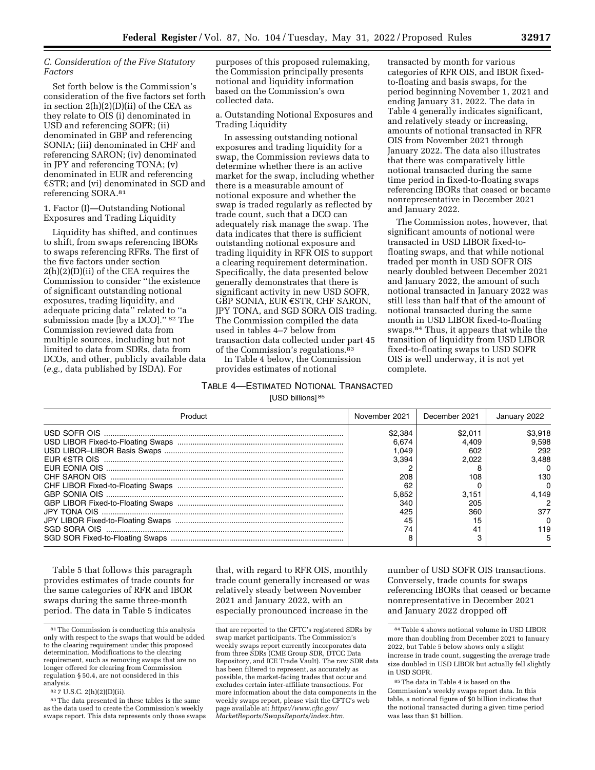### C. Consideration of the Five Statutory Factors

Set forth below is the Commission's consideration of the five factors set forth in section 2(h)(2)(D)(ii) of the CEA as they relate to OIS (i) denominated in USD and referencing SOFR; (ii) denominated in GBP and referencing SONIA; (iii) denominated in CHF and referencing SARON; (iv) denominated in JPY and referencing TONA; (v) denominated in EUR and referencing €STR; and (vi) denominated in SGD and referencing SORA.[81]

#### 1. Factor (I)—Outstanding Notional Exposures and Trading Liquidity

Liquidity has shifted, and continues to shift, from swaps referencing IBORs to swaps referencing RFRs. The first of the five factors under section 2(h)(2)(D)(ii) of the CEA requires the Commission to consider "the existence of significant outstanding notional exposures, trading liquidity, and adequate pricing data" related to "a submission made [by a DCO]." [82] The Commission reviewed data from multiple sources, including but not limited to data from SDRs, data from DCOs, and other, publicly available data (*e.g.,* data published by ISDA). For purposes of this proposed rulemaking, the Commission principally presents notional and liquidity information based on the Commission's own collected data.

a. Outstanding Notional Exposures and Trading Liquidity

In assessing outstanding notional exposures and trading liquidity for a swap, the Commission reviews data to determine whether there is an active market for the swap, including whether there is a measurable amount of notional exposure and whether the swap is traded regularly as reflected by trade count, such that a DCO can adequately risk manage the swap. The data indicates that there is sufficient outstanding notional exposure and trading liquidity in RFR OIS to support a clearing requirement determination. Specifically, the data presented below generally demonstrates that there is significant activity in new USD SOFR, GBP SONIA, EUR €STR, CHF SARON, JPY TONA, and SGD SORA OIS trading. The Commission compiled the data used in tables 4–7 below from transaction data collected under part 45 of the Commission's regulations.[83]

In Table 4 below, the Commission provides estimates of notional transacted by month for various categories of RFR OIS, and IBOR fixed-to-floating and basis swaps, for the period beginning November 1, 2021 and ending January 31, 2022. The data in Table 4 generally indicates significant, and relatively steady or increasing, amounts of notional transacted in RFR OIS from November 2021 through January 2022. The data also illustrates that there was comparatively little notional transacted during the same time period in fixed-to-floating swaps referencing IBORs that ceased or became nonrepresentative in December 2021 and January 2022.

The Commission notes, however, that significant amounts of notional were transacted in USD LIBOR fixed-to-floating swaps, and that while notional traded per month in USD SOFR OIS nearly doubled between December 2021 and January 2022, the amount of such notional transacted in January 2022 was still less than half that of the amount of notional transacted during the same month in USD LIBOR fixed-to-floating swaps.[84] Thus, it appears that while the transition of liquidity from USD LIBOR fixed-to-floating swaps to USD SOFR OIS is well underway, it is not yet complete.

TABLE 4—ESTIMATED NOTIONAL TRANSACTED

[USD billions][85]

| Product | November 2021 | December 2021 | January 2022 |
|---|---|---|---|
| USD SOFR OIS | $2,384 | $2,011 | $3,918 |
| USD LIBOR Fixed-to-Floating Swaps | 6,674 | 4,409 | 9,598 |
| USD LIBOR–LIBOR Basis Swaps | 1,049 | 602 | 292 |
| EUR €STR OIS | 3,394 | 2,022 | 3,488 |
| EUR EONIA OIS | 2 | 8 | 0 |
| CHF SARON OIS | 208 | 108 | 130 |
| CHF LIBOR Fixed-to-Floating Swaps | 62 | 0 | 0 |
| GBP SONIA OIS | 5,852 | 3,151 | 4,149 |
| GBP LIBOR Fixed-to-Floating Swaps | 340 | 205 | 2 |
| JPY TONA OIS | 425 | 360 | 377 |
| JPY LIBOR Fixed-to-Floating Swaps | 45 | 15 | 0 |
| SGD SORA OIS | 74 | 41 | 119 |
| SGD SOR Fixed-to-Floating Swaps | 8 | 3 | 5 |

Table 5 that follows this paragraph provides estimates of trade counts for the same categories of RFR and IBOR swaps during the same three-month period. The data in Table 5 indicates that, with regard to RFR OIS, monthly trade count generally increased or was relatively steady between November 2021 and January 2022, with an especially pronounced increase in the number of USD SOFR OIS transactions. Conversely, trade counts for swaps referencing IBORs that ceased or became nonrepresentative in December 2021 and January 2022 dropped off

---

[81] The Commission is conducting this analysis only with respect to the swaps that would be added to the clearing requirement under this proposed determination. Modifications to the clearing requirement, such as removing swaps that are no longer offered for clearing from Commission regulation § 50.4, are not considered in this analysis.

[82] 7 U.S.C. 2(h)(2)(D)(ii).

[83] The data presented in these tables is the same as the data used to create the Commission's weekly swaps report. This data represents only those swaps that are reported to the CFTC's registered SDRs by swap market participants. The Commission's weekly swaps report currently incorporates data from three SDRs (CME Group SDR, DTCC Data Repository, and ICE Trade Vault). The raw SDR data has been filtered to represent, as accurately as possible, the market-facing trades that occur and excludes certain inter-affiliate transactions. For more information about the data components in the weekly swaps report, please visit the CFTC's web page available at: *https://www.cftc.gov/MarketReports/SwapsReports/index.htm.*

[84] Table 4 shows notional volume in USD LIBOR more than doubling from December 2021 to January 2022, but Table 5 below shows only a slight increase in trade count, suggesting the average trade size doubled in USD LIBOR but actually fell slightly in USD SOFR.

[85] The data in Table 4 is based on the Commission's weekly swaps report data. In this table, a notional figure of $0 billion indicates that the notional transacted during a given time period was less than $1 billion.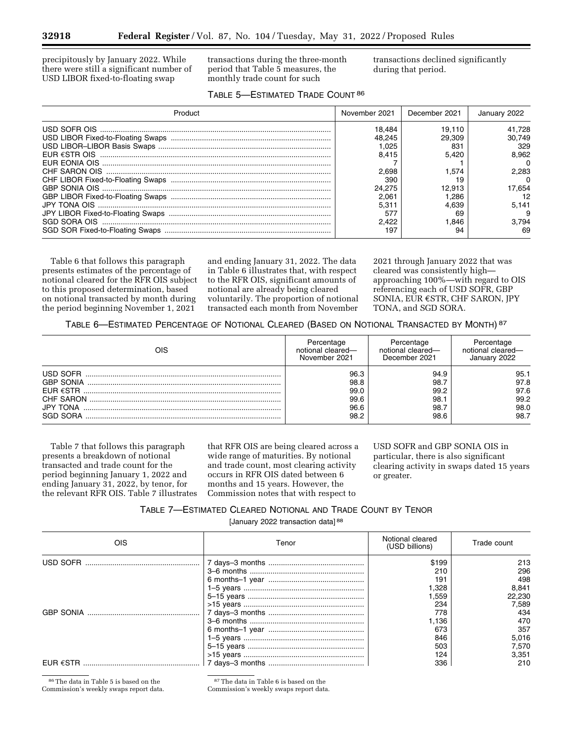precipitously by January 2022. While there were still a significant number of USD LIBOR fixed-to-floating swap transactions during the three-month period that Table 5 measures, the monthly trade count for such transactions declined significantly during that period.

TABLE 5—ESTIMATED TRADE COUNT [86]

| Product | November 2021 | December 2021 | January 2022 |
|---|---|---|---|
| USD SOFR OIS | 18,484 | 19,110 | 41,728 |
| USD LIBOR Fixed-to-Floating Swaps | 48,245 | 29,309 | 30,749 |
| USD LIBOR–LIBOR Basis Swaps | 1,025 | 831 | 329 |
| EUR €STR OIS | 8,415 | 5,420 | 8,962 |
| EUR EONIA OIS | 7 | 1 | 0 |
| CHF SARON OIS | 2,698 | 1,574 | 2,283 |
| CHF LIBOR Fixed-to-Floating Swaps | 390 | 19 | 0 |
| GBP SONIA OIS | 24,275 | 12,913 | 17,654 |
| GBP LIBOR Fixed-to-Floating Swaps | 2,061 | 1,286 | 12 |
| JPY TONA OIS | 5,311 | 4,639 | 5,141 |
| JPY LIBOR Fixed-to-Floating Swaps | 577 | 69 | 9 |
| SGD SORA OIS | 2,422 | 1,846 | 3,794 |
| SGD SOR Fixed-to-Floating Swaps | 197 | 94 | 69 |

Table 6 that follows this paragraph presents estimates of the percentage of notional cleared for the RFR OIS subject to this proposed determination, based on notional transacted by month during the period beginning November 1, 2021 and ending January 31, 2022. The data in Table 6 illustrates that, with respect to the RFR OIS, significant amounts of notional are already being cleared voluntarily. The proportion of notional transacted each month from November 2021 through January 2022 that was cleared was consistently high—approaching 100%—with regard to OIS referencing each of USD SOFR, GBP SONIA, EUR €STR, CHF SARON, JPY TONA, and SGD SORA.

TABLE 6—ESTIMATED PERCENTAGE OF NOTIONAL CLEARED (BASED ON NOTIONAL TRANSACTED BY MONTH) [87]

| OIS | Percentage notional cleared—November 2021 | Percentage notional cleared—December 2021 | Percentage notional cleared—January 2022 |
|---|---|---|---|
| USD SOFR | 96.3 | 94.9 | 95.1 |
| GBP SONIA | 98.8 | 98.7 | 97.8 |
| EUR €STR | 99.0 | 99.2 | 97.6 |
| CHF SARON | 99.6 | 98.1 | 99.2 |
| JPY TONA | 96.6 | 98.7 | 98.0 |
| SGD SORA | 98.2 | 98.6 | 98.7 |

Table 7 that follows this paragraph presents a breakdown of notional transacted and trade count for the period beginning January 1, 2022 and ending January 31, 2022, by tenor, for the relevant RFR OIS. Table 7 illustrates that RFR OIS are being cleared across a wide range of maturities. By notional and trade count, most clearing activity occurs in RFR OIS dated between 6 months and 15 years. However, the Commission notes that with respect to USD SOFR and GBP SONIA OIS in particular, there is also significant clearing activity in swaps dated 15 years or greater.

TABLE 7—ESTIMATED CLEARED NOTIONAL AND TRADE COUNT BY TENOR

[January 2022 transaction data] [88]

| OIS | Tenor | Notional cleared (USD billions) | Trade count |
|---|---|---|---|
| USD SOFR | 7 days–3 months | $199 | 213 |
| | 3–6 months | 210 | 296 |
| | 6 months–1 year | 191 | 498 |
| | 1–5 years | 1,328 | 8,841 |
| | 5–15 years | 1,559 | 22,230 |
| | >15 years | 234 | 7,589 |
| GBP SONIA | 7 days–3 months | 778 | 434 |
| | 3–6 months | 1,136 | 470 |
| | 6 months–1 year | 673 | 357 |
| | 1–5 years | 846 | 5,016 |
| | 5–15 years | 503 | 7,570 |
| | >15 years | 124 | 3,351 |
| EUR €STR | 7 days–3 months | 336 | 210 |

[86] The data in Table 5 is based on the Commission's weekly swaps report data.

[87] The data in Table 6 is based on the Commission's weekly swaps report data.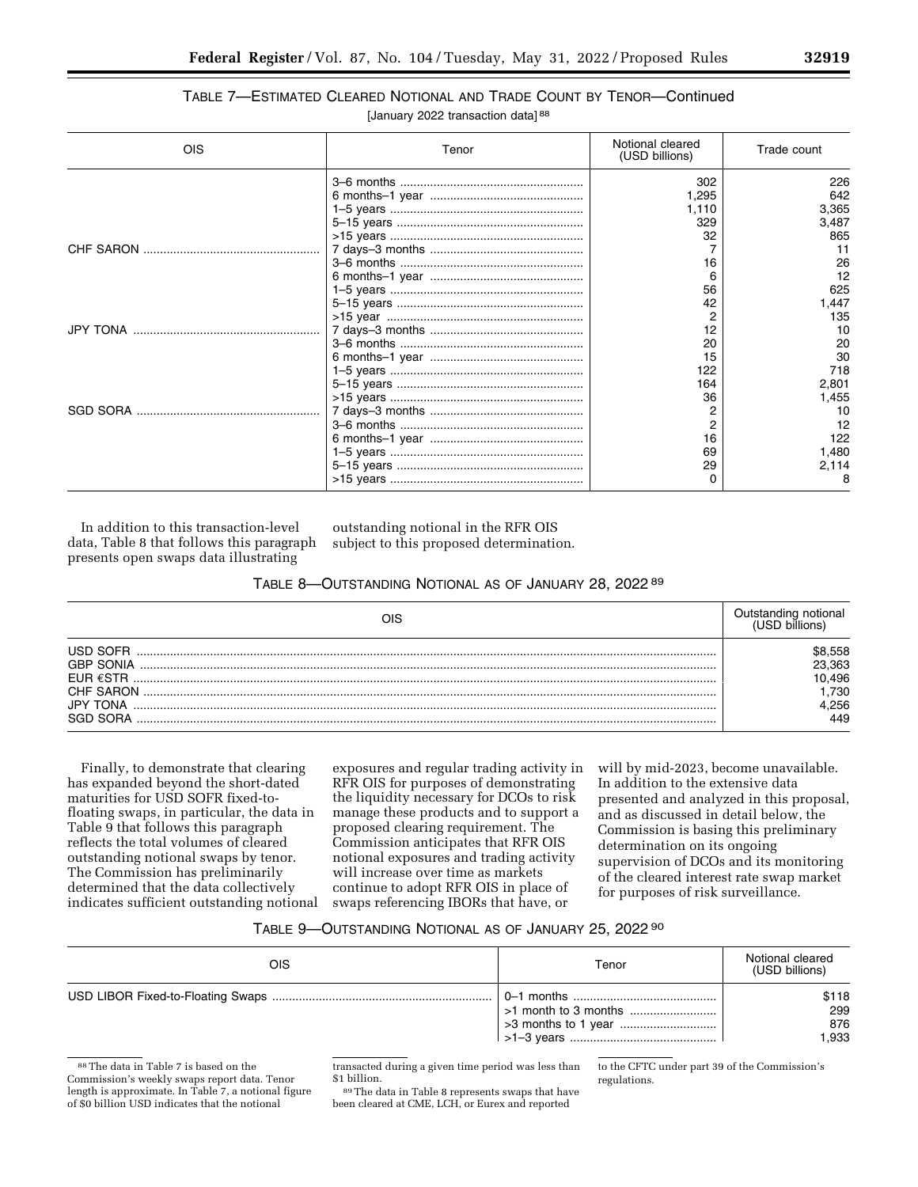TABLE 7—ESTIMATED CLEARED NOTIONAL AND TRADE COUNT BY TENOR—Continued

[January 2022 transaction data] [88]

| OIS | Tenor | Notional cleared (USD billions) | Trade count |
|---|---|---|---|
| | 3–6 months | 302 | 226 |
| | 6 months–1 year | 1,295 | 642 |
| | 1–5 years | 1,110 | 3,365 |
| | 5–15 years | 329 | 3,487 |
| | >15 years | 32 | 865 |
| CHF SARON | 7 days–3 months | 7 | 11 |
| | 3–6 months | 16 | 26 |
| | 6 months–1 year | 6 | 12 |
| | 1–5 years | 56 | 625 |
| | 5–15 years | 42 | 1,447 |
| | >15 year | 2 | 135 |
| JPY TONA | 7 days–3 months | 12 | 10 |
| | 3–6 months | 20 | 20 |
| | 6 months–1 year | 15 | 30 |
| | 1–5 years | 122 | 718 |
| | 5–15 years | 164 | 2,801 |
| | >15 years | 36 | 1,455 |
| SGD SORA | 7 days–3 months | 2 | 10 |
| | 3–6 months | 2 | 12 |
| | 6 months–1 year | 16 | 122 |
| | 1–5 years | 69 | 1,480 |
| | 5–15 years | 29 | 2,114 |
| | >15 years | 0 | 8 |

In addition to this transaction-level data, Table 8 that follows this paragraph presents open swaps data illustrating outstanding notional in the RFR OIS subject to this proposed determination.

TABLE 8—OUTSTANDING NOTIONAL AS OF JANUARY 28, 2022 [89]

| OIS | Outstanding notional (USD billions) |
|---|---|
| USD SOFR | $8,558 |
| GBP SONIA | 23,363 |
| EUR €STR | 10,496 |
| CHF SARON | 1,730 |
| JPY TONA | 4,256 |
| SGD SORA | 449 |

Finally, to demonstrate that clearing has expanded beyond the short-dated maturities for USD SOFR fixed-to-floating swaps, in particular, the data in Table 9 that follows this paragraph reflects the total volumes of cleared outstanding notional swaps by tenor. The Commission has preliminarily determined that the data collectively indicates sufficient outstanding notional exposures and regular trading activity in RFR OIS for purposes of demonstrating the liquidity necessary for DCOs to risk manage these products and to support a proposed clearing requirement. The Commission anticipates that RFR OIS notional exposures and trading activity will increase over time as markets continue to adopt RFR OIS in place of swaps referencing IBORs that have, or will by mid-2023, become unavailable. In addition to the extensive data presented and analyzed in this proposal, and as discussed in detail below, the Commission is basing this preliminary determination on its ongoing supervision of DCOs and its monitoring of the cleared interest rate swap market for purposes of risk surveillance.

TABLE 9—OUTSTANDING NOTIONAL AS OF JANUARY 25, 2022 [90]

| OIS | Tenor | Notional cleared (USD billions) |
|---|---|---|
| USD LIBOR Fixed-to-Floating Swaps | 0–1 months | $118 |
| | >1 month to 3 months | 299 |
| | >3 months to 1 year | 876 |
| | >1–3 years | 1,933 |

[88] The data in Table 7 is based on the Commission's weekly swaps report data. Tenor length is approximate. In Table 7, a notional figure of $0 billion USD indicates that the notional transacted during a given time period was less than $1 billion.

[89] The data in Table 8 represents swaps that have been cleared at CME, LCH, or Eurex and reported to the CFTC under part 39 of the Commission's regulations.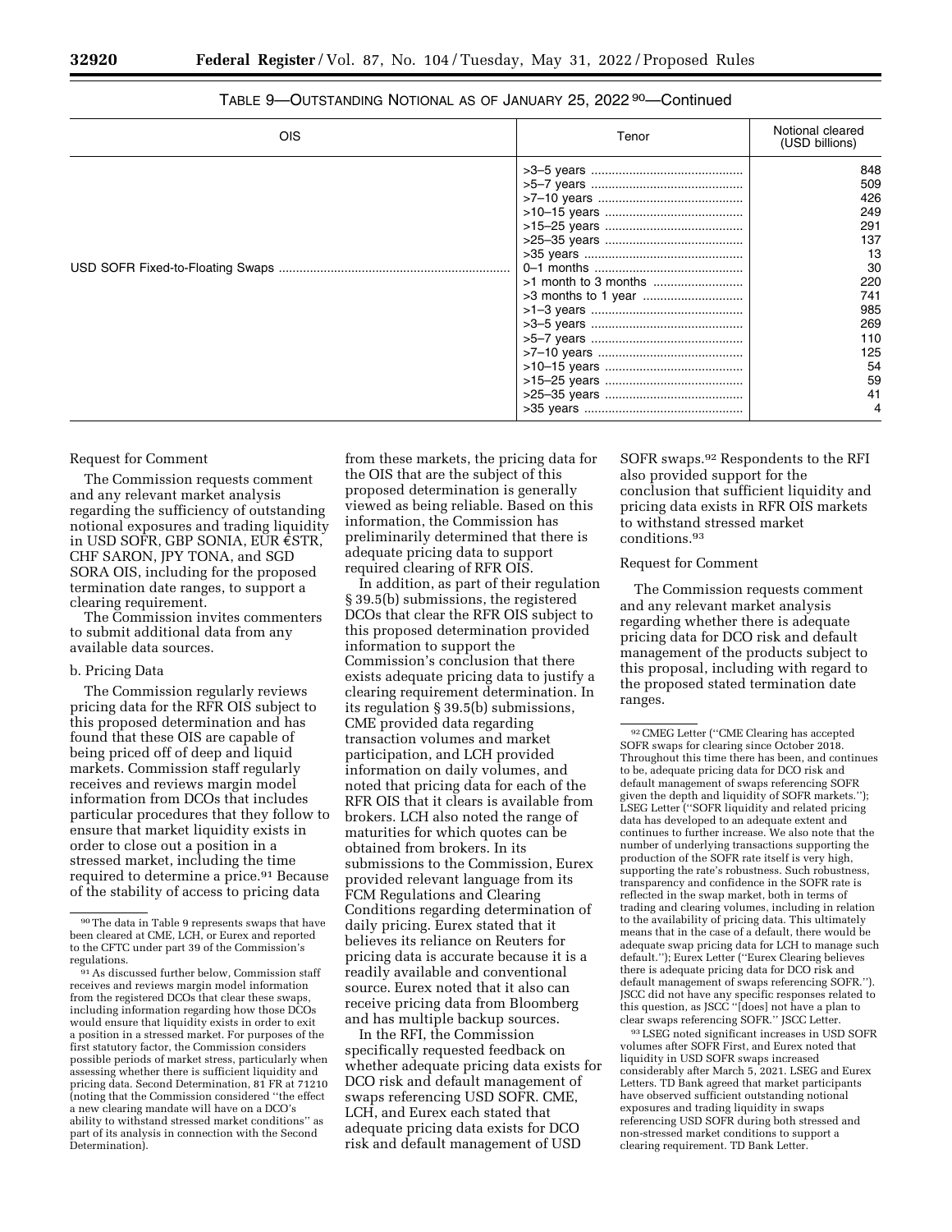TABLE 9—OUTSTANDING NOTIONAL AS OF JANUARY 25, 2022 [90]—Continued

| OIS | Tenor | Notional cleared (USD billions) |
|---|---|---|
| | >3–5 years | 848 |
| | >5–7 years | 509 |
| | >7–10 years | 426 |
| | >10–15 years | 249 |
| | >15–25 years | 291 |
| | >25–35 years | 137 |
| | >35 years | 13 |
| USD SOFR Fixed-to-Floating Swaps | 0–1 months | 30 |
| | >1 month to 3 months | 220 |
| | >3 months to 1 year | 741 |
| | >1–3 years | 985 |
| | >3–5 years | 269 |
| | >5–7 years | 110 |
| | >7–10 years | 125 |
| | >10–15 years | 54 |
| | >15–25 years | 59 |
| | >25–35 years | 41 |
| | >35 years | 4 |

Request for Comment

The Commission requests comment and any relevant market analysis regarding the sufficiency of outstanding notional exposures and trading liquidity in USD SOFR, GBP SONIA, EUR €STR, CHF SARON, JPY TONA, and SGD SORA OIS, including for the proposed termination date ranges, to support a clearing requirement.

The Commission invites commenters to submit additional data from any available data sources.

b. Pricing Data

The Commission regularly reviews pricing data for the RFR OIS subject to this proposed determination and has found that these OIS are capable of being priced off of deep and liquid markets. Commission staff regularly receives and reviews margin model information from DCOs that includes particular procedures that they follow to ensure that market liquidity exists in order to close out a position in a stressed market, including the time required to determine a price.[91] Because of the stability of access to pricing data from these markets, the pricing data for the OIS that are the subject of this proposed determination is generally viewed as being reliable. Based on this information, the Commission has preliminarily determined that there is adequate pricing data to support required clearing of RFR OIS.

In addition, as part of their regulation § 39.5(b) submissions, the registered DCOs that clear the RFR OIS subject to this proposed determination provided information to support the Commission's conclusion that there exists adequate pricing data to justify a clearing requirement determination. In its regulation § 39.5(b) submissions, CME provided data regarding transaction volumes and market participation, and LCH provided information on daily volumes, and noted that pricing data for each of the RFR OIS that it clears is available from brokers. LCH also noted the range of maturities for which quotes can be obtained from brokers. In its submissions to the Commission, Eurex provided relevant language from its FCM Regulations and Clearing Conditions regarding determination of daily pricing. Eurex stated that it believes its reliance on Reuters for pricing data is accurate because it is a readily available and conventional source. Eurex noted that it also can receive pricing data from Bloomberg and has multiple backup sources.

In the RFI, the Commission specifically requested feedback on whether adequate pricing data exists for DCO risk and default management of swaps referencing USD SOFR. CME, LCH, and Eurex each stated that adequate pricing data exists for DCO risk and default management of USD SOFR swaps.[92] Respondents to the RFI also provided support for the conclusion that sufficient liquidity and pricing data exists in RFR OIS markets to withstand stressed market conditions.[93]

Request for Comment

The Commission requests comment and any relevant market analysis regarding whether there is adequate pricing data for DCO risk and default management of the products subject to this proposal, including with regard to the proposed stated termination date ranges.

[90] The data in Table 9 represents swaps that have been cleared at CME, LCH, or Eurex and reported to the CFTC under part 39 of the Commission's regulations.

[91] As discussed further below, Commission staff receives and reviews margin model information from the registered DCOs that clear these swaps, including information regarding how those DCOs would ensure that liquidity exists in order to exit a position in a stressed market. For purposes of the first statutory factor, the Commission considers possible periods of market stress, particularly when assessing whether there is sufficient liquidity and pricing data. Second Determination, 81 FR at 71210 (noting that the Commission considered "the effect a new clearing mandate will have on a DCO's ability to withstand stressed market conditions" as part of its analysis in connection with the Second Determination).

[92] CMEG Letter ("CME Clearing has accepted SOFR swaps for clearing since October 2018. Throughout this time there has been, and continues to be, adequate pricing data for DCO risk and default management of swaps referencing SOFR given the depth and liquidity of SOFR markets."); LSEG Letter ("SOFR liquidity and related pricing data has developed to an adequate extent and continues to further increase. We also note that the number of underlying transactions supporting the production of the SOFR rate itself is very high, supporting the rate's robustness. Such robustness, transparency and confidence in the SOFR rate is reflected in the swap market, both in terms of trading and clearing volumes, including in relation to the availability of pricing data. This ultimately means that in the case of a default, there would be adequate swap pricing data for LCH to manage such default."); Eurex Letter ("Eurex Clearing believes there is adequate pricing data for DCO risk and default management of swaps referencing SOFR."). JSCC did not have any specific responses related to this question, as JSCC "[does] not have a plan to clear swaps referencing SOFR." JSCC Letter.

[93] LSEG noted significant increases in USD SOFR volumes after SOFR First, and Eurex noted that liquidity in USD SOFR swaps increased considerably after March 5, 2021. LSEG and Eurex Letters. TD Bank agreed that market participants have observed sufficient outstanding notional exposures and trading liquidity in swaps referencing USD SOFR during both stressed and non-stressed market conditions to support a clearing requirement. TD Bank Letter.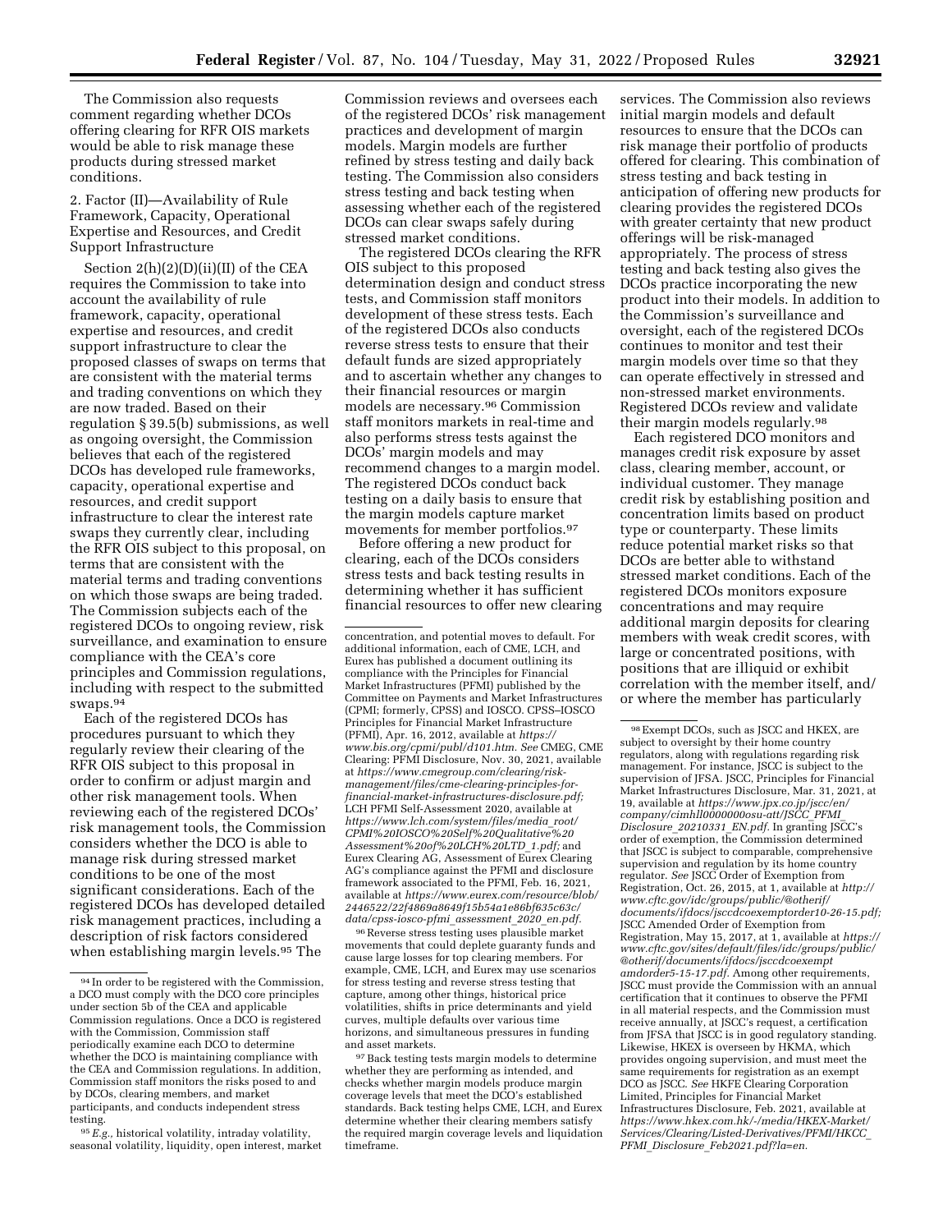The Commission also requests comment regarding whether DCOs offering clearing for RFR OIS markets would be able to risk manage these products during stressed market conditions.

2. Factor (II)—Availability of Rule Framework, Capacity, Operational Expertise and Resources, and Credit Support Infrastructure

Section 2(h)(2)(D)(ii)(II) of the CEA requires the Commission to take into account the availability of rule framework, capacity, operational expertise and resources, and credit support infrastructure to clear the proposed classes of swaps on terms that are consistent with the material terms and trading conventions on which they are now traded. Based on their regulation § 39.5(b) submissions, as well as ongoing oversight, the Commission believes that each of the registered DCOs has developed rule frameworks, capacity, operational expertise and resources, and credit support infrastructure to clear the interest rate swaps they currently clear, including the RFR OIS subject to this proposal, on terms that are consistent with the material terms and trading conventions on which those swaps are being traded. The Commission subjects each of the registered DCOs to ongoing review, risk surveillance, and examination to ensure compliance with the CEA's core principles and Commission regulations, including with respect to the submitted swaps.[94]

Each of the registered DCOs has procedures pursuant to which they regularly review their clearing of the RFR OIS subject to this proposal in order to confirm or adjust margin and other risk management tools. When reviewing each of the registered DCOs' risk management tools, the Commission considers whether the DCO is able to manage risk during stressed market conditions to be one of the most significant considerations. Each of the registered DCOs has developed detailed risk management practices, including a description of risk factors considered when establishing margin levels.[95] The Commission reviews and oversees each of the registered DCOs' risk management practices and development of margin models. Margin models are further refined by stress testing and daily back testing. The Commission also considers stress testing and back testing when assessing whether each of the registered DCOs can clear swaps safely during stressed market conditions.

The registered DCOs clearing the RFR OIS subject to this proposed determination design and conduct stress tests, and Commission staff monitors development of these stress tests. Each of the registered DCOs also conducts reverse stress tests to ensure that their default funds are sized appropriately and to ascertain whether any changes to their financial resources or margin models are necessary.[96] Commission staff monitors markets in real-time and also performs stress tests against the DCOs' margin models and may recommend changes to a margin model. The registered DCOs conduct back testing on a daily basis to ensure that the margin models capture market movements for member portfolios.[97]

Before offering a new product for clearing, each of the DCOs considers stress tests and back testing results in determining whether it has sufficient financial resources to offer new clearing services. The Commission also reviews initial margin models and default resources to ensure that the DCOs can risk manage their portfolio of products offered for clearing. This combination of stress testing and back testing in anticipation of offering new products for clearing provides the registered DCOs with greater certainty that new product offerings will be risk-managed appropriately. The process of stress testing and back testing also gives the DCOs practice incorporating the new product into their models. In addition to the Commission's surveillance and oversight, each of the registered DCOs continues to monitor and test their margin models over time so that they can operate effectively in stressed and non-stressed market environments. Registered DCOs review and validate their margin models regularly.[98]

Each registered DCO monitors and manages credit risk exposure by asset class, clearing member, account, or individual customer. They manage credit risk by establishing position and concentration limits based on product type or counterparty. These limits reduce potential market risks so that DCOs are better able to withstand stressed market conditions. Each of the registered DCOs monitors exposure concentrations and may require additional margin deposits for clearing members with weak credit scores, with large or concentrated positions, with positions that are illiquid or exhibit correlation with the member itself, and/or where the member has particularly

---

[94] In order to be registered with the Commission, a DCO must comply with the DCO core principles under section 5b of the CEA and applicable Commission regulations. Once a DCO is registered with the Commission, Commission staff periodically examine each DCO to determine whether the DCO is maintaining compliance with the CEA and Commission regulations. In addition, Commission staff monitors the risks posed to and by DCOs, clearing members, and market participants, and conducts independent stress testing.

[95] *E.g.,* historical volatility, intraday volatility, seasonal volatility, liquidity, open interest, market concentration, and potential moves to default. For additional information, each of CME, LCH, and Eurex has published a document outlining its compliance with the Principles for Financial Market Infrastructures (PFMI) published by the Committee on Payments and Market Infrastructures (CPMI; formerly, CPSS) and IOSCO. CPSS–IOSCO Principles for Financial Market Infrastructure (PFMI), Apr. 16, 2012, available at *https://www.bis.org/cpmi/publ/d101.htm. See* CMEG, CME Clearing: PFMI Disclosure, Nov. 30, 2021, available at *https://www.cmegroup.com/clearing/risk-management/files/cme-clearing-principles-for-financial-market-infrastructures-disclosure.pdf;* LCH PFMI Self-Assessment 2020, available at *https://www.lch.com/system/files/media_root/CPMI%20IOSCO%20Self%20Qualitative%20Assessment%20of%20LCH%20LTD_1.pdf;* and Eurex Clearing AG, Assessment of Eurex Clearing AG's compliance against the PFMI and disclosure framework associated to the PFMI, Feb. 16, 2021, available at *https://www.eurex.com/resource/blob/2446522/22f4869a8649f15b54a1e86bf635c63c/data/cpss-iosco-pfmi_assessment_2020_en.pdf.*

[96] Reverse stress testing uses plausible market movements that could deplete guaranty funds and cause large losses for top clearing members. For example, CME, LCH, and Eurex may use scenarios for stress testing and reverse stress testing that capture, among other things, historical price volatilities, shifts in price determinants and yield curves, multiple defaults over various time horizons, and simultaneous pressures in funding and asset markets.

[97] Back testing tests margin models to determine whether they are performing as intended, and checks whether margin models produce margin coverage levels that meet the DCO's established standards. Back testing helps CME, LCH, and Eurex determine whether their clearing members satisfy the required margin coverage levels and liquidation timeframe.

[98] Exempt DCOs, such as JSCC and HKEX, are subject to oversight by their home country regulators, along with regulations regarding risk management. For instance, JSCC is subject to the supervision of JFSA. JSCC, Principles for Financial Market Infrastructures Disclosure, Mar. 31, 2021, at 19, available at *https://www.jpx.co.jp/jscc/en/company/cimhll0000000osu-att/JSCC_PFMI_Disclosure_20210331_EN.pdf.* In granting JSCC's order of exemption, the Commission determined that JSCC is subject to comparable, comprehensive supervision and regulation by its home country regulator. *See* JSCC Order of Exemption from Registration, Oct. 26, 2015, at 1, available at *http://www.cftc.gov/idc/groups/public/@otherif/documents/ifdocs/jsccdcoexemptorder10-26-15.pdf;* JSCC Amended Order of Exemption from Registration, May 15, 2017, at 1, available at *https://www.cftc.gov/sites/default/files/idc/groups/public/@otherif/documents/ifdocs/jsccdcoexemptamdorder5-15-17.pdf.* Among other requirements, JSCC must provide the Commission with an annual certification that it continues to observe the PFMI in all material respects, and the Commission must receive annually, at JSCC's request, a certification from JFSA that JSCC is in good regulatory standing. Likewise, HKEX is overseen by HKMA, which provides ongoing supervision, and must meet the same requirements for registration as an exempt DCO as JSCC. *See* HKFE Clearing Corporation Limited, Principles for Financial Market Infrastructures Disclosure, Feb. 2021, available at *https://www.hkex.com.hk/-/media/HKEX-Market/Services/Clearing/Listed-Derivatives/PFMI/HKCC_PFMI_Disclosure_Feb2021.pdf?la=en.*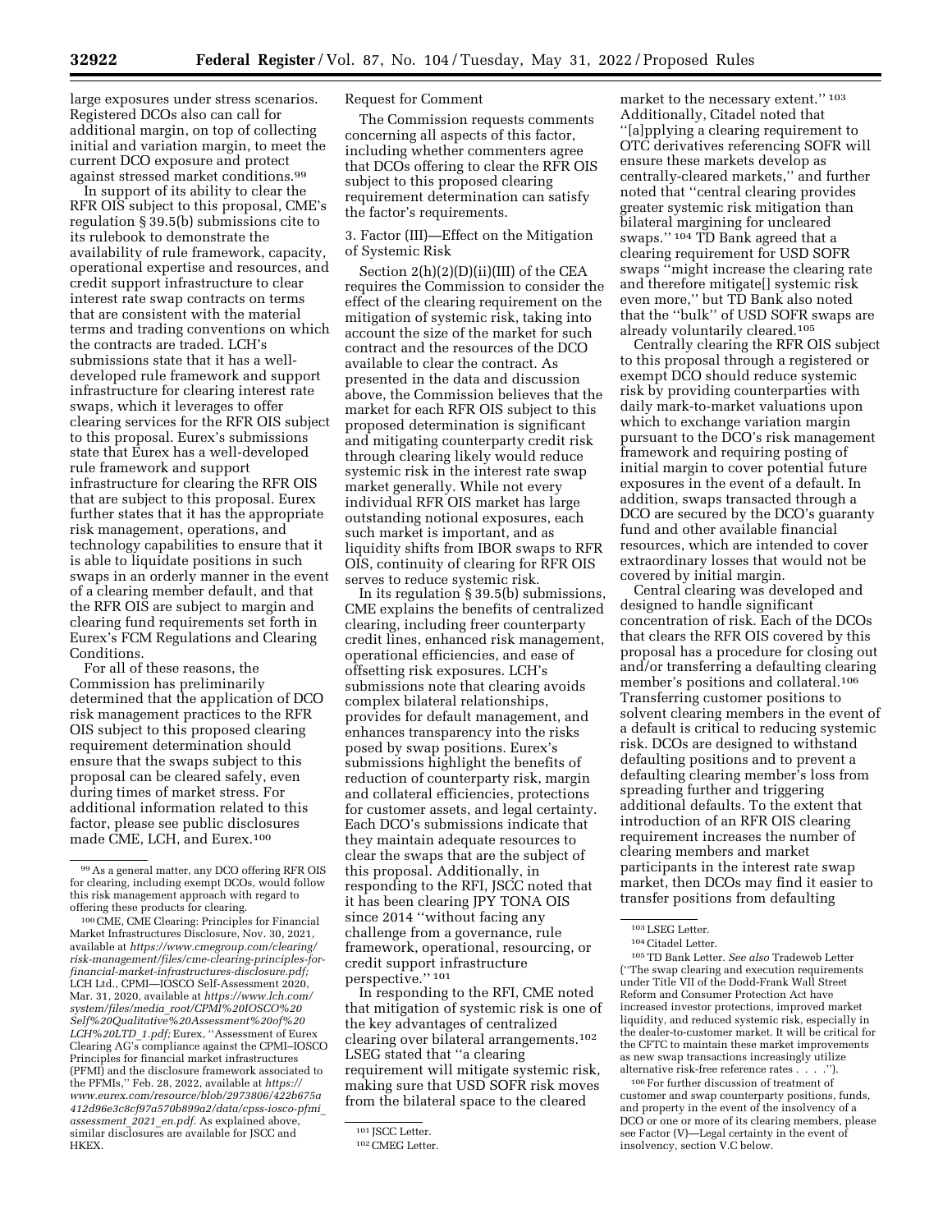large exposures under stress scenarios. Registered DCOs also can call for additional margin, on top of collecting initial and variation margin, to meet the current DCO exposure and protect against stressed market conditions.[99]

In support of its ability to clear the RFR OIS subject to this proposal, CME's regulation § 39.5(b) submissions cite to its rulebook to demonstrate the availability of rule framework, capacity, operational expertise and resources, and credit support infrastructure to clear interest rate swap contracts on terms that are consistent with the material terms and trading conventions on which the contracts are traded. LCH's submissions state that it has a well-developed rule framework and support infrastructure for clearing interest rate swaps, which it leverages to offer clearing services for the RFR OIS subject to this proposal. Eurex's submissions state that Eurex has a well-developed rule framework and support infrastructure for clearing the RFR OIS that are subject to this proposal. Eurex further states that it has the appropriate risk management, operations, and technology capabilities to ensure that it is able to liquidate positions in such swaps in an orderly manner in the event of a clearing member default, and that the RFR OIS are subject to margin and clearing fund requirements set forth in Eurex's FCM Regulations and Clearing Conditions.

For all of these reasons, the Commission has preliminarily determined that the application of DCO risk management practices to the RFR OIS subject to this proposed clearing requirement determination should ensure that the swaps subject to this proposal can be cleared safely, even during times of market stress. For additional information related to this factor, please see public disclosures made CME, LCH, and Eurex.[100]

Request for Comment

The Commission requests comments concerning all aspects of this factor, including whether commenters agree that DCOs offering to clear the RFR OIS subject to this proposed clearing requirement determination can satisfy the factor's requirements.

3. Factor (III)—Effect on the Mitigation of Systemic Risk

Section 2(h)(2)(D)(ii)(III) of the CEA requires the Commission to consider the effect of the clearing requirement on the mitigation of systemic risk, taking into account the size of the market for such contract and the resources of the DCO available to clear the contract. As presented in the data and discussion above, the Commission believes that the market for each RFR OIS subject to this proposed determination is significant and mitigating counterparty credit risk through clearing likely would reduce systemic risk in the interest rate swap market generally. While not every individual RFR OIS market has large outstanding notional exposures, each such market is important, and as liquidity shifts from IBOR swaps to RFR OIS, continuity of clearing for RFR OIS serves to reduce systemic risk.

In its regulation § 39.5(b) submissions, CME explains the benefits of centralized clearing, including freer counterparty credit lines, enhanced risk management, operational efficiencies, and ease of offsetting risk exposures. LCH's submissions note that clearing avoids complex bilateral relationships, provides for default management, and enhances transparency into the risks posed by swap positions. Eurex's submissions highlight the benefits of reduction of counterparty risk, margin and collateral efficiencies, protections for customer assets, and legal certainty. Each DCO's submissions indicate that they maintain adequate resources to clear the swaps that are the subject of this proposal. Additionally, in responding to the RFI, JSCC noted that it has been clearing JPY TONA OIS since 2014 "without facing any challenge from a governance, rule framework, operational, resourcing, or credit support infrastructure perspective."[101]

In responding to the RFI, CME noted that mitigation of systemic risk is one of the key advantages of centralized clearing over bilateral arrangements.[102] LSEG stated that "a clearing requirement will mitigate systemic risk, making sure that USD SOFR risk moves from the bilateral space to the cleared market to the necessary extent."[103] Additionally, Citadel noted that "[a]pplying a clearing requirement to OTC derivatives referencing SOFR will ensure these markets develop as centrally-cleared markets," and further noted that "central clearing provides greater systemic risk mitigation than bilateral margining for uncleared swaps."[104] TD Bank agreed that a clearing requirement for USD SOFR swaps "might increase the clearing rate and therefore mitigate[] systemic risk even more," but TD Bank also noted that the "bulk" of USD SOFR swaps are already voluntarily cleared.[105]

Centrally clearing the RFR OIS subject to this proposal through a registered or exempt DCO should reduce systemic risk by providing counterparties with daily mark-to-market valuations upon which to exchange variation margin pursuant to the DCO's risk management framework and requiring posting of initial margin to cover potential future exposures in the event of a default. In addition, swaps transacted through a DCO are secured by the DCO's guaranty fund and other available financial resources, which are intended to cover extraordinary losses that would not be covered by initial margin.

Central clearing was developed and designed to handle significant concentration of risk. Each of the DCOs that clears the RFR OIS covered by this proposal has a procedure for closing out and/or transferring a defaulting clearing member's positions and collateral.[106] Transferring customer positions to solvent clearing members in the event of a default is critical to reducing systemic risk. DCOs are designed to withstand defaulting positions and to prevent a defaulting clearing member's loss from spreading further and triggering additional defaults. To the extent that introduction of an RFR OIS clearing requirement increases the number of clearing members and market participants in the interest rate swap market, then DCOs may find it easier to transfer positions from defaulting

---

[99] As a general matter, any DCO offering RFR OIS for clearing, including exempt DCOs, would follow this risk management approach with regard to offering these products for clearing.

[100] CME, CME Clearing: Principles for Financial Market Infrastructures Disclosure, Nov. 30, 2021, available at *https://www.cmegroup.com/clearing/risk-management/files/cme-clearing-principles-for-financial-market-infrastructures-disclosure.pdf;* LCH Ltd., CPMI—IOSCO Self-Assessment 2020, Mar. 31, 2020, available at *https://www.lch.com/system/files/media_root/CPMI%20IOSCO%20Self%20Qualitative%20Assessment%20of%20LCH%20LTD_1.pdf;* Eurex, "Assessment of Eurex Clearing AG's compliance against the CPMI–IOSCO Principles for financial market infrastructures (PFMI) and the disclosure framework associated to the PFMIs," Feb. 28, 2022, available at *https://www.eurex.com/resource/blob/2973806/422b675a412d96e3c8cf97a570b899a2/data/cpss-iosco-pfmi_assessment_2021_en.pdf.* As explained above, similar disclosures are available for JSCC and HKEX.

[101] JSCC Letter.

[102] CMEG Letter.

[103] LSEG Letter.

[104] Citadel Letter.

[105] TD Bank Letter. *See also* Tradeweb Letter ("The swap clearing and execution requirements under Title VII of the Dodd-Frank Wall Street Reform and Consumer Protection Act have increased investor protections, improved market liquidity, and reduced systemic risk, especially in the dealer-to-customer market. It will be critical for the CFTC to maintain these market improvements as new swap transactions increasingly utilize alternative risk-free reference rates . . . .").

[106] For further discussion of treatment of customer and swap counterparty positions, funds, and property in the event of the insolvency of a DCO or one or more of its clearing members, please see Factor (V)—Legal certainty in the event of insolvency, section V.C below.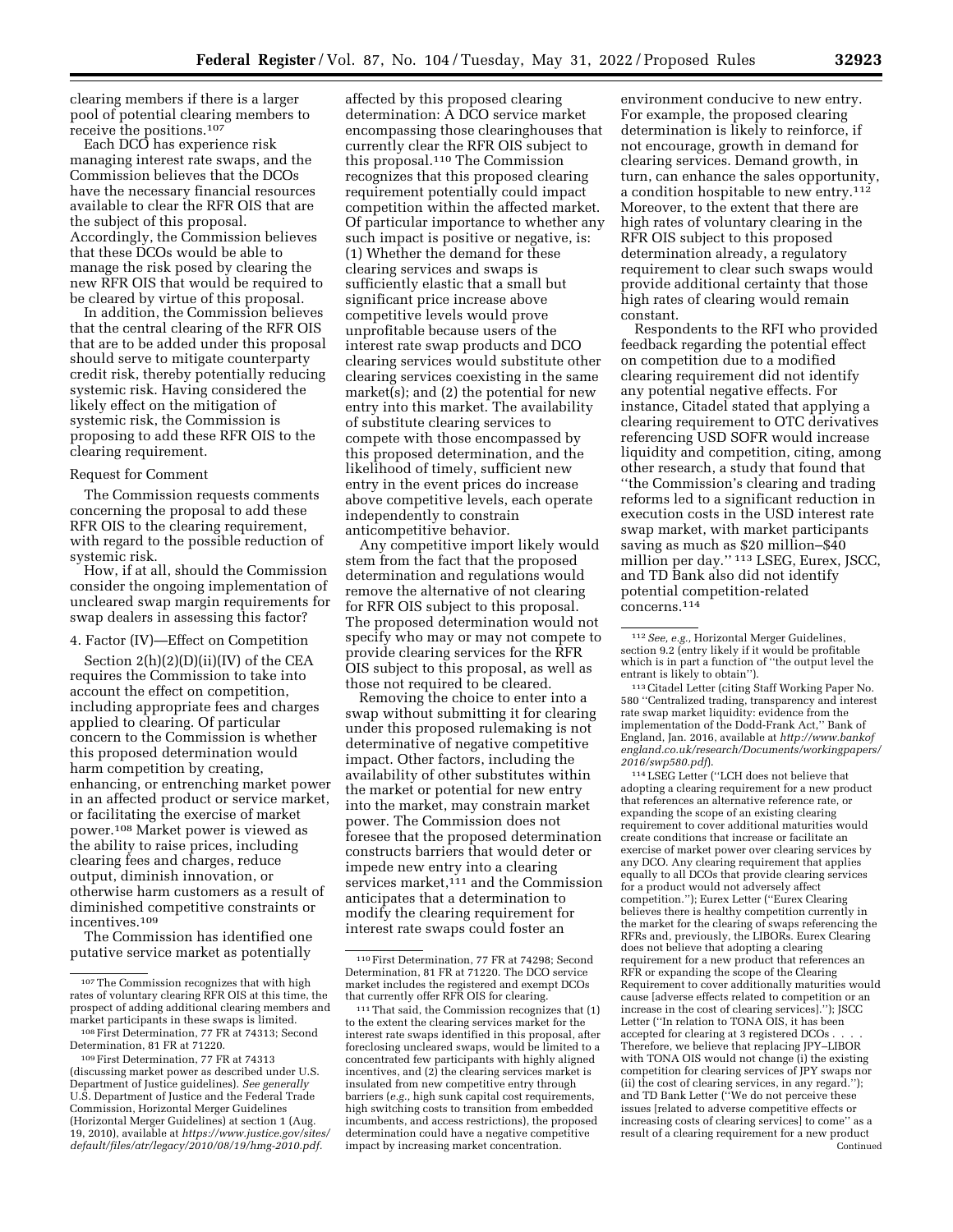clearing members if there is a larger pool of potential clearing members to receive the positions.[107]

Each DCO has experience risk managing interest rate swaps, and the Commission believes that the DCOs have the necessary financial resources available to clear the RFR OIS that are the subject of this proposal. Accordingly, the Commission believes that these DCOs would be able to manage the risk posed by clearing the new RFR OIS that would be required to be cleared by virtue of this proposal.

In addition, the Commission believes that the central clearing of the RFR OIS that are to be added under this proposal should serve to mitigate counterparty credit risk, thereby potentially reducing systemic risk. Having considered the likely effect on the mitigation of systemic risk, the Commission is proposing to add these RFR OIS to the clearing requirement.

Request for Comment

The Commission requests comments concerning the proposal to add these RFR OIS to the clearing requirement, with regard to the possible reduction of systemic risk.

How, if at all, should the Commission consider the ongoing implementation of uncleared swap margin requirements for swap dealers in assessing this factor?

4. Factor (IV)—Effect on Competition

Section 2(h)(2)(D)(ii)(IV) of the CEA requires the Commission to take into account the effect on competition, including appropriate fees and charges applied to clearing. Of particular concern to the Commission is whether this proposed determination would harm competition by creating, enhancing, or entrenching market power in an affected product or service market, or facilitating the exercise of market power.[108] Market power is viewed as the ability to raise prices, including clearing fees and charges, reduce output, diminish innovation, or otherwise harm customers as a result of diminished competitive constraints or incentives.[109]

The Commission has identified one putative service market as potentially affected by this proposed clearing determination: A DCO service market encompassing those clearinghouses that currently clear the RFR OIS subject to this proposal.[110] The Commission recognizes that this proposed clearing requirement potentially could impact competition within the affected market. Of particular importance to whether any such impact is positive or negative, is: (1) Whether the demand for these clearing services and swaps is sufficiently elastic that a small but significant price increase above competitive levels would prove unprofitable because users of the interest rate swap products and DCO clearing services would substitute other clearing services coexisting in the same market(s); and (2) the potential for new entry into this market. The availability of substitute clearing services to compete with those encompassed by this proposed determination, and the likelihood of timely, sufficient new entry in the event prices do increase above competitive levels, each operate independently to constrain anticompetitive behavior.

Any competitive import likely would stem from the fact that the proposed determination and regulations would remove the alternative of not clearing for RFR OIS subject to this proposal. The proposed determination would not specify who may or may not compete to provide clearing services for the RFR OIS subject to this proposal, as well as those not required to be cleared.

Removing the choice to enter into a swap without submitting it for clearing under this proposed rulemaking is not determinative of negative competitive impact. Other factors, including the availability of other substitutes within the market or potential for new entry into the market, may constrain market power. The Commission does not foresee that the proposed determination constructs barriers that would deter or impede new entry into a clearing services market,[111] and the Commission anticipates that a determination to modify the clearing requirement for interest rate swaps could foster an environment conducive to new entry. For example, the proposed clearing determination is likely to reinforce, if not encourage, growth in demand for clearing services. Demand growth, in turn, can enhance the sales opportunity, a condition hospitable to new entry.[112] Moreover, to the extent that there are high rates of voluntary clearing in the RFR OIS subject to this proposed determination already, a regulatory requirement to clear such swaps would provide additional certainty that those high rates of clearing would remain constant.

Respondents to the RFI who provided feedback regarding the potential effect on competition due to a modified clearing requirement did not identify any potential negative effects. For instance, Citadel stated that applying a clearing requirement to OTC derivatives referencing USD SOFR would increase liquidity and competition, citing, among other research, a study that found that "the Commission's clearing and trading reforms led to a significant reduction in execution costs in the USD interest rate swap market, with market participants saving as much as $20 million–$40 million per day." [113] LSEG, Eurex, JSCC, and TD Bank also did not identify potential competition-related concerns.[114]

---

[107] The Commission recognizes that with high rates of voluntary clearing RFR OIS at this time, the prospect of adding additional clearing members and market participants in these swaps is limited.

[108] First Determination, 77 FR at 74313; Second Determination, 81 FR at 71220.

[109] First Determination, 77 FR at 74313 (discussing market power as described under U.S. Department of Justice guidelines). *See generally* U.S. Department of Justice and the Federal Trade Commission, Horizontal Merger Guidelines (Horizontal Merger Guidelines) at section 1 (Aug. 19, 2010), available at *https://www.justice.gov/sites/default/files/atr/legacy/2010/08/19/hmg-2010.pdf*.

[110] First Determination, 77 FR at 74298; Second Determination, 81 FR at 71220. The DCO service market includes the registered and exempt DCOs that currently offer RFR OIS for clearing.

[111] That said, the Commission recognizes that (1) to the extent the clearing services market for the interest rate swaps identified in this proposal, after foreclosing uncleared swaps, would be limited to a concentrated few participants with highly aligned incentives, and (2) the clearing services market is insulated from new competitive entry through barriers (*e.g.,* high sunk capital cost requirements, high switching costs to transition from embedded incumbents, and access restrictions), the proposed determination could have a negative competitive impact by increasing market concentration.

[112] *See, e.g.,* Horizontal Merger Guidelines, section 9.2 (entry likely if it would be profitable which is in part a function of "the output level the entrant is likely to obtain").

[113] Citadel Letter (citing Staff Working Paper No. 580 "Centralized trading, transparency and interest rate swap market liquidity: evidence from the implementation of the Dodd-Frank Act," Bank of England, Jan. 2016, available at *http://www.bankofengland.co.uk/research/Documents/workingpapers/2016/swp580.pdf*).

[114] LSEG Letter ("LCH does not believe that adopting a clearing requirement for a new product that references an alternative reference rate, or expanding the scope of an existing clearing requirement to cover additional maturities would create conditions that increase or facilitate an exercise of market power over clearing services by any DCO. Any clearing requirement that applies equally to all DCOs that provide clearing services for a product would not adversely affect competition."); Eurex Letter ("Eurex Clearing believes there is healthy competition currently in the market for the clearing of swaps referencing the RFRs and, previously, the LIBORs. Eurex Clearing does not believe that adopting a clearing requirement for a new product that references an RFR or expanding the scope of the Clearing Requirement to cover additionally maturities would cause [adverse effects related to competition or an increase in the cost of clearing services]."); JSCC Letter ("In relation to TONA OIS, it has been accepted for clearing at 3 registered DCOs . . . . Therefore, we believe that replacing JPY–LIBOR with TONA OIS would not change (i) the existing competition for clearing services of JPY swaps nor (ii) the cost of clearing services, in any regard."); and TD Bank Letter ("We do not perceive these issues [related to adverse competitive effects or increasing costs of clearing services] to come" as a result of a clearing requirement for a new product

Continued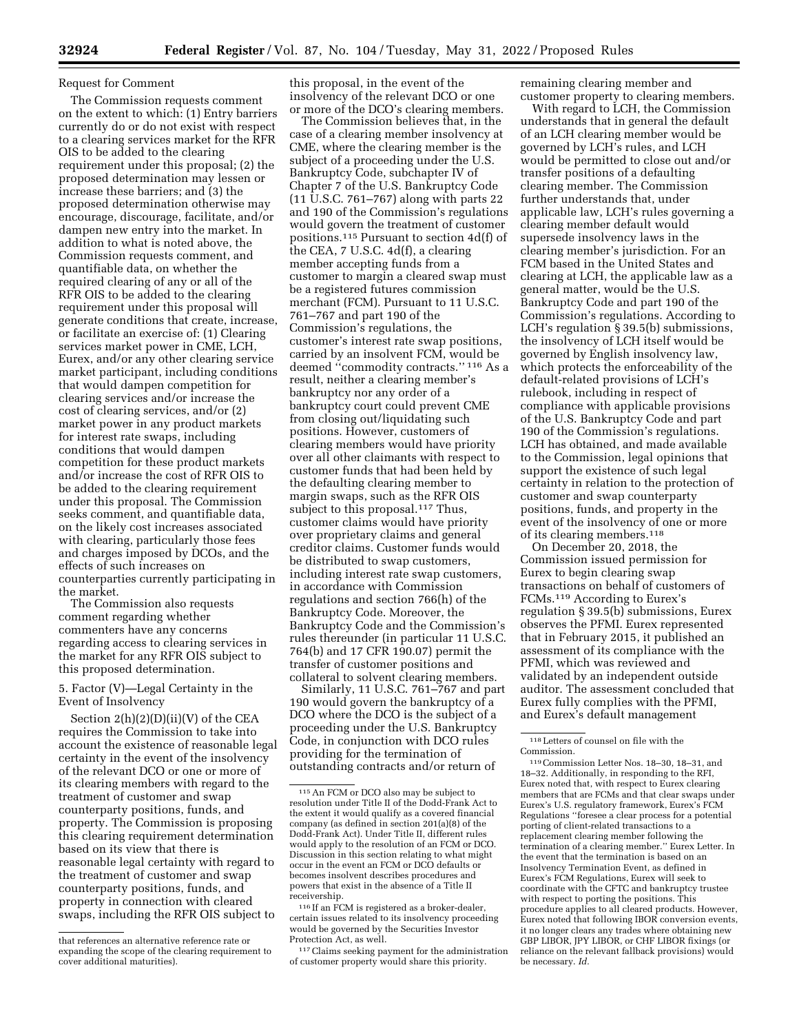Request for Comment

The Commission requests comment on the extent to which: (1) Entry barriers currently do or do not exist with respect to a clearing services market for the RFR OIS to be added to the clearing requirement under this proposal; (2) the proposed determination may lessen or increase these barriers; and (3) the proposed determination otherwise may encourage, discourage, facilitate, and/or dampen new entry into the market. In addition to what is noted above, the Commission requests comment, and quantifiable data, on whether the required clearing of any or all of the RFR OIS to be added to the clearing requirement under this proposal will generate conditions that create, increase, or facilitate an exercise of: (1) Clearing services market power in CME, LCH, Eurex, and/or any other clearing service market participant, including conditions that would dampen competition for clearing services and/or increase the cost of clearing services, and/or (2) market power in any product markets for interest rate swaps, including conditions that would dampen competition for these product markets and/or increase the cost of RFR OIS to be added to the clearing requirement under this proposal. The Commission seeks comment, and quantifiable data, on the likely cost increases associated with clearing, particularly those fees and charges imposed by DCOs, and the effects of such increases on counterparties currently participating in the market.

The Commission also requests comment regarding whether commenters have any concerns regarding access to clearing services in the market for any RFR OIS subject to this proposed determination.

5. Factor (V)—Legal Certainty in the Event of Insolvency

Section 2(h)(2)(D)(ii)(V) of the CEA requires the Commission to take into account the existence of reasonable legal certainty in the event of the insolvency of the relevant DCO or one or more of its clearing members with regard to the treatment of customer and swap counterparty positions, funds, and property. The Commission is proposing this clearing requirement determination based on its view that there is reasonable legal certainty with regard to the treatment of customer and swap counterparty positions, funds, and property in connection with cleared swaps, including the RFR OIS subject to this proposal, in the event of the insolvency of the relevant DCO or one or more of the DCO's clearing members.

The Commission believes that, in the case of a clearing member insolvency at CME, where the clearing member is the subject of a proceeding under the U.S. Bankruptcy Code, subchapter IV of Chapter 7 of the U.S. Bankruptcy Code (11 U.S.C. 761–767) along with parts 22 and 190 of the Commission's regulations would govern the treatment of customer positions.[115] Pursuant to section 4d(f) of the CEA, 7 U.S.C. 4d(f), a clearing member accepting funds from a customer to margin a cleared swap must be a registered futures commission merchant (FCM). Pursuant to 11 U.S.C. 761–767 and part 190 of the Commission's regulations, the customer's interest rate swap positions, carried by an insolvent FCM, would be deemed "commodity contracts." [116] As a result, neither a clearing member's bankruptcy nor any order of a bankruptcy court could prevent CME from closing out/liquidating such positions. However, customers of clearing members would have priority over all other claimants with respect to customer funds that had been held by the defaulting clearing member to margin swaps, such as the RFR OIS subject to this proposal.[117] Thus, customer claims would have priority over proprietary claims and general creditor claims. Customer funds would be distributed to swap customers, including interest rate swap customers, in accordance with Commission regulations and section 766(h) of the Bankruptcy Code. Moreover, the Bankruptcy Code and the Commission's rules thereunder (in particular 11 U.S.C. 764(b) and 17 CFR 190.07) permit the transfer of customer positions and collateral to solvent clearing members.

Similarly, 11 U.S.C. 761–767 and part 190 would govern the bankruptcy of a DCO where the DCO is the subject of a proceeding under the U.S. Bankruptcy Code, in conjunction with DCO rules providing for the termination of outstanding contracts and/or return of remaining clearing member and customer property to clearing members.

With regard to LCH, the Commission understands that in general the default of an LCH clearing member would be governed by LCH's rules, and LCH would be permitted to close out and/or transfer positions of a defaulting clearing member. The Commission further understands that, under applicable law, LCH's rules governing a clearing member default would supersede insolvency laws in the clearing member's jurisdiction. For an FCM based in the United States and clearing at LCH, the applicable law as a general matter, would be the U.S. Bankruptcy Code and part 190 of the Commission's regulations. According to LCH's regulation § 39.5(b) submissions, the insolvency of LCH itself would be governed by English insolvency law, which protects the enforceability of the default-related provisions of LCH's rulebook, including in respect of compliance with applicable provisions of the U.S. Bankruptcy Code and part 190 of the Commission's regulations. LCH has obtained, and made available to the Commission, legal opinions that support the existence of such legal certainty in relation to the protection of customer and swap counterparty positions, funds, and property in the event of the insolvency of one or more of its clearing members.[118]

On December 20, 2018, the Commission issued permission for Eurex to begin clearing swap transactions on behalf of customers of FCMs.[119] According to Eurex's regulation § 39.5(b) submissions, Eurex observes the PFMI. Eurex represented that in February 2015, it published an assessment of its compliance with the PFMI, which was reviewed and validated by an independent outside auditor. The assessment concluded that Eurex fully complies with the PFMI, and Eurex's default management

---

that references an alternative reference rate or expanding the scope of the clearing requirement to cover additional maturities).

[115] An FCM or DCO also may be subject to resolution under Title II of the Dodd-Frank Act to the extent it would qualify as a covered financial company (as defined in section 201(a)(8) of the Dodd-Frank Act). Under Title II, different rules would apply to the resolution of an FCM or DCO. Discussion in this section relating to what might occur in the event an FCM or DCO defaults or becomes insolvent describes procedures and powers that exist in the absence of a Title II receivership.

[116] If an FCM is registered as a broker-dealer, certain issues related to its insolvency proceeding would be governed by the Securities Investor Protection Act, as well.

[117] Claims seeking payment for the administration of customer property would share this priority.

[118] Letters of counsel on file with the Commission.

[119] Commission Letter Nos. 18–30, 18–31, and 18–32. Additionally, in responding to the RFI, Eurex noted that, with respect to Eurex clearing members that are FCMs and that clear swaps under Eurex's U.S. regulatory framework, Eurex's FCM Regulations "foresee a clear process for a potential porting of client-related transactions to a replacement clearing member following the termination of a clearing member." Eurex Letter. In the event that the termination is based on an Insolvency Termination Event, as defined in Eurex's FCM Regulations, Eurex will seek to coordinate with the CFTC and bankruptcy trustee with respect to porting the positions. This procedure applies to all cleared products. However, Eurex noted that following IBOR conversion events, it no longer clears any trades where obtaining new GBP LIBOR, JPY LIBOR, or CHF LIBOR fixings (or reliance on the relevant fallback provisions) would be necessary. *Id.*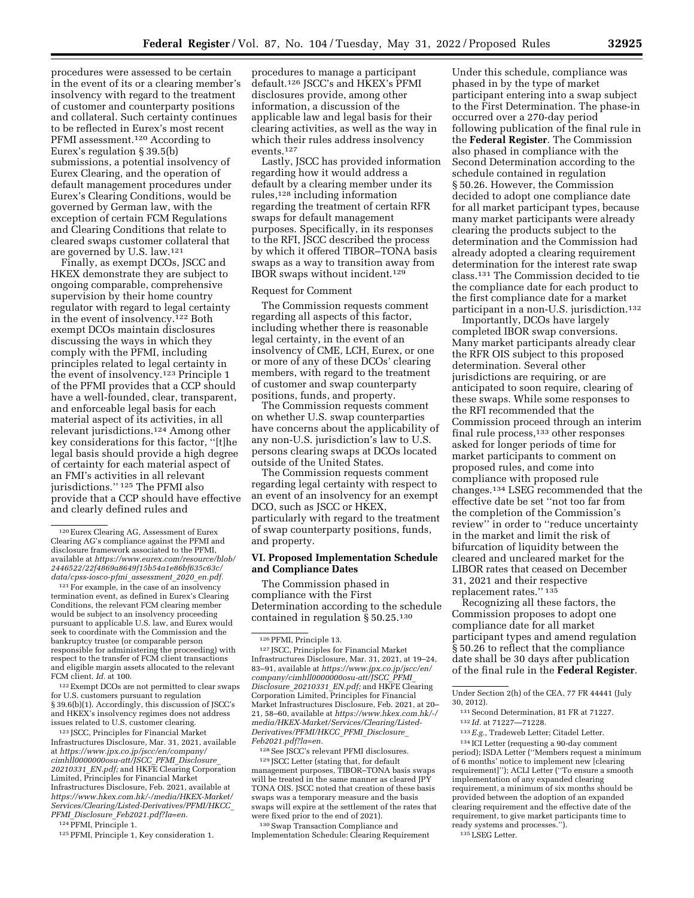procedures were assessed to be certain in the event of its or a clearing member's insolvency with regard to the treatment of customer and counterparty positions and collateral. Such certainty continues to be reflected in Eurex's most recent PFMI assessment.[120] According to Eurex's regulation § 39.5(b) submissions, a potential insolvency of Eurex Clearing, and the operation of default management procedures under Eurex's Clearing Conditions, would be governed by German law, with the exception of certain FCM Regulations and Clearing Conditions that relate to cleared swaps customer collateral that are governed by U.S. law.[121]

Finally, as exempt DCOs, JSCC and HKEX demonstrate they are subject to ongoing comparable, comprehensive supervision by their home country regulator with regard to legal certainty in the event of insolvency.[122] Both exempt DCOs maintain disclosures discussing the ways in which they comply with the PFMI, including principles related to legal certainty in the event of insolvency.[123] Principle 1 of the PFMI provides that a CCP should have a well-founded, clear, transparent, and enforceable legal basis for each material aspect of its activities, in all relevant jurisdictions.[124] Among other key considerations for this factor, ''[t]he legal basis should provide a high degree of certainty for each material aspect of an FMI's activities in all relevant jurisdictions.'' [125] The PFMI also provide that a CCP should have effective and clearly defined rules and procedures to manage a participant default.[126] JSCC's and HKEX's PFMI disclosures provide, among other information, a discussion of the applicable law and legal basis for their clearing activities, as well as the way in which their rules address insolvency events.[127]

Lastly, JSCC has provided information regarding how it would address a default by a clearing member under its rules,[128] including information regarding the treatment of certain RFR swaps for default management purposes. Specifically, in its responses to the RFI, JSCC described the process by which it offered TIBOR–TONA basis swaps as a way to transition away from IBOR swaps without incident.[129]

Request for Comment

The Commission requests comment regarding all aspects of this factor, including whether there is reasonable legal certainty, in the event of an insolvency of CME, LCH, Eurex, or one or more of any of these DCOs' clearing members, with regard to the treatment of customer and swap counterparty positions, funds, and property.

The Commission requests comment on whether U.S. swap counterparties have concerns about the applicability of any non-U.S. jurisdiction's law to U.S. persons clearing swaps at DCOs located outside of the United States.

The Commission requests comment regarding legal certainty with respect to an event of an insolvency for an exempt DCO, such as JSCC or HKEX, particularly with regard to the treatment of swap counterparty positions, funds, and property.

## VI. Proposed Implementation Schedule and Compliance Dates

The Commission phased in compliance with the First Determination according to the schedule contained in regulation § 50.25.[130] Under this schedule, compliance was phased in by the type of market participant entering into a swap subject to the First Determination. The phase-in occurred over a 270-day period following publication of the final rule in the **Federal Register**. The Commission also phased in compliance with the Second Determination according to the schedule contained in regulation § 50.26. However, the Commission decided to adopt one compliance date for all market participant types, because many market participants were already clearing the products subject to the determination and the Commission had already adopted a clearing requirement determination for the interest rate swap class.[131] The Commission decided to tie the compliance date for each product to the first compliance date for a market participant in a non-U.S. jurisdiction.[132]

Importantly, DCOs have largely completed IBOR swap conversions. Many market participants already clear the RFR OIS subject to this proposed determination. Several other jurisdictions are requiring, or are anticipated to soon require, clearing of these swaps. While some responses to the RFI recommended that the Commission proceed through an interim final rule process,[133] other responses asked for longer periods of time for market participants to comment on proposed rules, and come into compliance with proposed rule changes.[134] LSEG recommended that the effective date be set ''not too far from the completion of the Commission's review'' in order to ''reduce uncertainty in the market and limit the risk of bifurcation of liquidity between the cleared and uncleared market for the LIBOR rates that ceased on December 31, 2021 and their respective replacement rates.'' [135]

Recognizing all these factors, the Commission proposes to adopt one compliance date for all market participant types and amend regulation § 50.26 to reflect that the compliance date shall be 30 days after publication of the final rule in the **Federal Register**.

---

[120] Eurex Clearing AG, Assessment of Eurex Clearing AG's compliance against the PFMI and disclosure framework associated to the PFMI, available at *https://www.eurex.com/resource/blob/2446522/22f4869a8649f15b54a1e86bf635c63c/data/cpss-iosco-pfmi_assessment_2020_en.pdf.*

[121] For example, in the case of an insolvency termination event, as defined in Eurex's Clearing Conditions, the relevant FCM clearing member would be subject to an insolvency proceeding pursuant to applicable U.S. law, and Eurex would seek to coordinate with the Commission and the bankruptcy trustee (or comparable person responsible for administering the proceeding) with respect to the transfer of FCM client transactions and eligible margin assets allocated to the relevant FCM client. *Id.* at 100.

[122] Exempt DCOs are not permitted to clear swaps for U.S. customers pursuant to regulation § 39.6(b)(1). Accordingly, this discussion of JSCC's and HKEX's insolvency regimes does not address issues related to U.S. customer clearing.

[123] JSCC, Principles for Financial Market Infrastructures Disclosure, Mar. 31, 2021, available at *https://www.jpx.co.jp/jscc/en/company/cimhll0000000osu-att/JSCC_PFMI_Disclosure_20210331_EN.pdf;* and HKFE Clearing Corporation Limited, Principles for Financial Market Infrastructures Disclosure, Feb. 2021, available at *https://www.hkex.com.hk/-/media/HKEX-Market/Services/Clearing/Listed-Derivatives/PFMI/HKCC_PFMI_Disclosure_Feb2021.pdf?la=en.*

[124] PFMI, Principle 1.

[125] PFMI, Principle 1, Key consideration 1.

[126] PFMI, Principle 13.

[127] JSCC, Principles for Financial Market Infrastructures Disclosure, Mar. 31, 2021, at 19–24, 83–91, available at *https://www.jpx.co.jp/jscc/en/company/cimhll0000000osu-att/JSCC_PFMI_Disclosure_20210331_EN.pdf;* and HKFE Clearing Corporation Limited, Principles for Financial Market Infrastructures Disclosure, Feb. 2021, at 20–21, 58–60, available at *https://www.hkex.com.hk/-/media/HKEX-Market/Services/Clearing/Listed-Derivatives/PFMI/HKCC_PFMI_Disclosure_Feb2021.pdf?la=en.*

[128] See JSCC's relevant PFMI disclosures.

[129] JSCC Letter (stating that, for default management purposes, TIBOR–TONA basis swaps will be treated in the same manner as cleared JPY TONA OIS. JSCC noted that creation of these basis swaps was a temporary measure and the basis swaps will expire at the settlement of the rates that were fixed prior to the end of 2021).

[130] Swap Transaction Compliance and Implementation Schedule: Clearing Requirement Under Section 2(h) of the CEA, 77 FR 44441 (July 30, 2012).

[131] Second Determination, 81 FR at 71227.

[132] *Id.* at 71227—71228.

[133] *E.g.,* Tradeweb Letter; Citadel Letter.

[134] ICI Letter (requesting a 90-day comment period); ISDA Letter (''Members request a minimum of 6 months' notice to implement new [clearing requirement]''); ACLI Letter (''To ensure a smooth implementation of any expanded clearing requirement, a minimum of six months should be provided between the adoption of an expanded clearing requirement and the effective date of the requirement, to give market participants time to ready systems and processes.'').

[135] LSEG Letter.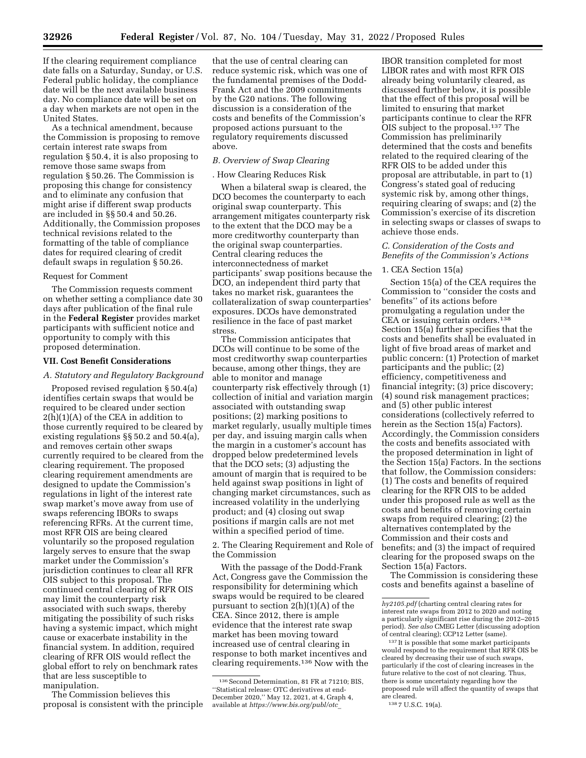If the clearing requirement compliance date falls on a Saturday, Sunday, or U.S. Federal public holiday, the compliance date will be the next available business day. No compliance date will be set on a day when markets are not open in the United States.

As a technical amendment, because the Commission is proposing to remove certain interest rate swaps from regulation § 50.4, it is also proposing to remove those same swaps from regulation § 50.26. The Commission is proposing this change for consistency and to eliminate any confusion that might arise if different swap products are included in §§ 50.4 and 50.26. Additionally, the Commission proposes technical revisions related to the formatting of the table of compliance dates for required clearing of credit default swaps in regulation § 50.26.

Request for Comment

The Commission requests comment on whether setting a compliance date 30 days after publication of the final rule in the **Federal Register** provides market participants with sufficient notice and opportunity to comply with this proposed determination.

## VII. Cost Benefit Considerations

### A. Statutory and Regulatory Background

Proposed revised regulation § 50.4(a) identifies certain swaps that would be required to be cleared under section 2(h)(1)(A) of the CEA in addition to those currently required to be cleared by existing regulations §§ 50.2 and 50.4(a), and removes certain other swaps currently required to be cleared from the clearing requirement. The proposed clearing requirement amendments are designed to update the Commission's regulations in light of the interest rate swap market's move away from use of swaps referencing IBORs to swaps referencing RFRs. At the current time, most RFR OIS are being cleared voluntarily so the proposed regulation largely serves to ensure that the swap market under the Commission's jurisdiction continues to clear all RFR OIS subject to this proposal. The continued central clearing of RFR OIS may limit the counterparty risk associated with such swaps, thereby mitigating the possibility of such risks having a systemic impact, which might cause or exacerbate instability in the financial system. In addition, required clearing of RFR OIS would reflect the global effort to rely on benchmark rates that are less susceptible to manipulation.

The Commission believes this proposal is consistent with the principle that the use of central clearing can reduce systemic risk, which was one of the fundamental premises of the Dodd-Frank Act and the 2009 commitments by the G20 nations. The following discussion is a consideration of the costs and benefits of the Commission's proposed actions pursuant to the regulatory requirements discussed above.

### B. Overview of Swap Clearing

. How Clearing Reduces Risk

When a bilateral swap is cleared, the DCO becomes the counterparty to each original swap counterparty. This arrangement mitigates counterparty risk to the extent that the DCO may be a more creditworthy counterparty than the original swap counterparties. Central clearing reduces the interconnectedness of market participants' swap positions because the DCO, an independent third party that takes no market risk, guarantees the collateralization of swap counterparties' exposures. DCOs have demonstrated resilience in the face of past market stress.

The Commission anticipates that DCOs will continue to be some of the most creditworthy swap counterparties because, among other things, they are able to monitor and manage counterparty risk effectively through (1) collection of initial and variation margin associated with outstanding swap positions; (2) marking positions to market regularly, usually multiple times per day, and issuing margin calls when the margin in a customer's account has dropped below predetermined levels that the DCO sets; (3) adjusting the amount of margin that is required to be held against swap positions in light of changing market circumstances, such as increased volatility in the underlying product; and (4) closing out swap positions if margin calls are not met within a specified period of time.

2. The Clearing Requirement and Role of the Commission

With the passage of the Dodd-Frank Act, Congress gave the Commission the responsibility for determining which swaps would be required to be cleared pursuant to section 2(h)(1)(A) of the CEA. Since 2012, there is ample evidence that the interest rate swap market has been moving toward increased use of central clearing in response to both market incentives and clearing requirements.[136] Now with the IBOR transition completed for most LIBOR rates and with most RFR OIS already being voluntarily cleared, as discussed further below, it is possible that the effect of this proposal will be limited to ensuring that market participants continue to clear the RFR OIS subject to the proposal.[137] The Commission has preliminarily determined that the costs and benefits related to the required clearing of the RFR OIS to be added under this proposal are attributable, in part to (1) Congress's stated goal of reducing systemic risk by, among other things, requiring clearing of swaps; and (2) the Commission's exercise of its discretion in selecting swaps or classes of swaps to achieve those ends.

### C. Consideration of the Costs and Benefits of the Commission's Actions

1. CEA Section 15(a)

Section 15(a) of the CEA requires the Commission to "consider the costs and benefits" of its actions before promulgating a regulation under the CEA or issuing certain orders.[138] Section 15(a) further specifies that the costs and benefits shall be evaluated in light of five broad areas of market and public concern: (1) Protection of market participants and the public; (2) efficiency, competitiveness and financial integrity; (3) price discovery; (4) sound risk management practices; and (5) other public interest considerations (collectively referred to herein as the Section 15(a) Factors). Accordingly, the Commission considers the costs and benefits associated with the proposed determination in light of the Section 15(a) Factors. In the sections that follow, the Commission considers: (1) The costs and benefits of required clearing for the RFR OIS to be added under this proposed rule as well as the costs and benefits of removing certain swaps from required clearing; (2) the alternatives contemplated by the Commission and their costs and benefits; and (3) the impact of required clearing for the proposed swaps on the Section 15(a) Factors.

The Commission is considering these costs and benefits against a baseline of

---

[136] Second Determination, 81 FR at 71210; BIS, "Statistical release: OTC derivatives at end-December 2020," May 12, 2021, at 4, Graph 4, available at *https://www.bis.org/publ/otc_hy2105.pdf* (charting central clearing rates for interest rate swaps from 2012 to 2020 and noting a particularly significant rise during the 2012–2015 period). *See also* CMEG Letter (discussing adoption of central clearing); CCP12 Letter (same).

[137] It is possible that some market participants would respond to the requirement that RFR OIS be cleared by decreasing their use of such swaps, particularly if the cost of clearing increases in the future relative to the cost of not clearing. Thus, there is some uncertainty regarding how the proposed rule will affect the quantity of swaps that are cleared.

[138] 7 U.S.C. 19(a).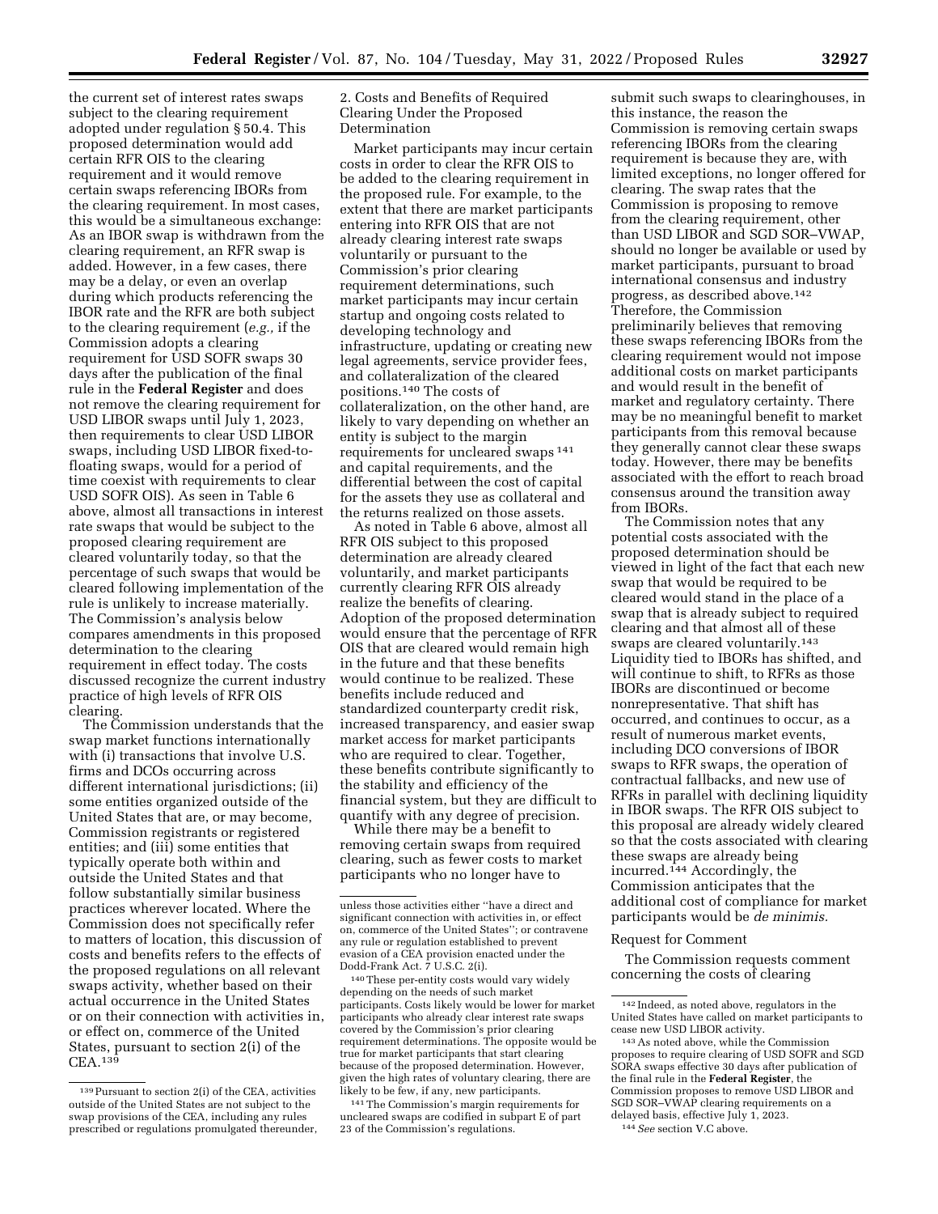the current set of interest rates swaps subject to the clearing requirement adopted under regulation § 50.4. This proposed determination would add certain RFR OIS to the clearing requirement and it would remove certain swaps referencing IBORs from the clearing requirement. In most cases, this would be a simultaneous exchange: As an IBOR swap is withdrawn from the clearing requirement, an RFR swap is added. However, in a few cases, there may be a delay, or even an overlap during which products referencing the IBOR rate and the RFR are both subject to the clearing requirement (*e.g.,* if the Commission adopts a clearing requirement for USD SOFR swaps 30 days after the publication of the final rule in the **Federal Register** and does not remove the clearing requirement for USD LIBOR swaps until July 1, 2023, then requirements to clear USD LIBOR swaps, including USD LIBOR fixed-to-floating swaps, would for a period of time coexist with requirements to clear USD SOFR OIS). As seen in Table 6 above, almost all transactions in interest rate swaps that would be subject to the proposed clearing requirement are cleared voluntarily today, so that the percentage of such swaps that would be cleared following implementation of the rule is unlikely to increase materially. The Commission's analysis below compares amendments in this proposed determination to the clearing requirement in effect today. The costs discussed recognize the current industry practice of high levels of RFR OIS clearing.

The Commission understands that the swap market functions internationally with (i) transactions that involve U.S. firms and DCOs occurring across different international jurisdictions; (ii) some entities organized outside of the United States that are, or may become, Commission registrants or registered entities; and (iii) some entities that typically operate both within and outside the United States and that follow substantially similar business practices wherever located. Where the Commission does not specifically refer to matters of location, this discussion of costs and benefits refers to the effects of the proposed regulations on all relevant swaps activity, whether based on their actual occurrence in the United States or on their connection with activities in, or effect on, commerce of the United States, pursuant to section 2(i) of the CEA.[139]

2. Costs and Benefits of Required Clearing Under the Proposed Determination

Market participants may incur certain costs in order to clear the RFR OIS to be added to the clearing requirement in the proposed rule. For example, to the extent that there are market participants entering into RFR OIS that are not already clearing interest rate swaps voluntarily or pursuant to the Commission's prior clearing requirement determinations, such market participants may incur certain startup and ongoing costs related to developing technology and infrastructure, updating or creating new legal agreements, service provider fees, and collateralization of the cleared positions.[140] The costs of collateralization, on the other hand, are likely to vary depending on whether an entity is subject to the margin requirements for uncleared swaps[141] and capital requirements, and the differential between the cost of capital for the assets they use as collateral and the returns realized on those assets.

As noted in Table 6 above, almost all RFR OIS subject to this proposed determination are already cleared voluntarily, and market participants currently clearing RFR OIS already realize the benefits of clearing. Adoption of the proposed determination would ensure that the percentage of RFR OIS that are cleared would remain high in the future and that these benefits would continue to be realized. These benefits include reduced and standardized counterparty credit risk, increased transparency, and easier swap market access for market participants who are required to clear. Together, these benefits contribute significantly to the stability and efficiency of the financial system, but they are difficult to quantify with any degree of precision.

While there may be a benefit to removing certain swaps from required clearing, such as fewer costs to market participants who no longer have to submit such swaps to clearinghouses, in this instance, the reason the Commission is removing certain swaps referencing IBORs from the clearing requirement is because they are, with limited exceptions, no longer offered for clearing. The swap rates that the Commission is proposing to remove from the clearing requirement, other than USD LIBOR and SGD SOR–VWAP, should no longer be available or used by market participants, pursuant to broad international consensus and industry progress, as described above.[142] Therefore, the Commission preliminarily believes that removing these swaps referencing IBORs from the clearing requirement would not impose additional costs on market participants and would result in the benefit of market and regulatory certainty. There may be no meaningful benefit to market participants from this removal because they generally cannot clear these swaps today. However, there may be benefits associated with the effort to reach broad consensus around the transition away from IBORs.

The Commission notes that any potential costs associated with the proposed determination should be viewed in light of the fact that each new swap that would be required to be cleared would stand in the place of a swap that is already subject to required clearing and that almost all of these swaps are cleared voluntarily.[143] Liquidity tied to IBORs has shifted, and will continue to shift, to RFRs as those IBORs are discontinued or become nonrepresentative. That shift has occurred, and continues to occur, as a result of numerous market events, including DCO conversions of IBOR swaps to RFR swaps, the operation of contractual fallbacks, and new use of RFRs in parallel with declining liquidity in IBOR swaps. The RFR OIS subject to this proposal are already widely cleared so that the costs associated with clearing these swaps are already being incurred.[144] Accordingly, the Commission anticipates that the additional cost of compliance for market participants would be *de minimis.*

Request for Comment

The Commission requests comment concerning the costs of clearing

---

[139] Pursuant to section 2(i) of the CEA, activities outside of the United States are not subject to the swap provisions of the CEA, including any rules prescribed or regulations promulgated thereunder, unless those activities either "have a direct and significant connection with activities in, or effect on, commerce of the United States"; or contravene any rule or regulation established to prevent evasion of a CEA provision enacted under the Dodd-Frank Act. 7 U.S.C. 2(i).

[140] These per-entity costs would vary widely depending on the needs of such market participants. Costs likely would be lower for market participants who already clear interest rate swaps covered by the Commission's prior clearing requirement determinations. The opposite would be true for market participants that start clearing because of the proposed determination. However, given the high rates of voluntary clearing, there are likely to be few, if any, new participants.

[141] The Commission's margin requirements for uncleared swaps are codified in subpart E of part 23 of the Commission's regulations.

[142] Indeed, as noted above, regulators in the United States have called on market participants to cease new USD LIBOR activity.

[143] As noted above, while the Commission proposes to require clearing of USD SOFR and SGD SORA swaps effective 30 days after publication of the final rule in the **Federal Register**, the Commission proposes to remove USD LIBOR and SGD SOR–VWAP clearing requirements on a delayed basis, effective July 1, 2023.

[144] *See* section V.C above.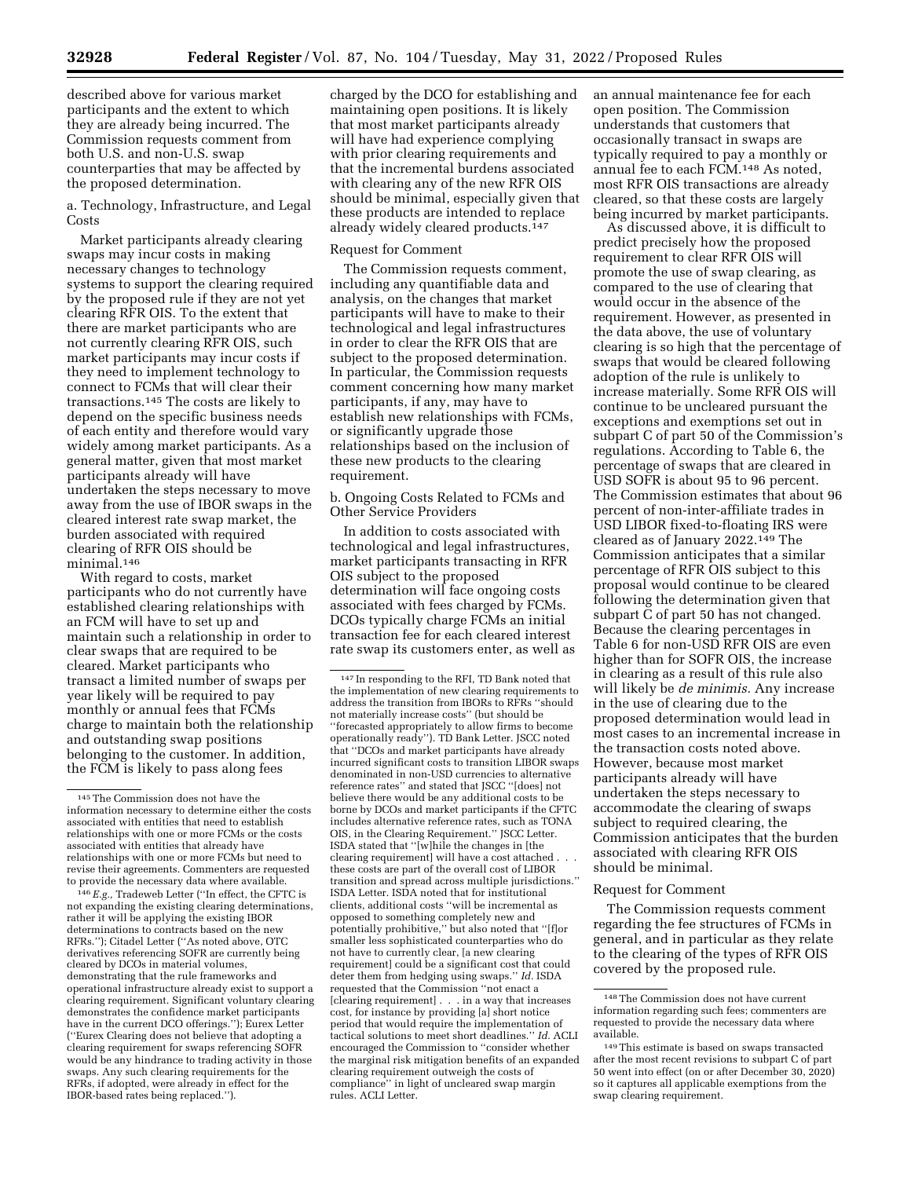described above for various market participants and the extent to which they are already being incurred. The Commission requests comment from both U.S. and non-U.S. swap counterparties that may be affected by the proposed determination.

a. Technology, Infrastructure, and Legal Costs

Market participants already clearing swaps may incur costs in making necessary changes to technology systems to support the clearing required by the proposed rule if they are not yet clearing RFR OIS. To the extent that there are market participants who are not currently clearing RFR OIS, such market participants may incur costs if they need to implement technology to connect to FCMs that will clear their transactions.[145] The costs are likely to depend on the specific business needs of each entity and therefore would vary widely among market participants. As a general matter, given that most market participants already will have undertaken the steps necessary to move away from the use of IBOR swaps in the cleared interest rate swap market, the burden associated with required clearing of RFR OIS should be minimal.[146]

With regard to costs, market participants who do not currently have established clearing relationships with an FCM will have to set up and maintain such a relationship in order to clear swaps that are required to be cleared. Market participants who transact a limited number of swaps per year likely will be required to pay monthly or annual fees that FCMs charge to maintain both the relationship and outstanding swap positions belonging to the customer. In addition, the FCM is likely to pass along fees charged by the DCO for establishing and maintaining open positions. It is likely that most market participants already will have had experience complying with prior clearing requirements and that the incremental burdens associated with clearing any of the new RFR OIS should be minimal, especially given that these products are intended to replace already widely cleared products.[147]

Request for Comment

The Commission requests comment, including any quantifiable data and analysis, on the changes that market participants will have to make to their technological and legal infrastructures in order to clear the RFR OIS that are subject to the proposed determination. In particular, the Commission requests comment concerning how many market participants, if any, may have to establish new relationships with FCMs, or significantly upgrade those relationships based on the inclusion of these new products to the clearing requirement.

b. Ongoing Costs Related to FCMs and Other Service Providers

In addition to costs associated with technological and legal infrastructures, market participants transacting in RFR OIS subject to the proposed determination will face ongoing costs associated with fees charged by FCMs. DCOs typically charge FCMs an initial transaction fee for each cleared interest rate swap its customers enter, as well as an annual maintenance fee for each open position. The Commission understands that customers that occasionally transact in swaps are typically required to pay a monthly or annual fee to each FCM.[148] As noted, most RFR OIS transactions are already cleared, so that these costs are largely being incurred by market participants.

As discussed above, it is difficult to predict precisely how the proposed requirement to clear RFR OIS will promote the use of swap clearing, as compared to the use of clearing that would occur in the absence of the requirement. However, as presented in the data above, the use of voluntary clearing is so high that the percentage of swaps that would be cleared following adoption of the rule is unlikely to increase materially. Some RFR OIS will continue to be uncleared pursuant the exceptions and exemptions set out in subpart C of part 50 of the Commission's regulations. According to Table 6, the percentage of swaps that are cleared in USD SOFR is about 95 to 96 percent. The Commission estimates that about 96 percent of non-inter-affiliate trades in USD LIBOR fixed-to-floating IRS were cleared as of January 2022.[149] The Commission anticipates that a similar percentage of RFR OIS subject to this proposal would continue to be cleared following the determination given that subpart C of part 50 has not changed. Because the clearing percentages in Table 6 for non-USD RFR OIS are even higher than for SOFR OIS, the increase in clearing as a result of this rule also will likely be *de minimis.* Any increase in the use of clearing due to the proposed determination would lead in most cases to an incremental increase in the transaction costs noted above. However, because most market participants already will have undertaken the steps necessary to accommodate the clearing of swaps subject to required clearing, the Commission anticipates that the burden associated with clearing RFR OIS should be minimal.

Request for Comment

The Commission requests comment regarding the fee structures of FCMs in general, and in particular as they relate to the clearing of the types of RFR OIS covered by the proposed rule.

---

[145] The Commission does not have the information necessary to determine either the costs associated with entities that need to establish relationships with one or more FCMs or the costs associated with entities that already have relationships with one or more FCMs but need to revise their agreements. Commenters are requested to provide the necessary data where available.

[146] *E.g.,* Tradeweb Letter ("In effect, the CFTC is not expanding the existing clearing determinations, rather it will be applying the existing IBOR determinations to contracts based on the new RFRs."); Citadel Letter ("As noted above, OTC derivatives referencing SOFR are currently being cleared by DCOs in material volumes, demonstrating that the rule frameworks and operational infrastructure already exist to support a clearing requirement. Significant voluntary clearing demonstrates the confidence market participants have in the current DCO offerings."); Eurex Letter ("Eurex Clearing does not believe that adopting a clearing requirement for swaps referencing SOFR would be any hindrance to trading activity in those swaps. Any such clearing requirements for the RFRs, if adopted, were already in effect for the IBOR-based rates being replaced.").

[147] In responding to the RFI, TD Bank noted that the implementation of new clearing requirements to address the transition from IBORs to RFRs "should not materially increase costs" (but should be "forecasted appropriately to allow firms to become operationally ready"). TD Bank Letter. JSCC noted that "DCOs and market participants have already incurred significant costs to transition LIBOR swaps denominated in non-USD currencies to alternative reference rates" and stated that JSCC "[does] not believe there would be any additional costs to be borne by DCOs and market participants if the CFTC includes alternative reference rates, such as TONA OIS, in the Clearing Requirement." JSCC Letter. ISDA stated that "[w]hile the changes in [the clearing requirement] will have a cost attached . . . these costs are part of the overall cost of LIBOR transition and spread across multiple jurisdictions." ISDA Letter. ISDA noted that for institutional clients, additional costs "will be incremental as opposed to something completely new and potentially prohibitive," but also noted that "[f]or smaller less sophisticated counterparties who do not have to currently clear, [a new clearing requirement] could be a significant cost that could deter them from hedging using swaps." *Id.* ISDA requested that the Commission "not enact a [clearing requirement] . . . in a way that increases cost, for instance by providing [a] short notice period that would require the implementation of tactical solutions to meet short deadlines." *Id.* ACLI encouraged the Commission to "consider whether the marginal risk mitigation benefits of an expanded clearing requirement outweigh the costs of compliance" in light of uncleared swap margin rules. ACLI Letter.

[148] The Commission does not have current information regarding such fees; commenters are requested to provide the necessary data where available.

[149] This estimate is based on swaps transacted after the most recent revisions to subpart C of part 50 went into effect (on or after December 30, 2020) so it captures all applicable exemptions from the swap clearing requirement.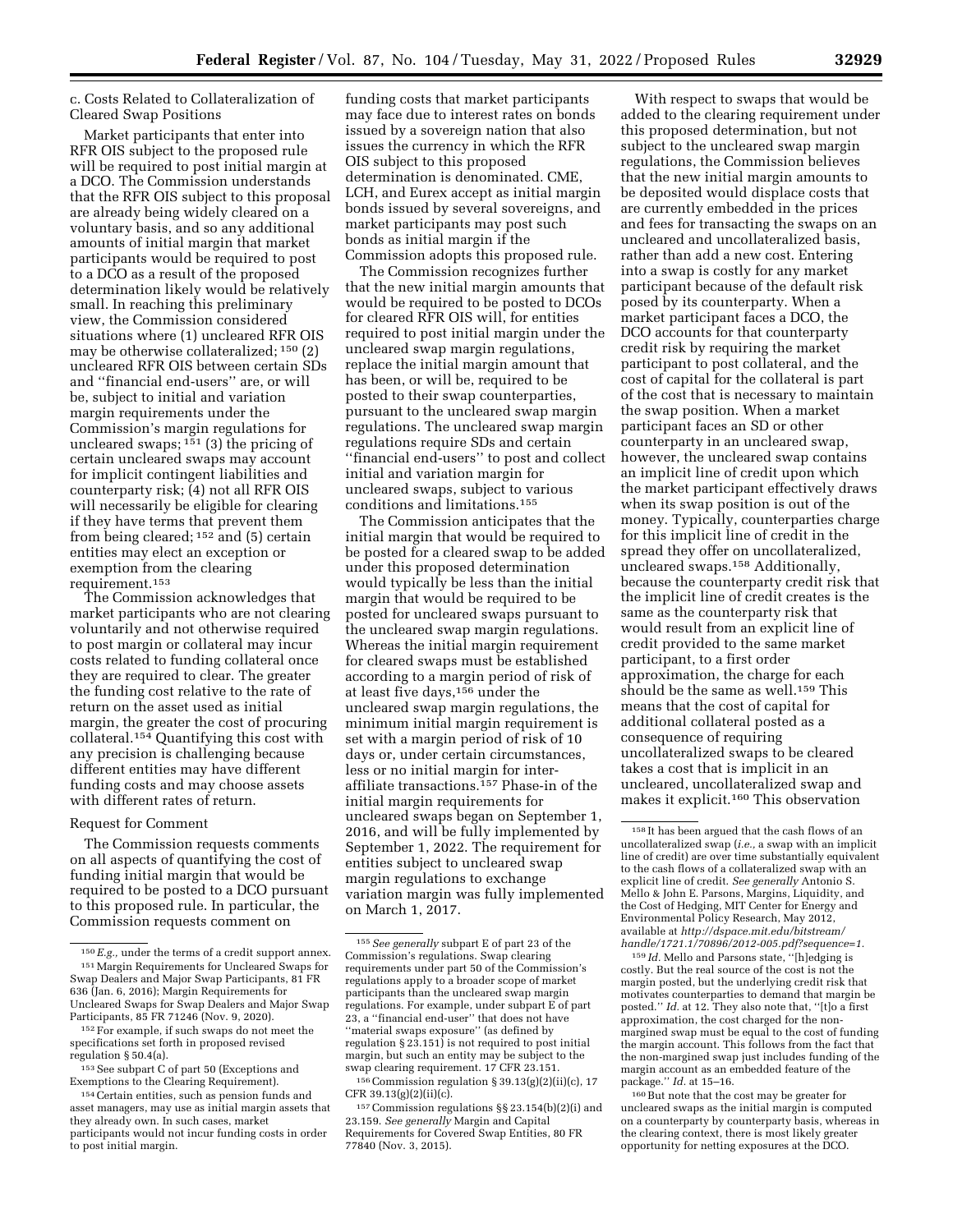c. Costs Related to Collateralization of Cleared Swap Positions

Market participants that enter into RFR OIS subject to the proposed rule will be required to post initial margin at a DCO. The Commission understands that the RFR OIS subject to this proposal are already being widely cleared on a voluntary basis, and so any additional amounts of initial margin that market participants would be required to post to a DCO as a result of the proposed determination likely would be relatively small. In reaching this preliminary view, the Commission considered situations where (1) uncleared RFR OIS may be otherwise collateralized; [150] (2) uncleared RFR OIS between certain SDs and "financial end-users" are, or will be, subject to initial and variation margin requirements under the Commission's margin regulations for uncleared swaps; [151] (3) the pricing of certain uncleared swaps may account for implicit contingent liabilities and counterparty risk; (4) not all RFR OIS will necessarily be eligible for clearing if they have terms that prevent them from being cleared; [152] and (5) certain entities may elect an exception or exemption from the clearing requirement.[153]

The Commission acknowledges that market participants who are not clearing voluntarily and not otherwise required to post margin or collateral may incur costs related to funding collateral once they are required to clear. The greater the funding cost relative to the rate of return on the asset used as initial margin, the greater the cost of procuring collateral.[154] Quantifying this cost with any precision is challenging because different entities may have different funding costs and may choose assets with different rates of return.

Request for Comment

The Commission requests comments on all aspects of quantifying the cost of funding initial margin that would be required to be posted to a DCO pursuant to this proposed rule. In particular, the Commission requests comment on funding costs that market participants may face due to interest rates on bonds issued by a sovereign nation that also issues the currency in which the RFR OIS subject to this proposed determination is denominated. CME, LCH, and Eurex accept as initial margin bonds issued by several sovereigns, and market participants may post such bonds as initial margin if the Commission adopts this proposed rule.

The Commission recognizes further that the new initial margin amounts that would be required to be posted to DCOs for cleared RFR OIS will, for entities required to post initial margin under the uncleared swap margin regulations, replace the initial margin amount that has been, or will be, required to be posted to their swap counterparties, pursuant to the uncleared swap margin regulations. The uncleared swap margin regulations require SDs and certain "financial end-users" to post and collect initial and variation margin for uncleared swaps, subject to various conditions and limitations.[155]

The Commission anticipates that the initial margin that would be required to be posted for a cleared swap to be added under this proposed determination would typically be less than the initial margin that would be required to be posted for uncleared swaps pursuant to the uncleared swap margin regulations. Whereas the initial margin requirement for cleared swaps must be established according to a margin period of risk of at least five days,[156] under the uncleared swap margin regulations, the minimum initial margin requirement is set with a margin period of risk of 10 days or, under certain circumstances, less or no initial margin for inter-affiliate transactions.[157] Phase-in of the initial margin requirements for uncleared swaps began on September 1, 2016, and will be fully implemented by September 1, 2022. The requirement for entities subject to uncleared swap margin regulations to exchange variation margin was fully implemented on March 1, 2017.

With respect to swaps that would be added to the clearing requirement under this proposed determination, but not subject to the uncleared swap margin regulations, the Commission believes that the new initial margin amounts to be deposited would displace costs that are currently embedded in the prices and fees for transacting the swaps on an uncleared and uncollateralized basis, rather than add a new cost. Entering into a swap is costly for any market participant because of the default risk posed by its counterparty. When a market participant faces a DCO, the DCO accounts for that counterparty credit risk by requiring the market participant to post collateral, and the cost of capital for the collateral is part of the cost that is necessary to maintain the swap position. When a market participant faces an SD or other counterparty in an uncleared swap, however, the uncleared swap contains an implicit line of credit upon which the market participant effectively draws when its swap position is out of the money. Typically, counterparties charge for this implicit line of credit in the spread they offer on uncollateralized, uncleared swaps.[158] Additionally, because the counterparty credit risk that the implicit line of credit creates is the same as the counterparty risk that would result from an explicit line of credit provided to the same market participant, to a first order approximation, the charge for each should be the same as well.[159] This means that the cost of capital for additional collateral posted as a consequence of requiring uncollateralized swaps to be cleared takes a cost that is implicit in an uncleared, uncollateralized swap and makes it explicit.[160] This observation

---

[150] *E.g.,* under the terms of a credit support annex.

[151] Margin Requirements for Uncleared Swaps for Swap Dealers and Major Swap Participants, 81 FR 636 (Jan. 6, 2016); Margin Requirements for Uncleared Swaps for Swap Dealers and Major Swap Participants, 85 FR 71246 (Nov. 9, 2020).

[152] For example, if such swaps do not meet the specifications set forth in proposed revised regulation § 50.4(a).

[153] See subpart C of part 50 (Exceptions and Exemptions to the Clearing Requirement).

[154] Certain entities, such as pension funds and asset managers, may use as initial margin assets that they already own. In such cases, market participants would not incur funding costs in order to post initial margin.

[155] *See generally* subpart E of part 23 of the Commission's regulations. Swap clearing requirements under part 50 of the Commission's regulations apply to a broader scope of market participants than the uncleared swap margin regulations. For example, under subpart E of part 23, a "financial end-user" that does not have "material swaps exposure" (as defined by regulation § 23.151) is not required to post initial margin, but such an entity may be subject to the swap clearing requirement. 17 CFR 23.151.

[156] Commission regulation § 39.13(g)(2)(ii)(c), 17 CFR 39.13(g)(2)(ii)(c).

[157] Commission regulations §§ 23.154(b)(2)(i) and 23.159. *See generally* Margin and Capital Requirements for Covered Swap Entities, 80 FR 77840 (Nov. 3, 2015).

[158] It has been argued that the cash flows of an uncollateralized swap (*i.e.,* a swap with an implicit line of credit) are over time substantially equivalent to the cash flows of a collateralized swap with an explicit line of credit. *See generally* Antonio S. Mello & John E. Parsons, Margins, Liquidity, and the Cost of Hedging, MIT Center for Energy and Environmental Policy Research, May 2012, available at *http://dspace.mit.edu/bitstream/handle/1721.1/70896/2012-005.pdf?sequence=1.*

[159] *Id.* Mello and Parsons state, "[h]edging is costly. But the real source of the cost is not the margin posted, but the underlying credit risk that motivates counterparties to demand that margin be posted." *Id.* at 12. They also note that, "[t]o a first approximation, the cost charged for the non-margined swap must be equal to the cost of funding the margin account. This follows from the fact that the non-margined swap just includes funding of the margin account as an embedded feature of the package." *Id.* at 15–16.

[160] But note that the cost may be greater for uncleared swaps as the initial margin is computed on a counterparty by counterparty basis, whereas in the clearing context, there is most likely greater opportunity for netting exposures at the DCO.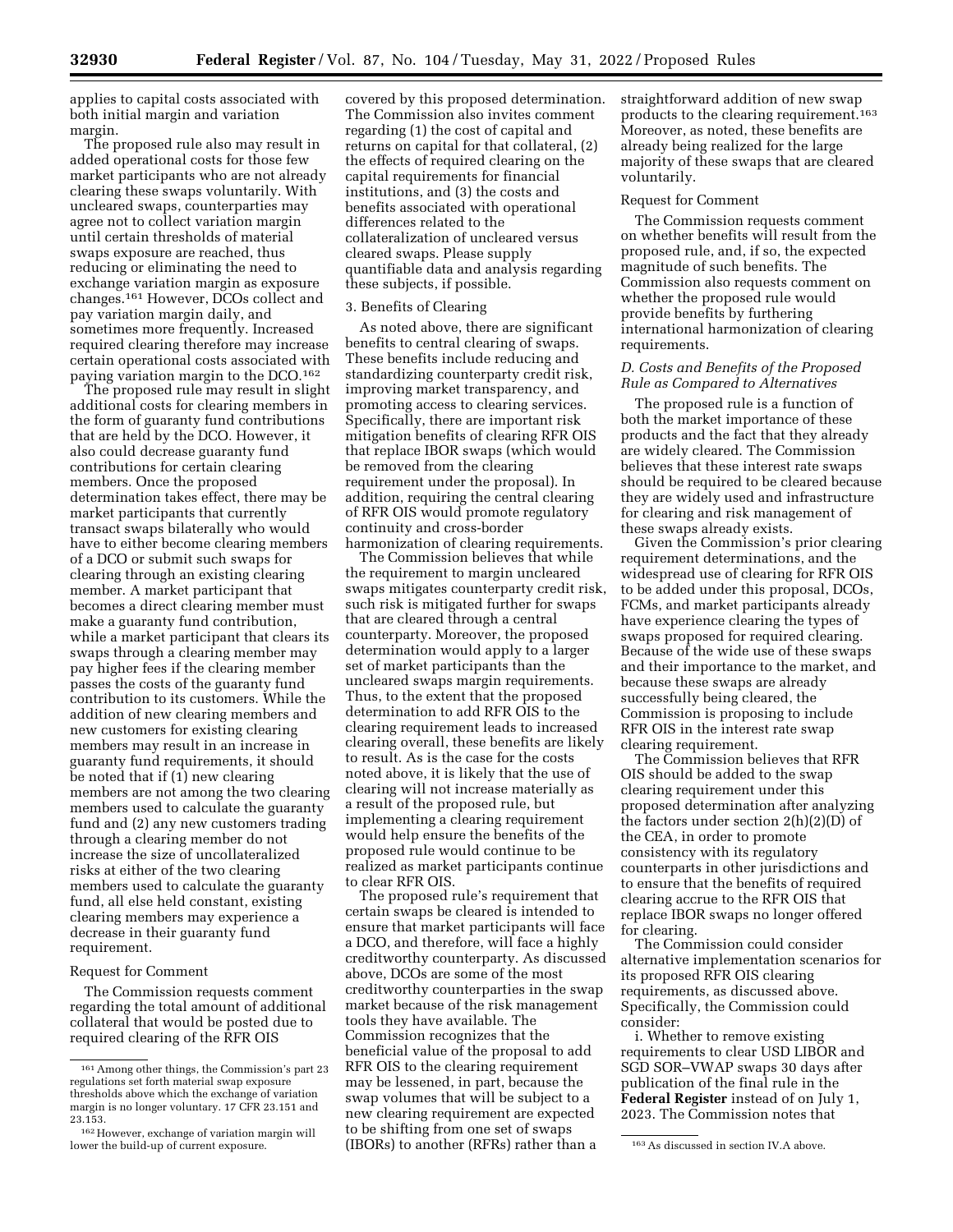applies to capital costs associated with both initial margin and variation margin.

The proposed rule also may result in added operational costs for those few market participants who are not already clearing these swaps voluntarily. With uncleared swaps, counterparties may agree not to collect variation margin until certain thresholds of material swaps exposure are reached, thus reducing or eliminating the need to exchange variation margin as exposure changes.[161] However, DCOs collect and pay variation margin daily, and sometimes more frequently. Increased required clearing therefore may increase certain operational costs associated with paying variation margin to the DCO.[162]

The proposed rule may result in slight additional costs for clearing members in the form of guaranty fund contributions that are held by the DCO. However, it also could decrease guaranty fund contributions for certain clearing members. Once the proposed determination takes effect, there may be market participants that currently transact swaps bilaterally who would have to either become clearing members of a DCO or submit such swaps for clearing through an existing clearing member. A market participant that becomes a direct clearing member must make a guaranty fund contribution, while a market participant that clears its swaps through a clearing member may pay higher fees if the clearing member passes the costs of the guaranty fund contribution to its customers. While the addition of new clearing members and new customers for existing clearing members may result in an increase in guaranty fund requirements, it should be noted that if (1) new clearing members are not among the two clearing members used to calculate the guaranty fund and (2) any new customers trading through a clearing member do not increase the size of uncollateralized risks at either of the two clearing members used to calculate the guaranty fund, all else held constant, existing clearing members may experience a decrease in their guaranty fund requirement.

Request for Comment

The Commission requests comment regarding the total amount of additional collateral that would be posted due to required clearing of the RFR OIS covered by this proposed determination. The Commission also invites comment regarding (1) the cost of capital and returns on capital for that collateral, (2) the effects of required clearing on the capital requirements for financial institutions, and (3) the costs and benefits associated with operational differences related to the collateralization of uncleared versus cleared swaps. Please supply quantifiable data and analysis regarding these subjects, if possible.

3. Benefits of Clearing

As noted above, there are significant benefits to central clearing of swaps. These benefits include reducing and standardizing counterparty credit risk, improving market transparency, and promoting access to clearing services. Specifically, there are important risk mitigation benefits of clearing RFR OIS that replace IBOR swaps (which would be removed from the clearing requirement under the proposal). In addition, requiring the central clearing of RFR OIS would promote regulatory continuity and cross-border harmonization of clearing requirements.

The Commission believes that while the requirement to margin uncleared swaps mitigates counterparty credit risk, such risk is mitigated further for swaps that are cleared through a central counterparty. Moreover, the proposed determination would apply to a larger set of market participants than the uncleared swaps margin requirements. Thus, to the extent that the proposed determination to add RFR OIS to the clearing requirement leads to increased clearing overall, these benefits are likely to result. As is the case for the costs noted above, it is likely that the use of clearing will not increase materially as a result of the proposed rule, but implementing a clearing requirement would help ensure the benefits of the proposed rule would continue to be realized as market participants continue to clear RFR OIS.

The proposed rule's requirement that certain swaps be cleared is intended to ensure that market participants will face a DCO, and therefore, will face a highly creditworthy counterparty. As discussed above, DCOs are some of the most creditworthy counterparties in the swap market because of the risk management tools they have available. The Commission recognizes that the beneficial value of the proposal to add RFR OIS to the clearing requirement may be lessened, in part, because the swap volumes that will be subject to a new clearing requirement are expected to be shifting from one set of swaps (IBORs) to another (RFRs) rather than a straightforward addition of new swap products to the clearing requirement.[163] Moreover, as noted, these benefits are already being realized for the large majority of these swaps that are cleared voluntarily.

Request for Comment

The Commission requests comment on whether benefits will result from the proposed rule, and, if so, the expected magnitude of such benefits. The Commission also requests comment on whether the proposed rule would provide benefits by furthering international harmonization of clearing requirements.

### D. Costs and Benefits of the Proposed Rule as Compared to Alternatives

The proposed rule is a function of both the market importance of these products and the fact that they already are widely cleared. The Commission believes that these interest rate swaps should be required to be cleared because they are widely used and infrastructure for clearing and risk management of these swaps already exists.

Given the Commission's prior clearing requirement determinations, and the widespread use of clearing for RFR OIS to be added under this proposal, DCOs, FCMs, and market participants already have experience clearing the types of swaps proposed for required clearing. Because of the wide use of these swaps and their importance to the market, and because these swaps are already successfully being cleared, the Commission is proposing to include RFR OIS in the interest rate swap clearing requirement.

The Commission believes that RFR OIS should be added to the swap clearing requirement under this proposed determination after analyzing the factors under section 2(h)(2)(D) of the CEA, in order to promote consistency with its regulatory counterparts in other jurisdictions and to ensure that the benefits of required clearing accrue to the RFR OIS that replace IBOR swaps no longer offered for clearing.

The Commission could consider alternative implementation scenarios for its proposed RFR OIS clearing requirements, as discussed above. Specifically, the Commission could consider:

i. Whether to remove existing requirements to clear USD LIBOR and SGD SOR–VWAP swaps 30 days after publication of the final rule in the **Federal Register** instead of on July 1, 2023. The Commission notes that

---

[161] Among other things, the Commission's part 23 regulations set forth material swap exposure thresholds above which the exchange of variation margin is no longer voluntary. 17 CFR 23.151 and 23.153.

[162] However, exchange of variation margin will lower the build-up of current exposure.

[163] As discussed in section IV.A above.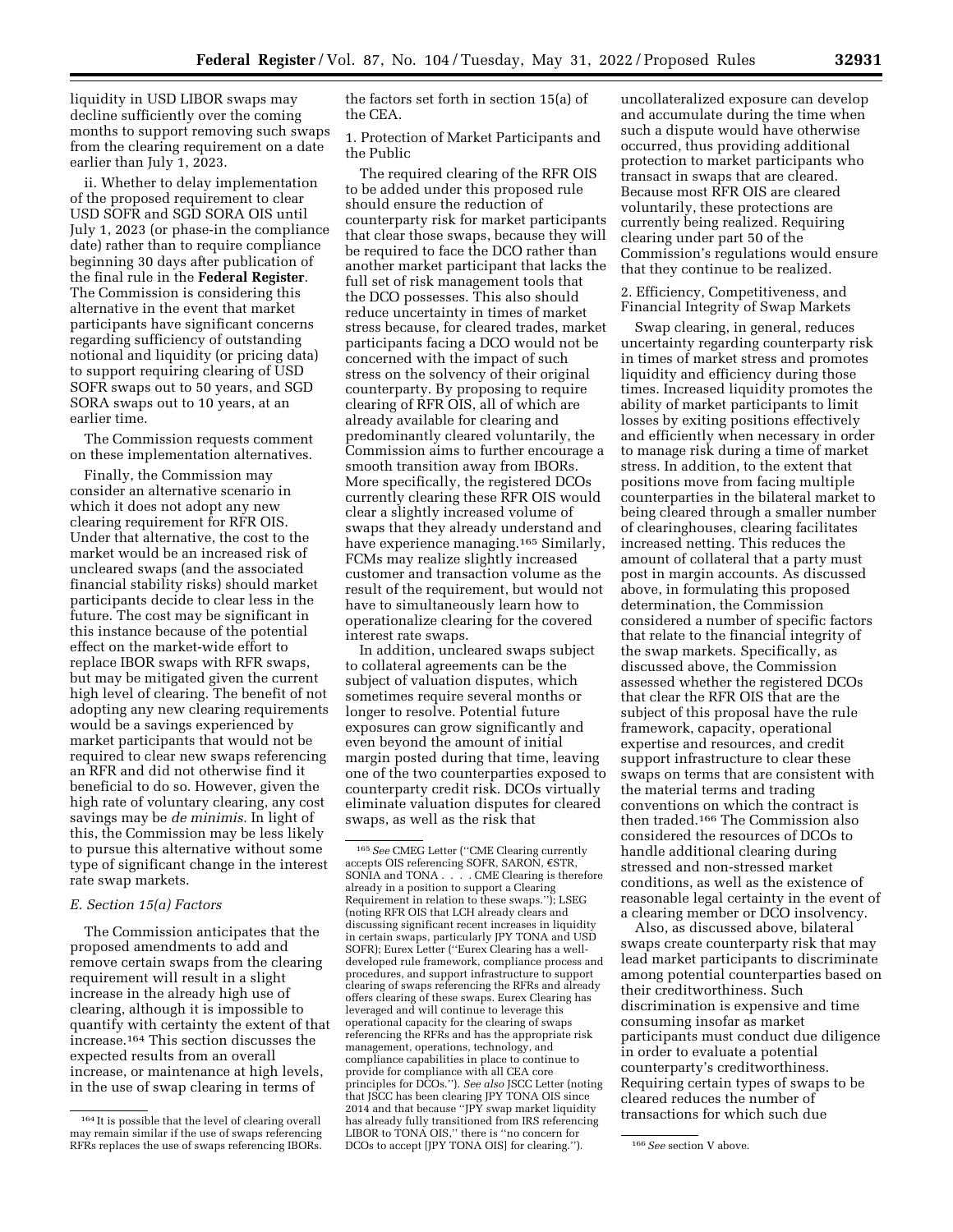liquidity in USD LIBOR swaps may decline sufficiently over the coming months to support removing such swaps from the clearing requirement on a date earlier than July 1, 2023.

ii. Whether to delay implementation of the proposed requirement to clear USD SOFR and SGD SORA OIS until July 1, 2023 (or phase-in the compliance date) rather than to require compliance beginning 30 days after publication of the final rule in the **Federal Register**. The Commission is considering this alternative in the event that market participants have significant concerns regarding sufficiency of outstanding notional and liquidity (or pricing data) to support requiring clearing of USD SOFR swaps out to 50 years, and SGD SORA swaps out to 10 years, at an earlier time.

The Commission requests comment on these implementation alternatives.

Finally, the Commission may consider an alternative scenario in which it does not adopt any new clearing requirement for RFR OIS. Under that alternative, the cost to the market would be an increased risk of uncleared swaps (and the associated financial stability risks) should market participants decide to clear less in the future. The cost may be significant in this instance because of the potential effect on the market-wide effort to replace IBOR swaps with RFR swaps, but may be mitigated given the current high level of clearing. The benefit of not adopting any new clearing requirements would be a savings experienced by market participants that would not be required to clear new swaps referencing an RFR and did not otherwise find it beneficial to do so. However, given the high rate of voluntary clearing, any cost savings may be *de minimis.* In light of this, the Commission may be less likely to pursue this alternative without some type of significant change in the interest rate swap markets.

### E. Section 15(a) Factors

The Commission anticipates that the proposed amendments to add and remove certain swaps from the clearing requirement will result in a slight increase in the already high use of clearing, although it is impossible to quantify with certainty the extent of that increase.[164] This section discusses the expected results from an overall increase, or maintenance at high levels, in the use of swap clearing in terms of the factors set forth in section 15(a) of the CEA.

#### 1. Protection of Market Participants and the Public

The required clearing of the RFR OIS to be added under this proposed rule should ensure the reduction of counterparty risk for market participants that clear those swaps, because they will be required to face the DCO rather than another market participant that lacks the full set of risk management tools that the DCO possesses. This also should reduce uncertainty in times of market stress because, for cleared trades, market participants facing a DCO would not be concerned with the impact of such stress on the solvency of their original counterparty. By proposing to require clearing of RFR OIS, all of which are already available for clearing and predominantly cleared voluntarily, the Commission aims to further encourage a smooth transition away from IBORs. More specifically, the registered DCOs currently clearing these RFR OIS would clear a slightly increased volume of swaps that they already understand and have experience managing.[165] Similarly, FCMs may realize slightly increased customer and transaction volume as the result of the requirement, but would not have to simultaneously learn how to operationalize clearing for the covered interest rate swaps.

In addition, uncleared swaps subject to collateral agreements can be the subject of valuation disputes, which sometimes require several months or longer to resolve. Potential future exposures can grow significantly and even beyond the amount of initial margin posted during that time, leaving one of the two counterparties exposed to counterparty credit risk. DCOs virtually eliminate valuation disputes for cleared swaps, as well as the risk that uncollateralized exposure can develop and accumulate during the time when such a dispute would have otherwise occurred, thus providing additional protection to market participants who transact in swaps that are cleared. Because most RFR OIS are cleared voluntarily, these protections are currently being realized. Requiring clearing under part 50 of the Commission's regulations would ensure that they continue to be realized.

#### 2. Efficiency, Competitiveness, and Financial Integrity of Swap Markets

Swap clearing, in general, reduces uncertainty regarding counterparty risk in times of market stress and promotes liquidity and efficiency during those times. Increased liquidity promotes the ability of market participants to limit losses by exiting positions effectively and efficiently when necessary in order to manage risk during a time of market stress. In addition, to the extent that positions move from facing multiple counterparties in the bilateral market to being cleared through a smaller number of clearinghouses, clearing facilitates increased netting. This reduces the amount of collateral that a party must post in margin accounts. As discussed above, in formulating this proposed determination, the Commission considered a number of specific factors that relate to the financial integrity of the swap markets. Specifically, as discussed above, the Commission assessed whether the registered DCOs that clear the RFR OIS that are the subject of this proposal have the rule framework, capacity, operational expertise and resources, and credit support infrastructure to clear these swaps on terms that are consistent with the material terms and trading conventions on which the contract is then traded.[166] The Commission also considered the resources of DCOs to handle additional clearing during stressed and non-stressed market conditions, as well as the existence of reasonable legal certainty in the event of a clearing member or DCO insolvency.

Also, as discussed above, bilateral swaps create counterparty risk that may lead market participants to discriminate among potential counterparties based on their creditworthiness. Such discrimination is expensive and time consuming insofar as market participants must conduct due diligence in order to evaluate a potential counterparty's creditworthiness. Requiring certain types of swaps to be cleared reduces the number of transactions for which such due

---

[164] It is possible that the level of clearing overall may remain similar if the use of swaps referencing RFRs replaces the use of swaps referencing IBORs.

[165] *See* CMEG Letter (''CME Clearing currently accepts OIS referencing SOFR, SARON, €STR, SONIA and TONA . . . . CME Clearing is therefore already in a position to support a Clearing Requirement in relation to these swaps.''); LSEG (noting RFR OIS that LCH already clears and discussing significant recent increases in liquidity in certain swaps, particularly JPY TONA and USD SOFR); Eurex Letter (''Eurex Clearing has a well-developed rule framework, compliance process and procedures, and support infrastructure to support clearing of swaps referencing the RFRs and already offers clearing of these swaps. Eurex Clearing has leveraged and will continue to leverage this operational capacity for the clearing of swaps referencing the RFRs and has the appropriate risk management, operations, technology, and compliance capabilities in place to continue to provide for compliance with all CEA core principles for DCOs.''). *See also* JSCC Letter (noting that JSCC has been clearing JPY TONA OIS since 2014 and that because ''JPY swap market liquidity has already fully transitioned from IRS referencing LIBOR to TONA OIS,'' there is ''no concern for DCOs to accept [JPY TONA OIS] for clearing.'').

[166] *See* section V above.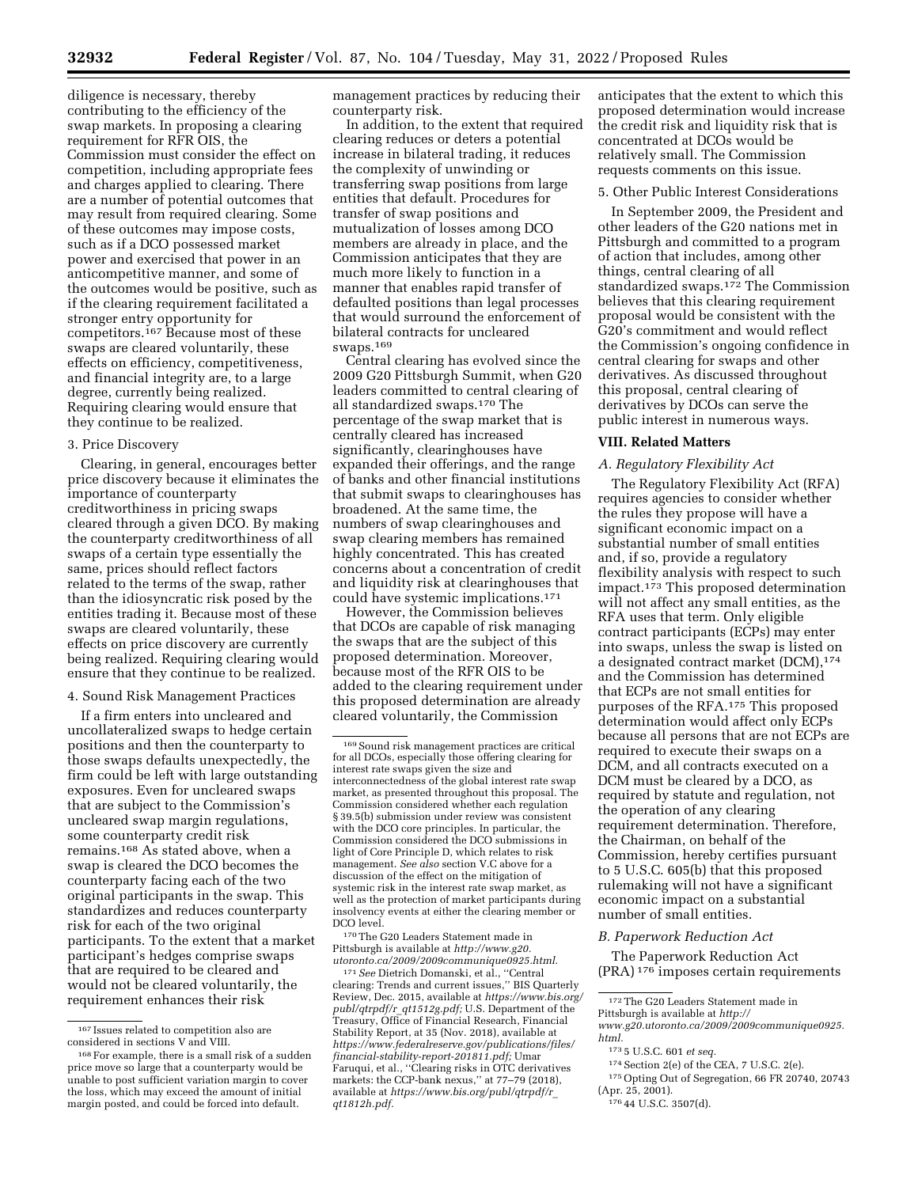diligence is necessary, thereby contributing to the efficiency of the swap markets. In proposing a clearing requirement for RFR OIS, the Commission must consider the effect on competition, including appropriate fees and charges applied to clearing. There are a number of potential outcomes that may result from required clearing. Some of these outcomes may impose costs, such as if a DCO possessed market power and exercised that power in an anticompetitive manner, and some of the outcomes would be positive, such as if the clearing requirement facilitated a stronger entry opportunity for competitors.[167] Because most of these swaps are cleared voluntarily, these effects on efficiency, competitiveness, and financial integrity are, to a large degree, currently being realized. Requiring clearing would ensure that they continue to be realized.

### 3. Price Discovery

Clearing, in general, encourages better price discovery because it eliminates the importance of counterparty creditworthiness in pricing swaps cleared through a given DCO. By making the counterparty creditworthiness of all swaps of a certain type essentially the same, prices should reflect factors related to the terms of the swap, rather than the idiosyncratic risk posed by the entities trading it. Because most of these swaps are cleared voluntarily, these effects on price discovery are currently being realized. Requiring clearing would ensure that they continue to be realized.

### 4. Sound Risk Management Practices

If a firm enters into uncleared and uncollateralized swaps to hedge certain positions and then the counterparty to those swaps defaults unexpectedly, the firm could be left with large outstanding exposures. Even for uncleared swaps that are subject to the Commission's uncleared swap margin regulations, some counterparty credit risk remains.[168] As stated above, when a swap is cleared the DCO becomes the counterparty facing each of the two original participants in the swap. This standardizes and reduces counterparty risk for each of the two original participants. To the extent that a market participant's hedges comprise swaps that are required to be cleared and would not be cleared voluntarily, the requirement enhances their risk management practices by reducing their counterparty risk.

In addition, to the extent that required clearing reduces or deters a potential increase in bilateral trading, it reduces the complexity of unwinding or transferring swap positions from large entities that default. Procedures for transfer of swap positions and mutualization of losses among DCO members are already in place, and the Commission anticipates that they are much more likely to function in a manner that enables rapid transfer of defaulted positions than legal processes that would surround the enforcement of bilateral contracts for uncleared swaps.[169]

Central clearing has evolved since the 2009 G20 Pittsburgh Summit, when G20 leaders committed to central clearing of all standardized swaps.[170] The percentage of the swap market that is centrally cleared has increased significantly, clearinghouses have expanded their offerings, and the range of banks and other financial institutions that submit swaps to clearinghouses has broadened. At the same time, the numbers of swap clearinghouses and swap clearing members has remained highly concentrated. This has created concerns about a concentration of credit and liquidity risk at clearinghouses that could have systemic implications.[171]

However, the Commission believes that DCOs are capable of risk managing the swaps that are the subject of this proposed determination. Moreover, because most of the RFR OIS to be added to the clearing requirement under this proposed determination are already cleared voluntarily, the Commission anticipates that the extent to which this proposed determination would increase the credit risk and liquidity risk that is concentrated at DCOs would be relatively small. The Commission requests comments on this issue.

### 5. Other Public Interest Considerations

In September 2009, the President and other leaders of the G20 nations met in Pittsburgh and committed to a program of action that includes, among other things, central clearing of all standardized swaps.[172] The Commission believes that this clearing requirement proposal would be consistent with the G20's commitment and would reflect the Commission's ongoing confidence in central clearing for swaps and other derivatives. As discussed throughout this proposal, central clearing of derivatives by DCOs can serve the public interest in numerous ways.

## VIII. Related Matters

### *A. Regulatory Flexibility Act*

The Regulatory Flexibility Act (RFA) requires agencies to consider whether the rules they propose will have a significant economic impact on a substantial number of small entities and, if so, provide a regulatory flexibility analysis with respect to such impact.[173] This proposed determination will not affect any small entities, as the RFA uses that term. Only eligible contract participants (ECPs) may enter into swaps, unless the swap is listed on a designated contract market (DCM),[174] and the Commission has determined that ECPs are not small entities for purposes of the RFA.[175] This proposed determination would affect only ECPs because all persons that are not ECPs are required to execute their swaps on a DCM, and all contracts executed on a DCM must be cleared by a DCO, as required by statute and regulation, not the operation of any clearing requirement determination. Therefore, the Chairman, on behalf of the Commission, hereby certifies pursuant to 5 U.S.C. 605(b) that this proposed rulemaking will not have a significant economic impact on a substantial number of small entities.

### *B. Paperwork Reduction Act*

The Paperwork Reduction Act (PRA)[176] imposes certain requirements

---

[167] Issues related to competition also are considered in sections V and VIII.

[168] For example, there is a small risk of a sudden price move so large that a counterparty would be unable to post sufficient variation margin to cover the loss, which may exceed the amount of initial margin posted, and could be forced into default.

[169] Sound risk management practices are critical for all DCOs, especially those offering clearing for interest rate swaps given the size and interconnectedness of the global interest rate swap market, as presented throughout this proposal. The Commission considered whether each regulation § 39.5(b) submission under review was consistent with the DCO core principles. In particular, the Commission considered the DCO submissions in light of Core Principle D, which relates to risk management. *See also* section V.C above for a discussion of the effect on the mitigation of systemic risk in the interest rate swap market, as well as the protection of market participants during insolvency events at either the clearing member or DCO level.

[170] The G20 Leaders Statement made in Pittsburgh is available at *http://www.g20.utoronto.ca/2009/2009communique0925.html.*

[171] *See* Dietrich Domanski, et al., "Central clearing: Trends and current issues," BIS Quarterly Review, Dec. 2015, available at *https://www.bis.org/publ/qtrpdf/r_qt1512g.pdf;* U.S. Department of the Treasury, Office of Financial Research, Financial Stability Report, at 35 (Nov. 2018), available at *https://www.federalreserve.gov/publications/files/financial-stability-report-201811.pdf;* Umar Faruqui, et al., "Clearing risks in OTC derivatives markets: the CCP-bank nexus," at 77–79 (2018), available at *https://www.bis.org/publ/qtrpdf/r_qt1812h.pdf.*

[172] The G20 Leaders Statement made in Pittsburgh is available at *http://www.g20.utoronto.ca/2009/2009communique0925.html.*

[173] 5 U.S.C. 601 *et seq.*

[174] Section 2(e) of the CEA, 7 U.S.C. 2(e).

[175] Opting Out of Segregation, 66 FR 20740, 20743 (Apr. 25, 2001).

[176] 44 U.S.C. 3507(d).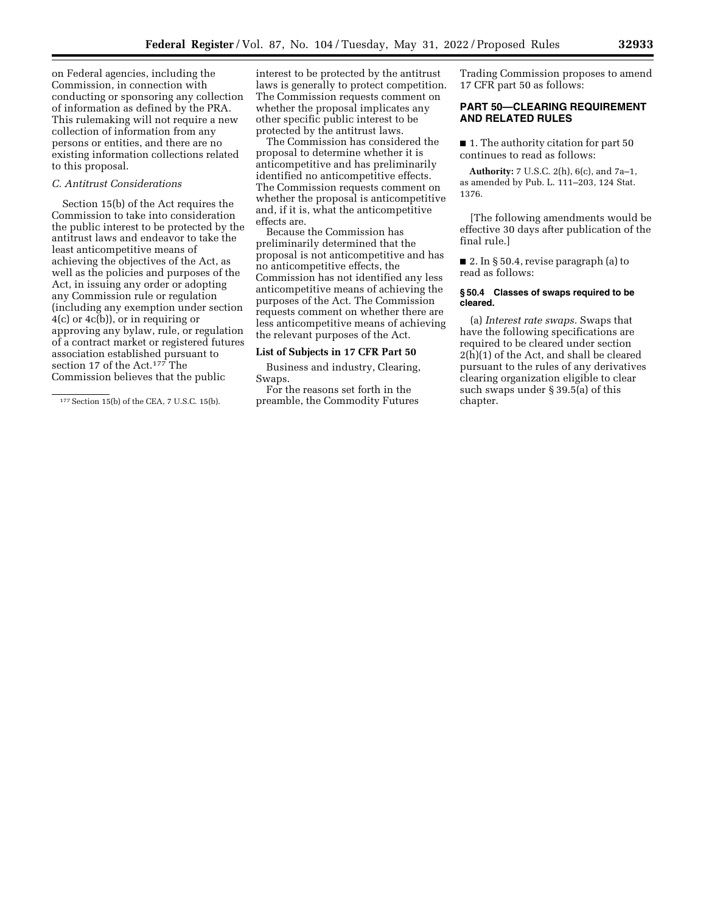on Federal agencies, including the Commission, in connection with conducting or sponsoring any collection of information as defined by the PRA. This rulemaking will not require a new collection of information from any persons or entities, and there are no existing information collections related to this proposal.

*C. Antitrust Considerations*

Section 15(b) of the Act requires the Commission to take into consideration the public interest to be protected by the antitrust laws and endeavor to take the least anticompetitive means of achieving the objectives of the Act, as well as the policies and purposes of the Act, in issuing any order or adopting any Commission rule or regulation (including any exemption under section 4(c) or 4c(b)), or in requiring or approving any bylaw, rule, or regulation of a contract market or registered futures association established pursuant to section 17 of the Act.[177] The Commission believes that the public interest to be protected by the antitrust laws is generally to protect competition. The Commission requests comment on whether the proposal implicates any other specific public interest to be protected by the antitrust laws.

The Commission has considered the proposal to determine whether it is anticompetitive and has preliminarily identified no anticompetitive effects. The Commission requests comment on whether the proposal is anticompetitive and, if it is, what the anticompetitive effects are.

Because the Commission has preliminarily determined that the proposal is not anticompetitive and has no anticompetitive effects, the Commission has not identified any less anticompetitive means of achieving the purposes of the Act. The Commission requests comment on whether there are less anticompetitive means of achieving the relevant purposes of the Act.

**List of Subjects in 17 CFR Part 50**

Business and industry, Clearing, Swaps.

For the reasons set forth in the preamble, the Commodity Futures Trading Commission proposes to amend 17 CFR part 50 as follows:

## PART 50—CLEARING REQUIREMENT AND RELATED RULES

■ 1. The authority citation for part 50 continues to read as follows:

**Authority:** 7 U.S.C. 2(h), 6(c), and 7a–1, as amended by Pub. L. 111–203, 124 Stat. 1376.

[The following amendments would be effective 30 days after publication of the final rule.]

■ 2. In § 50.4, revise paragraph (a) to read as follows:

**§ 50.4 Classes of swaps required to be cleared.**

(a) *Interest rate swaps.* Swaps that have the following specifications are required to be cleared under section 2(h)(1) of the Act, and shall be cleared pursuant to the rules of any derivatives clearing organization eligible to clear such swaps under § 39.5(a) of this chapter.

---

[177] Section 15(b) of the CEA, 7 U.S.C. 15(b).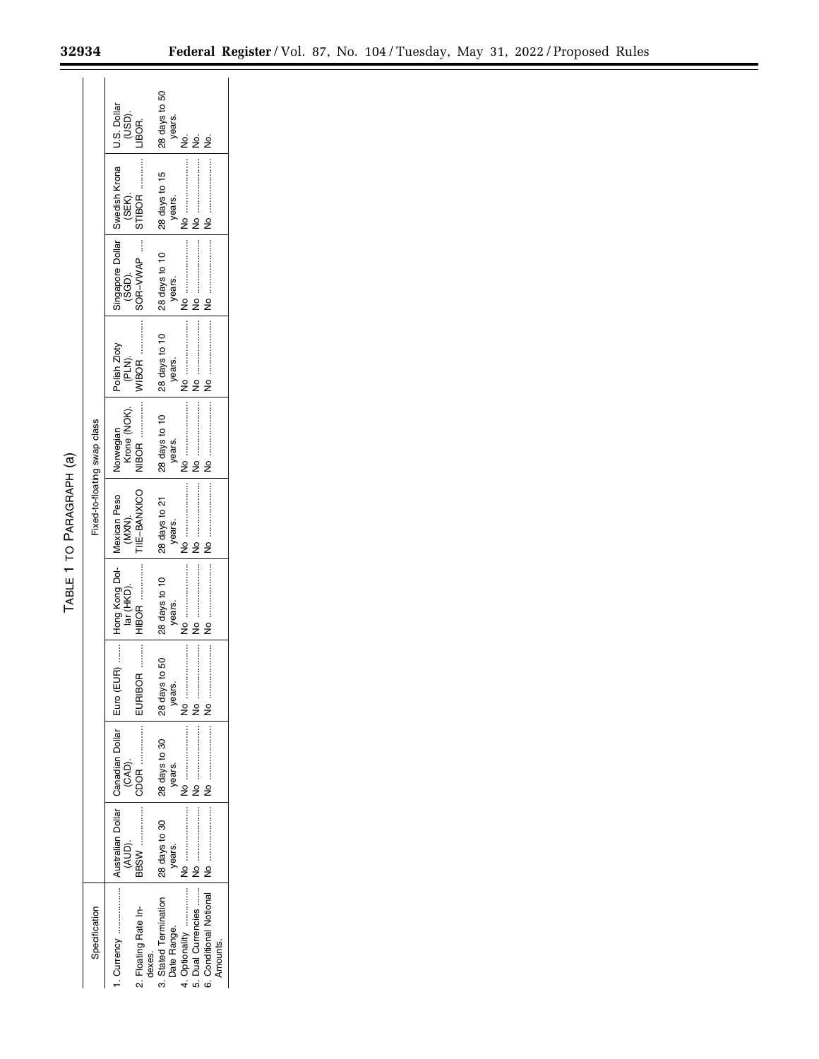TABLE 1 TO PARAGRAPH (a)

| Specification | Fixed-to-floating swap class | | | | | | | | | | |
|---|---|---|---|---|---|---|---|---|---|---|---|
| 1. Currency | Australian Dollar (AUD). | Canadian Dollar (CAD). | Euro (EUR) | Hong Kong Dollar (HKD). | Mexican Peso (MXN). | Norwegian Krone (NOK). | Polish Zloty (PLN). | Singapore Dollar (SGD). | Swedish Krona (SEK). | U.S. Dollar (USD). |
| 2. Floating Rate Indexes. | BBSW | CDOR | EURIBOR | HIBOR | TIIE–BANXICO | NIBOR | WIBOR | SOR–VWAP | STIBOR | LIBOR. |
| 3. Stated Termination Date Range. | 28 days to 30 years. | 28 days to 30 years. | 28 days to 50 years. | 28 days to 10 years. | 28 days to 21 years. | 28 days to 10 years. | 28 days to 10 years. | 28 days to 10 years. | 28 days to 15 years. | 28 days to 50 years. |
| 4. Optionality | No | No | No | No | No | No | No | No | No | No. |
| 5. Dual Currencies | No | No | No | No | No | No | No | No | No | No. |
| 6. Conditional Notional Amounts. | No | No | No | No | No | No | No | No | No | No. |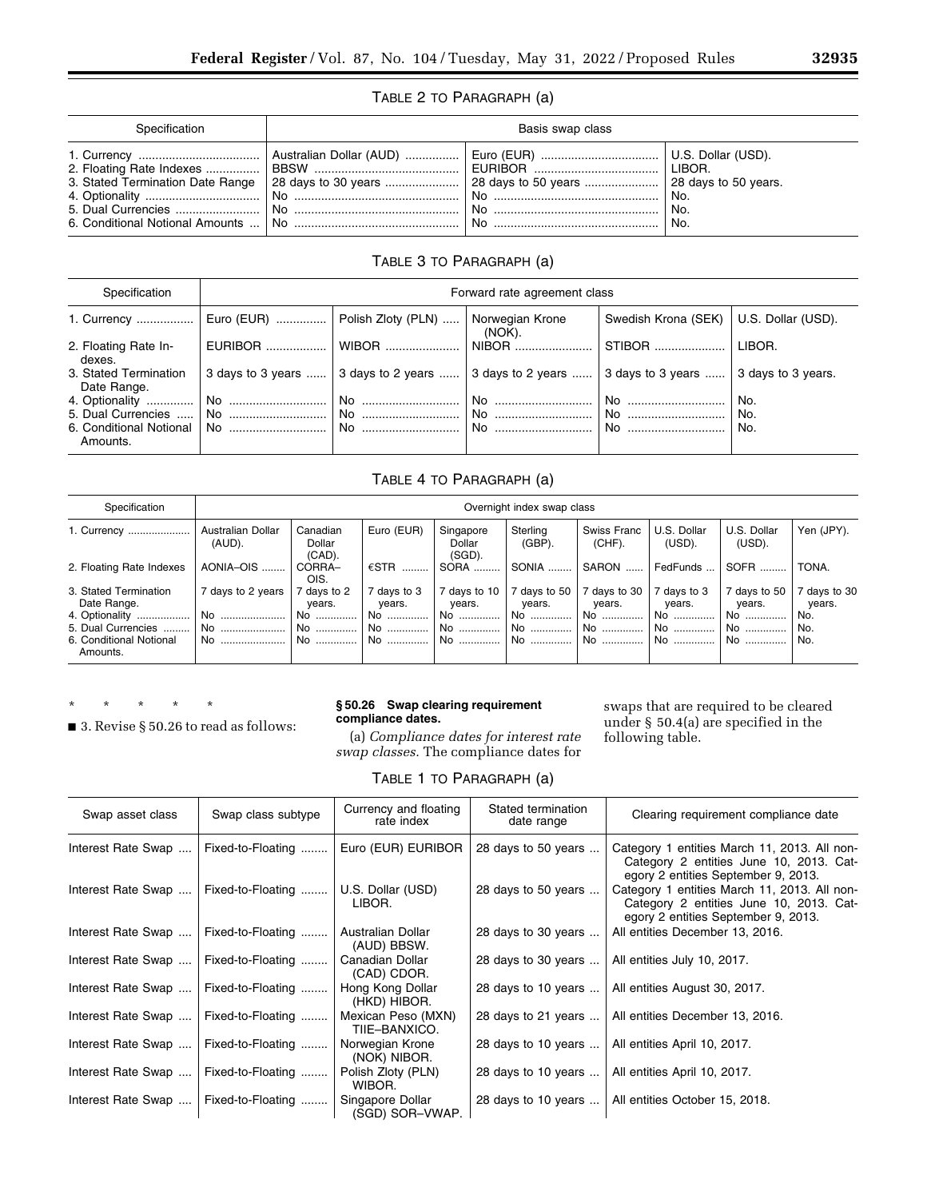TABLE 2 TO PARAGRAPH (a)

| Specification | Basis swap class | | |
|---|---|---|---|
| 1. Currency | Australian Dollar (AUD) | Euro (EUR) | U.S. Dollar (USD). |
| 2. Floating Rate Indexes | BBSW | EURIBOR | LIBOR. |
| 3. Stated Termination Date Range | 28 days to 30 years | 28 days to 50 years | 28 days to 50 years. |
| 4. Optionality | No | No | No. |
| 5. Dual Currencies | No | No | No. |
| 6. Conditional Notional Amounts | No | No | No. |

TABLE 3 TO PARAGRAPH (a)

| Specification | Forward rate agreement class | | | | |
|---|---|---|---|---|---|
| 1. Currency | Euro (EUR) | Polish Zloty (PLN) | Norwegian Krone (NOK). | Swedish Krona (SEK) | U.S. Dollar (USD). |
| 2. Floating Rate Indexes. | EURIBOR | WIBOR | NIBOR | STIBOR | LIBOR. |
| 3. Stated Termination Date Range. | 3 days to 3 years | 3 days to 2 years | 3 days to 2 years | 3 days to 3 years | 3 days to 3 years. |
| 4. Optionality | No | No | No | No | No. |
| 5. Dual Currencies | No | No | No | No | No. |
| 6. Conditional Notional Amounts. | No | No | No | No | No. |

TABLE 4 TO PARAGRAPH (a)

| Specification | Overnight index swap class | | | | | | | | |
|---|---|---|---|---|---|---|---|---|---|
| 1. Currency | Australian Dollar (AUD). | Canadian Dollar (CAD). | Euro (EUR) | Singapore Dollar (SGD). | Sterling (GBP). | Swiss Franc (CHF). | U.S. Dollar (USD). | U.S. Dollar (USD). | Yen (JPY). |
| 2. Floating Rate Indexes | AONIA–OIS | CORRA–OIS. | €STR | SORA | SONIA | SARON | FedFunds | SOFR | TONA. |
| 3. Stated Termination Date Range. | 7 days to 2 years | 7 days to 2 years. | 7 days to 3 years. | 7 days to 10 years. | 7 days to 50 years. | 7 days to 30 years. | 7 days to 3 years. | 7 days to 50 years. | 7 days to 30 years. |
| 4. Optionality | No | No | No | No | No | No | No | No | No. |
| 5. Dual Currencies | No | No | No | No | No | No | No | No | No. |
| 6. Conditional Notional Amounts. | No | No | No | No | No | No | No | No | No. |

\* \* \* \* \*

■ 3. Revise § 50.26 to read as follows:

**§ 50.26 Swap clearing requirement compliance dates.**

(a) *Compliance dates for interest rate swap classes.* The compliance dates for swaps that are required to be cleared under § 50.4(a) are specified in the following table.

TABLE 1 TO PARAGRAPH (a)

| Swap asset class | Swap class subtype | Currency and floating rate index | Stated termination date range | Clearing requirement compliance date |
|---|---|---|---|---|
| Interest Rate Swap | Fixed-to-Floating | Euro (EUR) EURIBOR | 28 days to 50 years | Category 1 entities March 11, 2013. All non-Category 2 entities June 10, 2013. Category 2 entities September 9, 2013. |
| Interest Rate Swap | Fixed-to-Floating | U.S. Dollar (USD) LIBOR. | 28 days to 50 years | Category 1 entities March 11, 2013. All non-Category 2 entities June 10, 2013. Category 2 entities September 9, 2013. |
| Interest Rate Swap | Fixed-to-Floating | Australian Dollar (AUD) BBSW. | 28 days to 30 years | All entities December 13, 2016. |
| Interest Rate Swap | Fixed-to-Floating | Canadian Dollar (CAD) CDOR. | 28 days to 30 years | All entities July 10, 2017. |
| Interest Rate Swap | Fixed-to-Floating | Hong Kong Dollar (HKD) HIBOR. | 28 days to 10 years | All entities August 30, 2017. |
| Interest Rate Swap | Fixed-to-Floating | Mexican Peso (MXN) TIIE–BANXICO. | 28 days to 21 years | All entities December 13, 2016. |
| Interest Rate Swap | Fixed-to-Floating | Norwegian Krone (NOK) NIBOR. | 28 days to 10 years | All entities April 10, 2017. |
| Interest Rate Swap | Fixed-to-Floating | Polish Zloty (PLN) WIBOR. | 28 days to 10 years | All entities April 10, 2017. |
| Interest Rate Swap | Fixed-to-Floating | Singapore Dollar (SGD) SOR–VWAP. | 28 days to 10 years | All entities October 15, 2018. |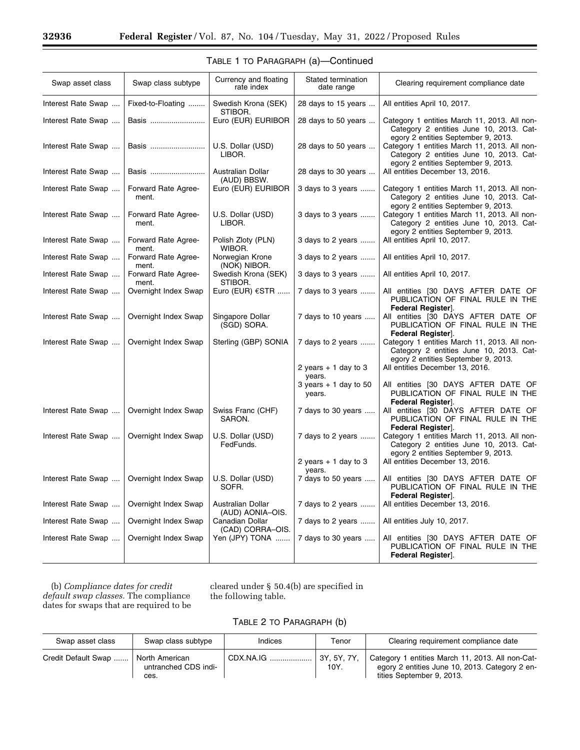TABLE 1 TO PARAGRAPH (a)—Continued

| Swap asset class | Swap class subtype | Currency and floating rate index | Stated termination date range | Clearing requirement compliance date |
| --- | --- | --- | --- | --- |
| Interest Rate Swap | Fixed-to-Floating | Swedish Krona (SEK) STIBOR. | 28 days to 15 years | All entities April 10, 2017. |
| Interest Rate Swap | Basis | Euro (EUR) EURIBOR | 28 days to 50 years | Category 1 entities March 11, 2013. All non-Category 2 entities June 10, 2013. Category 2 entities September 9, 2013. |
| Interest Rate Swap | Basis | U.S. Dollar (USD) LIBOR. | 28 days to 50 years | Category 1 entities March 11, 2013. All non-Category 2 entities June 10, 2013. Category 2 entities September 9, 2013. |
| Interest Rate Swap | Basis | Australian Dollar (AUD) BBSW. | 28 days to 30 years | All entities December 13, 2016. |
| Interest Rate Swap | Forward Rate Agreement. | Euro (EUR) EURIBOR | 3 days to 3 years | Category 1 entities March 11, 2013. All non-Category 2 entities June 10, 2013. Category 2 entities September 9, 2013. |
| Interest Rate Swap | Forward Rate Agreement. | U.S. Dollar (USD) LIBOR. | 3 days to 3 years | Category 1 entities March 11, 2013. All non-Category 2 entities June 10, 2013. Category 2 entities September 9, 2013. |
| Interest Rate Swap | Forward Rate Agreement. | Polish Zloty (PLN) WIBOR. | 3 days to 2 years | All entities April 10, 2017. |
| Interest Rate Swap | Forward Rate Agreement. | Norwegian Krone (NOK) NIBOR. | 3 days to 2 years | All entities April 10, 2017. |
| Interest Rate Swap | Forward Rate Agreement. | Swedish Krona (SEK) STIBOR. | 3 days to 3 years | All entities April 10, 2017. |
| Interest Rate Swap | Overnight Index Swap | Euro (EUR) €STR | 7 days to 3 years | All entities [30 DAYS AFTER DATE OF PUBLICATION OF FINAL RULE IN THE **Federal Register**]. |
| Interest Rate Swap | Overnight Index Swap | Singapore Dollar (SGD) SORA. | 7 days to 10 years | All entities [30 DAYS AFTER DATE OF PUBLICATION OF FINAL RULE IN THE **Federal Register**]. |
| Interest Rate Swap | Overnight Index Swap | Sterling (GBP) SONIA | 7 days to 2 years | Category 1 entities March 11, 2013. All non-Category 2 entities June 10, 2013. Category 2 entities September 9, 2013. |
| | | | 2 years + 1 day to 3 years. | All entities December 13, 2016. |
| | | | 3 years + 1 day to 50 years. | All entities [30 DAYS AFTER DATE OF PUBLICATION OF FINAL RULE IN THE **Federal Register**]. |
| Interest Rate Swap | Overnight Index Swap | Swiss Franc (CHF) SARON. | 7 days to 30 years | All entities [30 DAYS AFTER DATE OF PUBLICATION OF FINAL RULE IN THE **Federal Register**]. |
| Interest Rate Swap | Overnight Index Swap | U.S. Dollar (USD) FedFunds. | 7 days to 2 years | Category 1 entities March 11, 2013. All non-Category 2 entities June 10, 2013. Category 2 entities September 9, 2013. |
| | | | 2 years + 1 day to 3 years. | All entities December 13, 2016. |
| Interest Rate Swap | Overnight Index Swap | U.S. Dollar (USD) SOFR. | 7 days to 50 years | All entities [30 DAYS AFTER DATE OF PUBLICATION OF FINAL RULE IN THE **Federal Register**]. |
| Interest Rate Swap | Overnight Index Swap | Australian Dollar (AUD) AONIA–OIS. | 7 days to 2 years | All entities December 13, 2016. |
| Interest Rate Swap | Overnight Index Swap | Canadian Dollar (CAD) CORRA–OIS. | 7 days to 2 years | All entities July 10, 2017. |
| Interest Rate Swap | Overnight Index Swap | Yen (JPY) TONA | 7 days to 30 years | All entities [30 DAYS AFTER DATE OF PUBLICATION OF FINAL RULE IN THE **Federal Register**]. |

(b) *Compliance dates for credit default swap classes.* The compliance dates for swaps that are required to be cleared under § 50.4(b) are specified in the following table.

TABLE 2 TO PARAGRAPH (b)

| Swap asset class | Swap class subtype | Indices | Tenor | Clearing requirement compliance date |
| --- | --- | --- | --- | --- |
| Credit Default Swap | North American untranched CDS indices. | CDX.NA.IG | 3Y, 5Y, 7Y, 10Y. | Category 1 entities March 11, 2013. All non-Category 2 entities June 10, 2013. Category 2 entities September 9, 2013. |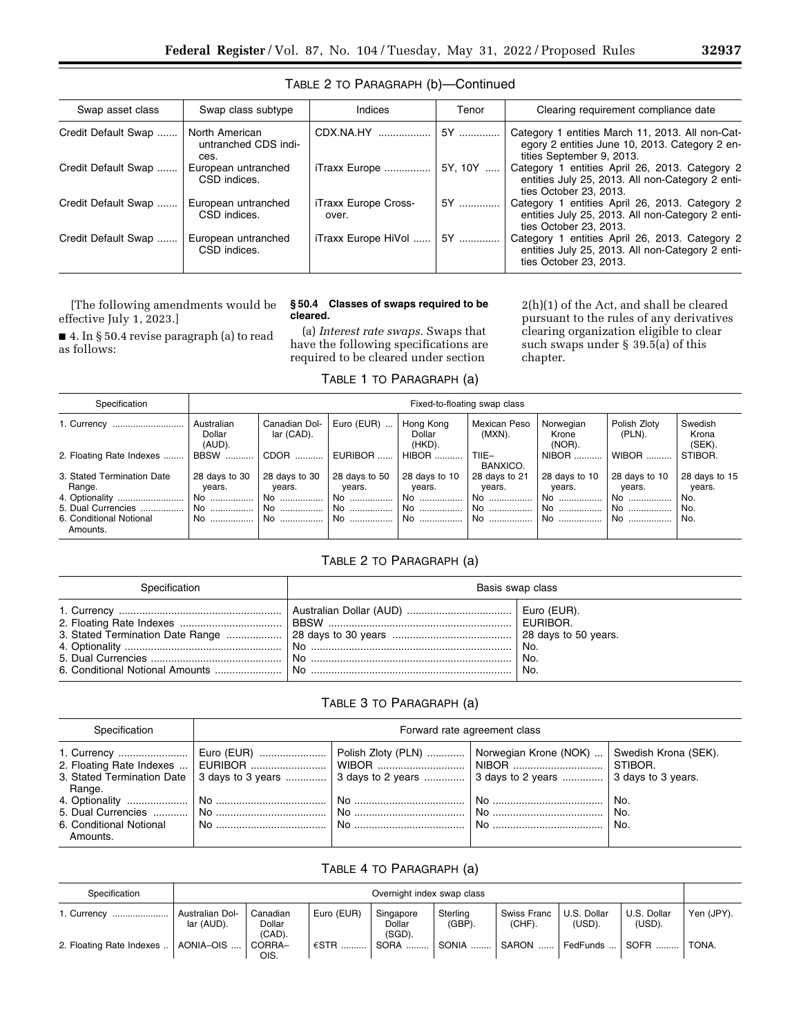TABLE 2 TO PARAGRAPH (b)—Continued

| Swap asset class | Swap class subtype | Indices | Tenor | Clearing requirement compliance date |
|---|---|---|---|---|
| Credit Default Swap | North American untranched CDS indices. | CDX.NA.HY | 5Y | Category 1 entities March 11, 2013. All non-Category 2 entities June 10, 2013. Category 2 entities September 9, 2013. |
| Credit Default Swap | European untranched CSD indices. | iTraxx Europe | 5Y, 10Y | Category 1 entities April 26, 2013. Category 2 entities July 25, 2013. All non-Category 2 entities October 23, 2013. |
| Credit Default Swap | European untranched CSD indices. | iTraxx Europe Crossover. | 5Y | Category 1 entities April 26, 2013. Category 2 entities July 25, 2013. All non-Category 2 entities October 23, 2013. |
| Credit Default Swap | European untranched CSD indices. | iTraxx Europe HiVol | 5Y | Category 1 entities April 26, 2013. Category 2 entities July 25, 2013. All non-Category 2 entities October 23, 2013. |

[The following amendments would be effective July 1, 2023.]

■ 4. In § 50.4 revise paragraph (a) to read as follows:

**§ 50.4 Classes of swaps required to be cleared.**

(a) *Interest rate swaps.* Swaps that have the following specifications are required to be cleared under section 2(h)(1) of the Act, and shall be cleared pursuant to the rules of any derivatives clearing organization eligible to clear such swaps under § 39.5(a) of this chapter.

TABLE 1 TO PARAGRAPH (a)

| Specification | Fixed-to-floating swap class | | | | | | | |
|---|---|---|---|---|---|---|---|---|
| 1. Currency | Australian Dollar (AUD). | Canadian Dollar (CAD). | Euro (EUR) | Hong Kong Dollar (HKD). | Mexican Peso (MXN). | Norwegian Krone (NOR). | Polish Zloty (PLN). | Swedish Krona (SEK). |
| 2. Floating Rate Indexes | BBSW | CDOR | EURIBOR | HIBOR | TIIE–BANXICO. | NIBOR | WIBOR | STIBOR. |
| 3. Stated Termination Date Range. | 28 days to 30 years. | 28 days to 30 years. | 28 days to 50 years. | 28 days to 10 years. | 28 days to 21 years. | 28 days to 10 years. | 28 days to 10 years. | 28 days to 15 years. |
| 4. Optionality | No | No | No | No | No | No | No | No. |
| 5. Dual Currencies | No | No | No | No | No | No | No | No. |
| 6. Conditional Notional Amounts. | No | No | No | No | No | No | No | No. |

TABLE 2 TO PARAGRAPH (a)

| Specification | Basis swap class | |
|---|---|---|
| 1. Currency | Australian Dollar (AUD) | Euro (EUR). |
| 2. Floating Rate Indexes | BBSW | EURIBOR. |
| 3. Stated Termination Date Range | 28 days to 30 years | 28 days to 50 years. |
| 4. Optionality | No | No. |
| 5. Dual Currencies | No | No. |
| 6. Conditional Notional Amounts | No | No. |

TABLE 3 TO PARAGRAPH (a)

| Specification | Forward rate agreement class | | | |
|---|---|---|---|---|
| 1. Currency | Euro (EUR) | Polish Zloty (PLN) | Norwegian Krone (NOK) | Swedish Krona (SEK). |
| 2. Floating Rate Indexes | EURIBOR | WIBOR | NIBOR | STIBOR. |
| 3. Stated Termination Date Range. | 3 days to 3 years | 3 days to 2 years | 3 days to 2 years | 3 days to 3 years. |
| 4. Optionality | No | No | No | No. |
| 5. Dual Currencies | No | No | No | No. |
| 6. Conditional Notional Amounts. | No | No | No | No. |

TABLE 4 TO PARAGRAPH (a)

| Specification | Overnight index swap class | | | | | | | | |
|---|---|---|---|---|---|---|---|---|---|
| 1. Currency | Australian Dollar (AUD). | Canadian Dollar (CAD). | Euro (EUR) | Singapore Dollar (SGD). | Sterling (GBP). | Swiss Franc (CHF). | U.S. Dollar (USD). | U.S. Dollar (USD). | Yen (JPY). |
| 2. Floating Rate Indexes | AONIA–OIS | CORRA–OIS. | €STR | SORA | SONIA | SARON | FedFunds | SOFR | TONA. |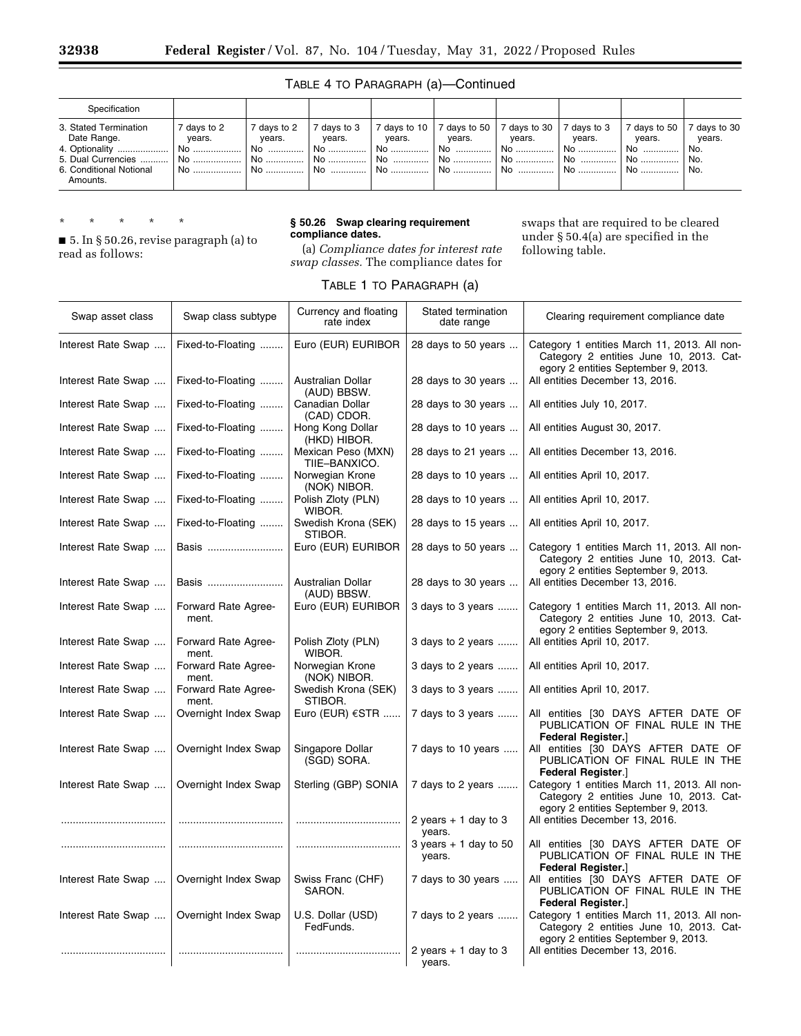TABLE 4 TO PARAGRAPH (a)—Continued

| Specification | | | | | | | | | |
|---|---|---|---|---|---|---|---|---|---|
| 3. Stated Termination Date Range. | 7 days to 2 years. | 7 days to 2 years. | 7 days to 3 years. | 7 days to 10 years. | 7 days to 50 years. | 7 days to 30 years. | 7 days to 3 years. | 7 days to 50 years. | 7 days to 30 years. |
| 4. Optionality | No | No | No | No | No | No | No | No | No. |
| 5. Dual Currencies | No | No | No | No | No | No | No | No | No. |
| 6. Conditional Notional Amounts. | No | No | No | No | No | No | No | No | No. |

\* \* \* \* \*

■ 5. In § 50.26, revise paragraph (a) to read as follows:

**§ 50.26 Swap clearing requirement compliance dates.**

(a) *Compliance dates for interest rate swap classes.* The compliance dates for swaps that are required to be cleared under § 50.4(a) are specified in the following table.

TABLE 1 TO PARAGRAPH (a)

| Swap asset class | Swap class subtype | Currency and floating rate index | Stated termination date range | Clearing requirement compliance date |
|---|---|---|---|---|
| Interest Rate Swap | Fixed-to-Floating | Euro (EUR) EURIBOR | 28 days to 50 years | Category 1 entities March 11, 2013. All non-Category 2 entities June 10, 2013. Category 2 entities September 9, 2013. |
| Interest Rate Swap | Fixed-to-Floating | Australian Dollar (AUD) BBSW. | 28 days to 30 years | All entities December 13, 2016. |
| Interest Rate Swap | Fixed-to-Floating | Canadian Dollar (CAD) CDOR. | 28 days to 30 years | All entities July 10, 2017. |
| Interest Rate Swap | Fixed-to-Floating | Hong Kong Dollar (HKD) HIBOR. | 28 days to 10 years | All entities August 30, 2017. |
| Interest Rate Swap | Fixed-to-Floating | Mexican Peso (MXN) TIIE–BANXICO. | 28 days to 21 years | All entities December 13, 2016. |
| Interest Rate Swap | Fixed-to-Floating | Norwegian Krone (NOK) NIBOR. | 28 days to 10 years | All entities April 10, 2017. |
| Interest Rate Swap | Fixed-to-Floating | Polish Zloty (PLN) WIBOR. | 28 days to 10 years | All entities April 10, 2017. |
| Interest Rate Swap | Fixed-to-Floating | Swedish Krona (SEK) STIBOR. | 28 days to 15 years | All entities April 10, 2017. |
| Interest Rate Swap | Basis | Euro (EUR) EURIBOR | 28 days to 50 years | Category 1 entities March 11, 2013. All non-Category 2 entities June 10, 2013. Category 2 entities September 9, 2013. |
| Interest Rate Swap | Basis | Australian Dollar (AUD) BBSW. | 28 days to 30 years | All entities December 13, 2016. |
| Interest Rate Swap | Forward Rate Agreement. | Euro (EUR) EURIBOR | 3 days to 3 years | Category 1 entities March 11, 2013. All non-Category 2 entities June 10, 2013. Category 2 entities September 9, 2013. |
| Interest Rate Swap | Forward Rate Agreement. | Polish Zloty (PLN) WIBOR. | 3 days to 2 years | All entities April 10, 2017. |
| Interest Rate Swap | Forward Rate Agreement. | Norwegian Krone (NOK) NIBOR. | 3 days to 2 years | All entities April 10, 2017. |
| Interest Rate Swap | Forward Rate Agreement. | Swedish Krona (SEK) STIBOR. | 3 days to 3 years | All entities April 10, 2017. |
| Interest Rate Swap | Overnight Index Swap | Euro (EUR) €STR | 7 days to 3 years | All entities [30 DAYS AFTER DATE OF PUBLICATION OF FINAL RULE IN THE **Federal Register**.] |
| Interest Rate Swap | Overnight Index Swap | Singapore Dollar (SGD) SORA. | 7 days to 10 years | All entities [30 DAYS AFTER DATE OF PUBLICATION OF FINAL RULE IN THE **Federal Register**.] |
| Interest Rate Swap | Overnight Index Swap | Sterling (GBP) SONIA | 7 days to 2 years | Category 1 entities March 11, 2013. All non-Category 2 entities June 10, 2013. Category 2 entities September 9, 2013. |
| ........ | ........ | ........ | 2 years + 1 day to 3 years. | All entities December 13, 2016. |
| ........ | ........ | ........ | 3 years + 1 day to 50 years. | All entities [30 DAYS AFTER DATE OF PUBLICATION OF FINAL RULE IN THE **Federal Register**.] |
| Interest Rate Swap | Overnight Index Swap | Swiss Franc (CHF) SARON. | 7 days to 30 years | All entities [30 DAYS AFTER DATE OF PUBLICATION OF FINAL RULE IN THE **Federal Register**.] |
| Interest Rate Swap | Overnight Index Swap | U.S. Dollar (USD) FedFunds. | 7 days to 2 years | Category 1 entities March 11, 2013. All non-Category 2 entities June 10, 2013. Category 2 entities September 9, 2013. |
| ........ | ........ | ........ | 2 years + 1 day to 3 years. | All entities December 13, 2016. |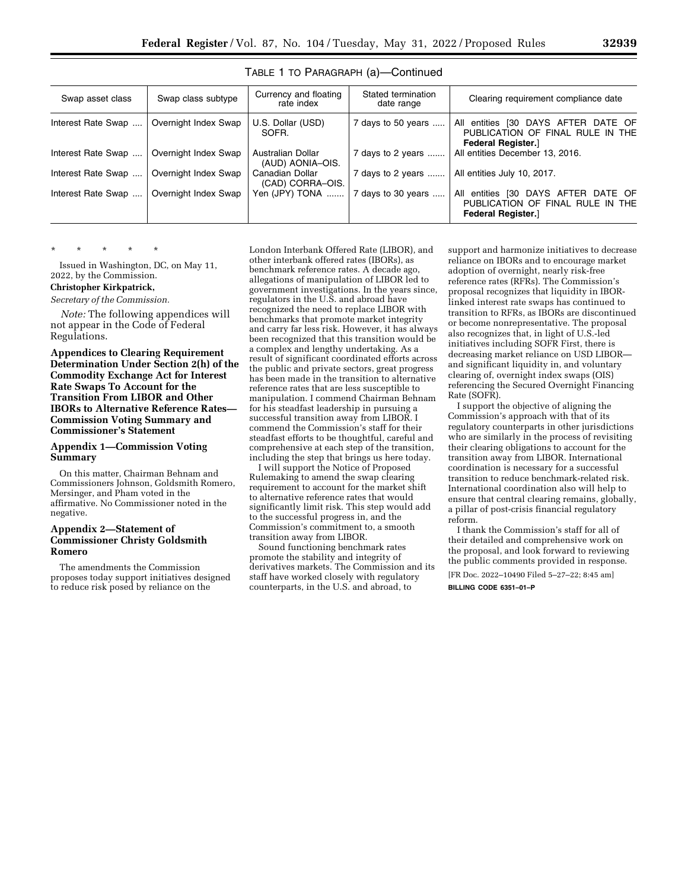TABLE 1 TO PARAGRAPH (a)—Continued

| Swap asset class | Swap class subtype | Currency and floating rate index | Stated termination date range | Clearing requirement compliance date |
|---|---|---|---|---|
| Interest Rate Swap .... | Overnight Index Swap | U.S. Dollar (USD) SOFR. | 7 days to 50 years ..... | All entities [30 DAYS AFTER DATE OF PUBLICATION OF FINAL RULE IN THE **Federal Register**.] |
| Interest Rate Swap .... | Overnight Index Swap | Australian Dollar (AUD) AONIA–OIS. | 7 days to 2 years ....... | All entities December 13, 2016. |
| Interest Rate Swap .... | Overnight Index Swap | Canadian Dollar (CAD) CORRA–OIS. | 7 days to 2 years ....... | All entities July 10, 2017. |
| Interest Rate Swap .... | Overnight Index Swap | Yen (JPY) TONA ....... | 7 days to 30 years ..... | All entities [30 DAYS AFTER DATE OF PUBLICATION OF FINAL RULE IN THE **Federal Register**.] |

\* \* \* \* \*

Issued in Washington, DC, on May 11, 2022, by the Commission.

**Christopher Kirkpatrick,**

*Secretary of the Commission.*

*Note:* The following appendices will not appear in the Code of Federal Regulations.

## Appendices to Clearing Requirement Determination Under Section 2(h) of the Commodity Exchange Act for Interest Rate Swaps To Account for the Transition From LIBOR and Other IBORs to Alternative Reference Rates—Commission Voting Summary and Commissioner's Statement

### Appendix 1—Commission Voting Summary

On this matter, Chairman Behnam and Commissioners Johnson, Goldsmith Romero, Mersinger, and Pham voted in the affirmative. No Commissioner noted in the negative.

### Appendix 2—Statement of Commissioner Christy Goldsmith Romero

The amendments the Commission proposes today support initiatives designed to reduce risk posed by reliance on the London Interbank Offered Rate (LIBOR), and other interbank offered rates (IBORs), as benchmark reference rates. A decade ago, allegations of manipulation of LIBOR led to government investigations. In the years since, regulators in the U.S. and abroad have recognized the need to replace LIBOR with benchmarks that promote market integrity and carry far less risk. However, it has always been recognized that this transition would be a complex and lengthy undertaking. As a result of significant coordinated efforts across the public and private sectors, great progress has been made in the transition to alternative reference rates that are less susceptible to manipulation. I commend Chairman Behnam for his steadfast leadership in pursuing a successful transition away from LIBOR. I commend the Commission's staff for their steadfast efforts to be thoughtful, careful and comprehensive at each step of the transition, including the step that brings us here today.

I will support the Notice of Proposed Rulemaking to amend the swap clearing requirement to account for the market shift to alternative reference rates that would significantly limit risk. This step would add to the successful progress in, and the Commission's commitment to, a smooth transition away from LIBOR.

Sound functioning benchmark rates promote the stability and integrity of derivatives markets. The Commission and its staff have worked closely with regulatory counterparts, in the U.S. and abroad, to support and harmonize initiatives to decrease reliance on IBORs and to encourage market adoption of overnight, nearly risk-free reference rates (RFRs). The Commission's proposal recognizes that liquidity in IBOR-linked interest rate swaps has continued to transition to RFRs, as IBORs are discontinued or become nonrepresentative. The proposal also recognizes that, in light of U.S.-led initiatives including SOFR First, there is decreasing market reliance on USD LIBOR—and significant liquidity in, and voluntary clearing of, overnight index swaps (OIS) referencing the Secured Overnight Financing Rate (SOFR).

I support the objective of aligning the Commission's approach with that of its regulatory counterparts in other jurisdictions who are similarly in the process of revisiting their clearing obligations to account for the transition away from LIBOR. International coordination is necessary for a successful transition to reduce benchmark-related risk. International coordination also will help to ensure that central clearing remains, globally, a pillar of post-crisis financial regulatory reform.

I thank the Commission's staff for all of their detailed and comprehensive work on the proposal, and look forward to reviewing the public comments provided in response.

[FR Doc. 2022–10490 Filed 5–27–22; 8:45 am]

**BILLING CODE 6351–01–P**